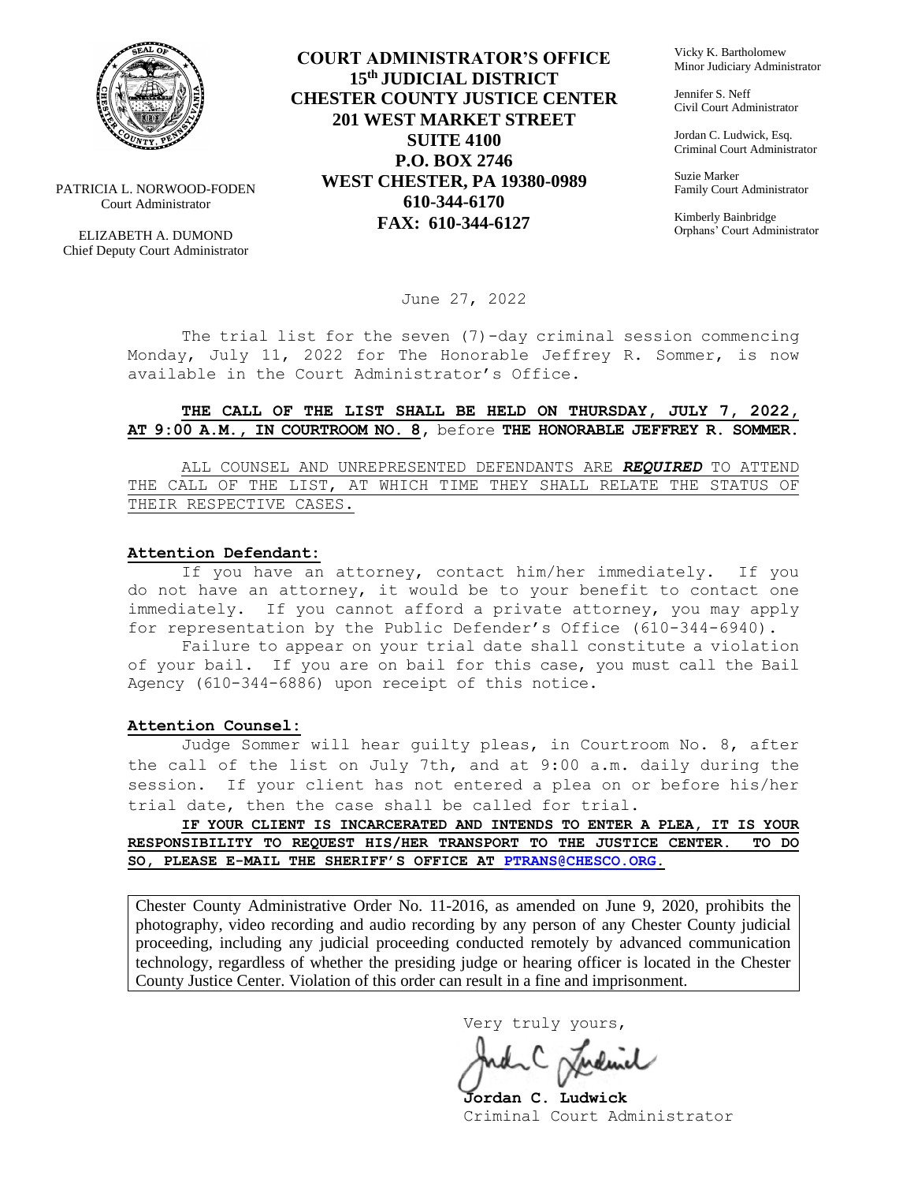**COURT ADMINISTRATOR'S OFFICE**
**15th JUDICIAL DISTRICT**
**CHESTER COUNTY JUSTICE CENTER**
**201 WEST MARKET STREET**
**SUITE 4100**
**P.O. BOX 2746**
**WEST CHESTER, PA 19380-0989**
**610-344-6170**
**FAX: 610-344-6127**

PATRICIA L. NORWOOD-FODEN
Court Administrator

ELIZABETH A. DUMOND
Chief Deputy Court Administrator

Vicky K. Bartholomew
Minor Judiciary Administrator

Jennifer S. Neff
Civil Court Administrator

Jordan C. Ludwick, Esq.
Criminal Court Administrator

Suzie Marker
Family Court Administrator

Kimberly Bainbridge
Orphans' Court Administrator

June 27, 2022

The trial list for the seven (7)-day criminal session commencing Monday, July 11, 2022 for The Honorable Jeffrey R. Sommer, is now available in the Court Administrator's Office.

**THE CALL OF THE LIST SHALL BE HELD ON THURSDAY, JULY 7, 2022, AT 9:00 A.M., IN COURTROOM NO. 8**, before **THE HONORABLE JEFFREY R. SOMMER.**

ALL COUNSEL AND UNREPRESENTED DEFENDANTS ARE ***REQUIRED*** TO ATTEND THE CALL OF THE LIST, AT WHICH TIME THEY SHALL RELATE THE STATUS OF THEIR RESPECTIVE CASES.

**Attention Defendant:**

If you have an attorney, contact him/her immediately. If you do not have an attorney, it would be to your benefit to contact one immediately. If you cannot afford a private attorney, you may apply for representation by the Public Defender's Office (610-344-6940).

Failure to appear on your trial date shall constitute a violation of your bail. If you are on bail for this case, you must call the Bail Agency (610-344-6886) upon receipt of this notice.

**Attention Counsel:**

Judge Sommer will hear guilty pleas, in Courtroom No. 8, after the call of the list on July 7th, and at 9:00 a.m. daily during the session. If your client has not entered a plea on or before his/her trial date, then the case shall be called for trial.

**IF YOUR CLIENT IS INCARCERATED AND INTENDS TO ENTER A PLEA, IT IS YOUR RESPONSIBILITY TO REQUEST HIS/HER TRANSPORT TO THE JUSTICE CENTER. TO DO SO, PLEASE E-MAIL THE SHERIFF'S OFFICE AT PTRANS@CHESCO.ORG.**

Chester County Administrative Order No. 11-2016, as amended on June 9, 2020, prohibits the photography, video recording and audio recording by any person of any Chester County judicial proceeding, including any judicial proceeding conducted remotely by advanced communication technology, regardless of whether the presiding judge or hearing officer is located in the Chester County Justice Center. Violation of this order can result in a fine and imprisonment.

Very truly yours,

**Jordan C. Ludwick**
Criminal Court Administrator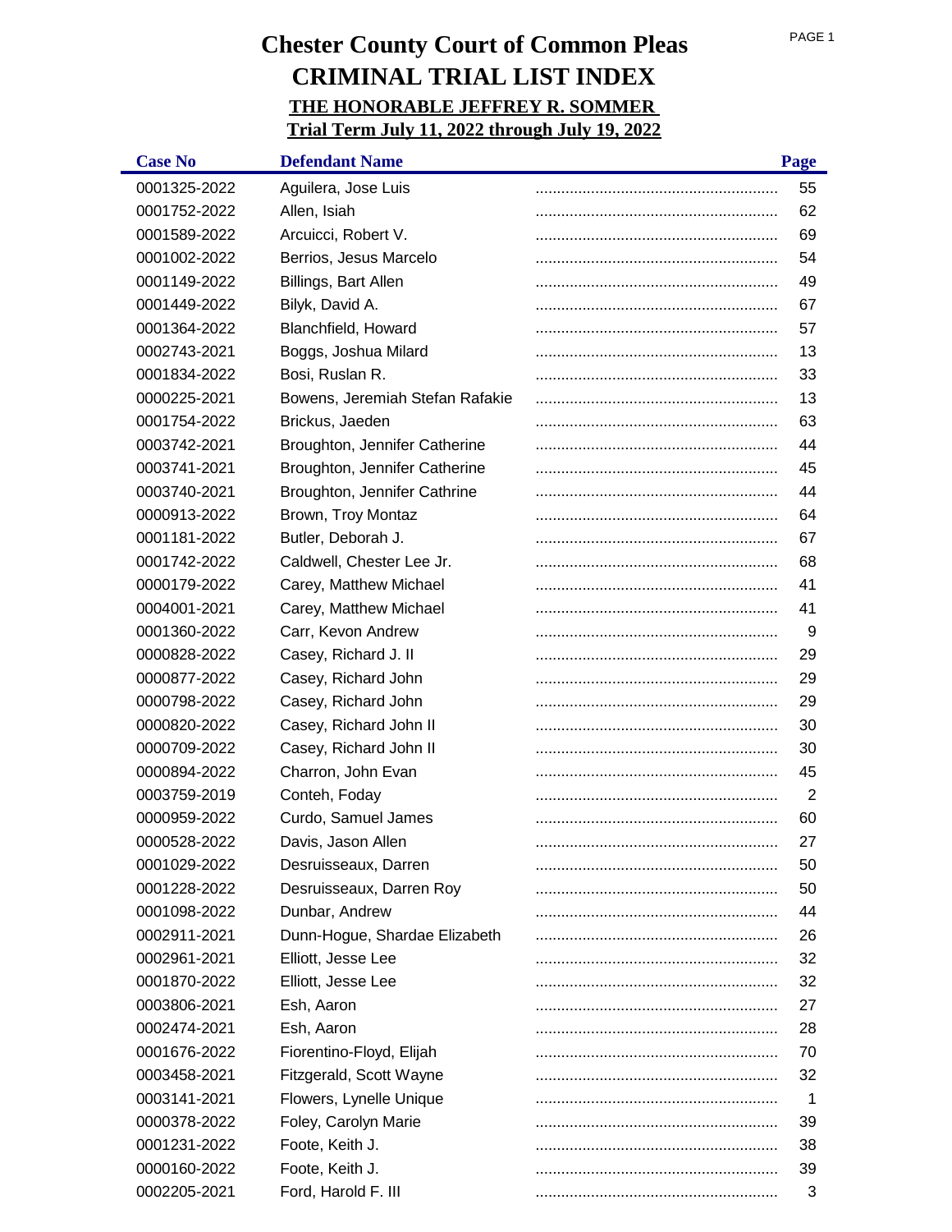# Chester County Court of Common Pleas
# CRIMINAL TRIAL LIST INDEX
## THE HONORABLE JEFFREY R. SOMMER
## Trial Term July 11, 2022 through July 19, 2022

| Case No | Defendant Name | Page |
|---|---|---|
| 0001325-2022 | Aguilera, Jose Luis | 55 |
| 0001752-2022 | Allen, Isiah | 62 |
| 0001589-2022 | Arcuicci, Robert V. | 69 |
| 0001002-2022 | Berrios, Jesus Marcelo | 54 |
| 0001149-2022 | Billings, Bart Allen | 49 |
| 0001449-2022 | Bilyk, David A. | 67 |
| 0001364-2022 | Blanchfield, Howard | 57 |
| 0002743-2021 | Boggs, Joshua Milard | 13 |
| 0001834-2022 | Bosi, Ruslan R. | 33 |
| 0000225-2021 | Bowens, Jeremiah Stefan Rafakie | 13 |
| 0001754-2022 | Brickus, Jaeden | 63 |
| 0003742-2021 | Broughton, Jennifer Catherine | 44 |
| 0003741-2021 | Broughton, Jennifer Catherine | 45 |
| 0003740-2021 | Broughton, Jennifer Cathrine | 44 |
| 0000913-2022 | Brown, Troy Montaz | 64 |
| 0001181-2022 | Butler, Deborah J. | 67 |
| 0001742-2022 | Caldwell, Chester Lee Jr. | 68 |
| 0000179-2022 | Carey, Matthew Michael | 41 |
| 0004001-2021 | Carey, Matthew Michael | 41 |
| 0001360-2022 | Carr, Kevon Andrew | 9 |
| 0000828-2022 | Casey, Richard J. II | 29 |
| 0000877-2022 | Casey, Richard John | 29 |
| 0000798-2022 | Casey, Richard John | 29 |
| 0000820-2022 | Casey, Richard John II | 30 |
| 0000709-2022 | Casey, Richard John II | 30 |
| 0000894-2022 | Charron, John Evan | 45 |
| 0003759-2019 | Conteh, Foday | 2 |
| 0000959-2022 | Curdo, Samuel James | 60 |
| 0000528-2022 | Davis, Jason Allen | 27 |
| 0001029-2022 | Desruisseaux, Darren | 50 |
| 0001228-2022 | Desruisseaux, Darren Roy | 50 |
| 0001098-2022 | Dunbar, Andrew | 44 |
| 0002911-2021 | Dunn-Hogue, Shardae Elizabeth | 26 |
| 0002961-2021 | Elliott, Jesse Lee | 32 |
| 0001870-2022 | Elliott, Jesse Lee | 32 |
| 0003806-2021 | Esh, Aaron | 27 |
| 0002474-2021 | Esh, Aaron | 28 |
| 0001676-2022 | Fiorentino-Floyd, Elijah | 70 |
| 0003458-2021 | Fitzgerald, Scott Wayne | 32 |
| 0003141-2021 | Flowers, Lynelle Unique | 1 |
| 0000378-2022 | Foley, Carolyn Marie | 39 |
| 0001231-2022 | Foote, Keith J. | 38 |
| 0000160-2022 | Foote, Keith J. | 39 |
| 0002205-2021 | Ford, Harold F. III | 3 |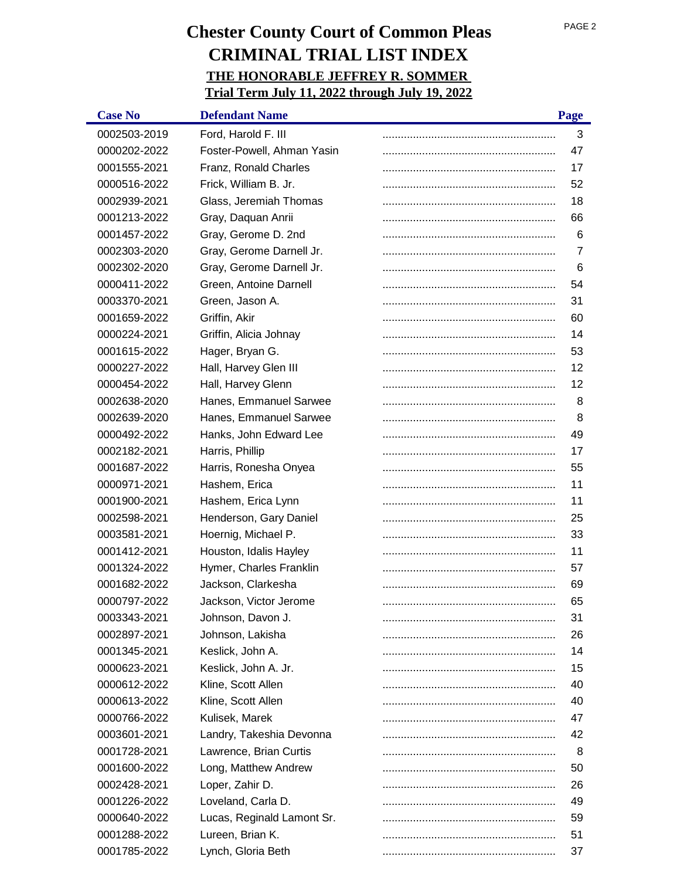# Chester County Court of Common Pleas
# CRIMINAL TRIAL LIST INDEX
## THE HONORABLE JEFFREY R. SOMMER
## Trial Term July 11, 2022 through July 19, 2022

| Case No | Defendant Name | Page |
|---|---|---|
| 0002503-2019 | Ford, Harold F. III | 3 |
| 0000202-2022 | Foster-Powell, Ahman Yasin | 47 |
| 0001555-2021 | Franz, Ronald Charles | 17 |
| 0000516-2022 | Frick, William B. Jr. | 52 |
| 0002939-2021 | Glass, Jeremiah Thomas | 18 |
| 0001213-2022 | Gray, Daquan Anrii | 66 |
| 0001457-2022 | Gray, Gerome D. 2nd | 6 |
| 0002303-2020 | Gray, Gerome Darnell Jr. | 7 |
| 0002302-2020 | Gray, Gerome Darnell Jr. | 6 |
| 0000411-2022 | Green, Antoine Darnell | 54 |
| 0003370-2021 | Green, Jason A. | 31 |
| 0001659-2022 | Griffin, Akir | 60 |
| 0000224-2021 | Griffin, Alicia Johnay | 14 |
| 0001615-2022 | Hager, Bryan G. | 53 |
| 0000227-2022 | Hall, Harvey Glen III | 12 |
| 0000454-2022 | Hall, Harvey Glenn | 12 |
| 0002638-2020 | Hanes, Emmanuel Sarwee | 8 |
| 0002639-2020 | Hanes, Emmanuel Sarwee | 8 |
| 0000492-2022 | Hanks, John Edward Lee | 49 |
| 0002182-2021 | Harris, Phillip | 17 |
| 0001687-2022 | Harris, Ronesha Onyea | 55 |
| 0000971-2021 | Hashem, Erica | 11 |
| 0001900-2021 | Hashem, Erica Lynn | 11 |
| 0002598-2021 | Henderson, Gary Daniel | 25 |
| 0003581-2021 | Hoernig, Michael P. | 33 |
| 0001412-2021 | Houston, Idalis Hayley | 11 |
| 0001324-2022 | Hymer, Charles Franklin | 57 |
| 0001682-2022 | Jackson, Clarkesha | 69 |
| 0000797-2022 | Jackson, Victor Jerome | 65 |
| 0003343-2021 | Johnson, Davon J. | 31 |
| 0002897-2021 | Johnson, Lakisha | 26 |
| 0001345-2021 | Keslick, John A. | 14 |
| 0000623-2021 | Keslick, John A. Jr. | 15 |
| 0000612-2022 | Kline, Scott Allen | 40 |
| 0000613-2022 | Kline, Scott Allen | 40 |
| 0000766-2022 | Kulisek, Marek | 47 |
| 0003601-2021 | Landry, Takeshia Devonna | 42 |
| 0001728-2021 | Lawrence, Brian Curtis | 8 |
| 0001600-2022 | Long, Matthew Andrew | 50 |
| 0002428-2021 | Loper, Zahir D. | 26 |
| 0001226-2022 | Loveland, Carla D. | 49 |
| 0000640-2022 | Lucas, Reginald Lamont Sr. | 59 |
| 0001288-2022 | Lureen, Brian K. | 51 |
| 0001785-2022 | Lynch, Gloria Beth | 37 |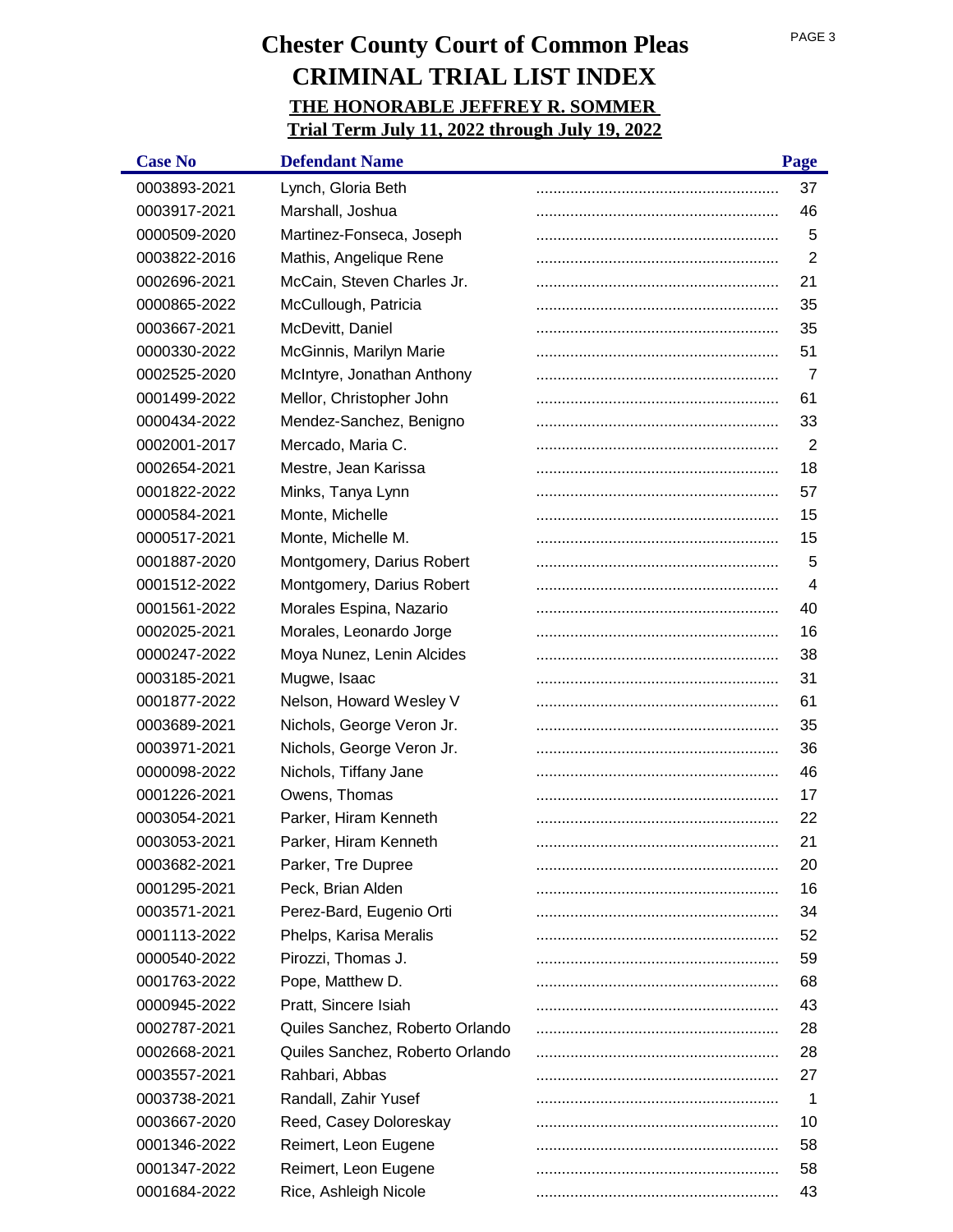# Chester County Court of Common Pleas

# CRIMINAL TRIAL LIST INDEX

## THE HONORABLE JEFFREY R. SOMMER

## Trial Term July 11, 2022 through July 19, 2022

| Case No | Defendant Name | Page |
|---|---|---|
| 0003893-2021 | Lynch, Gloria Beth | 37 |
| 0003917-2021 | Marshall, Joshua | 46 |
| 0000509-2020 | Martinez-Fonseca, Joseph | 5 |
| 0003822-2016 | Mathis, Angelique Rene | 2 |
| 0002696-2021 | McCain, Steven Charles Jr. | 21 |
| 0000865-2022 | McCullough, Patricia | 35 |
| 0003667-2021 | McDevitt, Daniel | 35 |
| 0000330-2022 | McGinnis, Marilyn Marie | 51 |
| 0002525-2020 | McIntyre, Jonathan Anthony | 7 |
| 0001499-2022 | Mellor, Christopher John | 61 |
| 0000434-2022 | Mendez-Sanchez, Benigno | 33 |
| 0002001-2017 | Mercado, Maria C. | 2 |
| 0002654-2021 | Mestre, Jean Karissa | 18 |
| 0001822-2022 | Minks, Tanya Lynn | 57 |
| 0000584-2021 | Monte, Michelle | 15 |
| 0000517-2021 | Monte, Michelle M. | 15 |
| 0001887-2020 | Montgomery, Darius Robert | 5 |
| 0001512-2022 | Montgomery, Darius Robert | 4 |
| 0001561-2022 | Morales Espina, Nazario | 40 |
| 0002025-2021 | Morales, Leonardo Jorge | 16 |
| 0000247-2022 | Moya Nunez, Lenin Alcides | 38 |
| 0003185-2021 | Mugwe, Isaac | 31 |
| 0001877-2022 | Nelson, Howard Wesley V | 61 |
| 0003689-2021 | Nichols, George Veron Jr. | 35 |
| 0003971-2021 | Nichols, George Veron Jr. | 36 |
| 0000098-2022 | Nichols, Tiffany Jane | 46 |
| 0001226-2021 | Owens, Thomas | 17 |
| 0003054-2021 | Parker, Hiram Kenneth | 22 |
| 0003053-2021 | Parker, Hiram Kenneth | 21 |
| 0003682-2021 | Parker, Tre Dupree | 20 |
| 0001295-2021 | Peck, Brian Alden | 16 |
| 0003571-2021 | Perez-Bard, Eugenio Orti | 34 |
| 0001113-2022 | Phelps, Karisa Meralis | 52 |
| 0000540-2022 | Pirozzi, Thomas J. | 59 |
| 0001763-2022 | Pope, Matthew D. | 68 |
| 0000945-2022 | Pratt, Sincere Isiah | 43 |
| 0002787-2021 | Quiles Sanchez, Roberto Orlando | 28 |
| 0002668-2021 | Quiles Sanchez, Roberto Orlando | 28 |
| 0003557-2021 | Rahbari, Abbas | 27 |
| 0003738-2021 | Randall, Zahir Yusef | 1 |
| 0003667-2020 | Reed, Casey Doloreskay | 10 |
| 0001346-2022 | Reimert, Leon Eugene | 58 |
| 0001347-2022 | Reimert, Leon Eugene | 58 |
| 0001684-2022 | Rice, Ashleigh Nicole | 43 |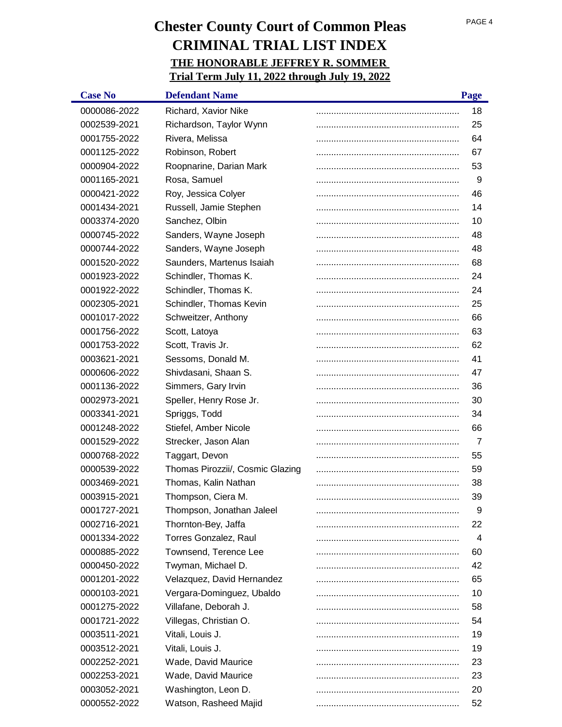# Chester County Court of Common Pleas
# CRIMINAL TRIAL LIST INDEX
## THE HONORABLE JEFFREY R. SOMMER
## Trial Term July 11, 2022 through July 19, 2022

| Case No | Defendant Name | Page |
|---|---|---|
| 0000086-2022 | Richard, Xavior Nike | 18 |
| 0002539-2021 | Richardson, Taylor Wynn | 25 |
| 0001755-2022 | Rivera, Melissa | 64 |
| 0001125-2022 | Robinson, Robert | 67 |
| 0000904-2022 | Roopnarine, Darian Mark | 53 |
| 0001165-2021 | Rosa, Samuel | 9 |
| 0000421-2022 | Roy, Jessica Colyer | 46 |
| 0001434-2021 | Russell, Jamie Stephen | 14 |
| 0003374-2020 | Sanchez, Olbin | 10 |
| 0000745-2022 | Sanders, Wayne Joseph | 48 |
| 0000744-2022 | Sanders, Wayne Joseph | 48 |
| 0001520-2022 | Saunders, Martenus Isaiah | 68 |
| 0001923-2022 | Schindler, Thomas K. | 24 |
| 0001922-2022 | Schindler, Thomas K. | 24 |
| 0002305-2021 | Schindler, Thomas Kevin | 25 |
| 0001017-2022 | Schweitzer, Anthony | 66 |
| 0001756-2022 | Scott, Latoya | 63 |
| 0001753-2022 | Scott, Travis Jr. | 62 |
| 0003621-2021 | Sessoms, Donald M. | 41 |
| 0000606-2022 | Shivdasani, Shaan S. | 47 |
| 0001136-2022 | Simmers, Gary Irvin | 36 |
| 0002973-2021 | Speller, Henry Rose Jr. | 30 |
| 0003341-2021 | Spriggs, Todd | 34 |
| 0001248-2022 | Stiefel, Amber Nicole | 66 |
| 0001529-2022 | Strecker, Jason Alan | 7 |
| 0000768-2022 | Taggart, Devon | 55 |
| 0000539-2022 | Thomas Pirozzii/, Cosmic Glazing | 59 |
| 0003469-2021 | Thomas, Kalin Nathan | 38 |
| 0003915-2021 | Thompson, Ciera M. | 39 |
| 0001727-2021 | Thompson, Jonathan Jaleel | 9 |
| 0002716-2021 | Thornton-Bey, Jaffa | 22 |
| 0001334-2022 | Torres Gonzalez, Raul | 4 |
| 0000885-2022 | Townsend, Terence Lee | 60 |
| 0000450-2022 | Twyman, Michael D. | 42 |
| 0001201-2022 | Velazquez, David Hernandez | 65 |
| 0000103-2021 | Vergara-Dominguez, Ubaldo | 10 |
| 0001275-2022 | Villafane, Deborah J. | 58 |
| 0001721-2022 | Villegas, Christian O. | 54 |
| 0003511-2021 | Vitali, Louis J. | 19 |
| 0003512-2021 | Vitali, Louis J. | 19 |
| 0002252-2021 | Wade, David Maurice | 23 |
| 0002253-2021 | Wade, David Maurice | 23 |
| 0003052-2021 | Washington, Leon D. | 20 |
| 0000552-2022 | Watson, Rasheed Majid | 52 |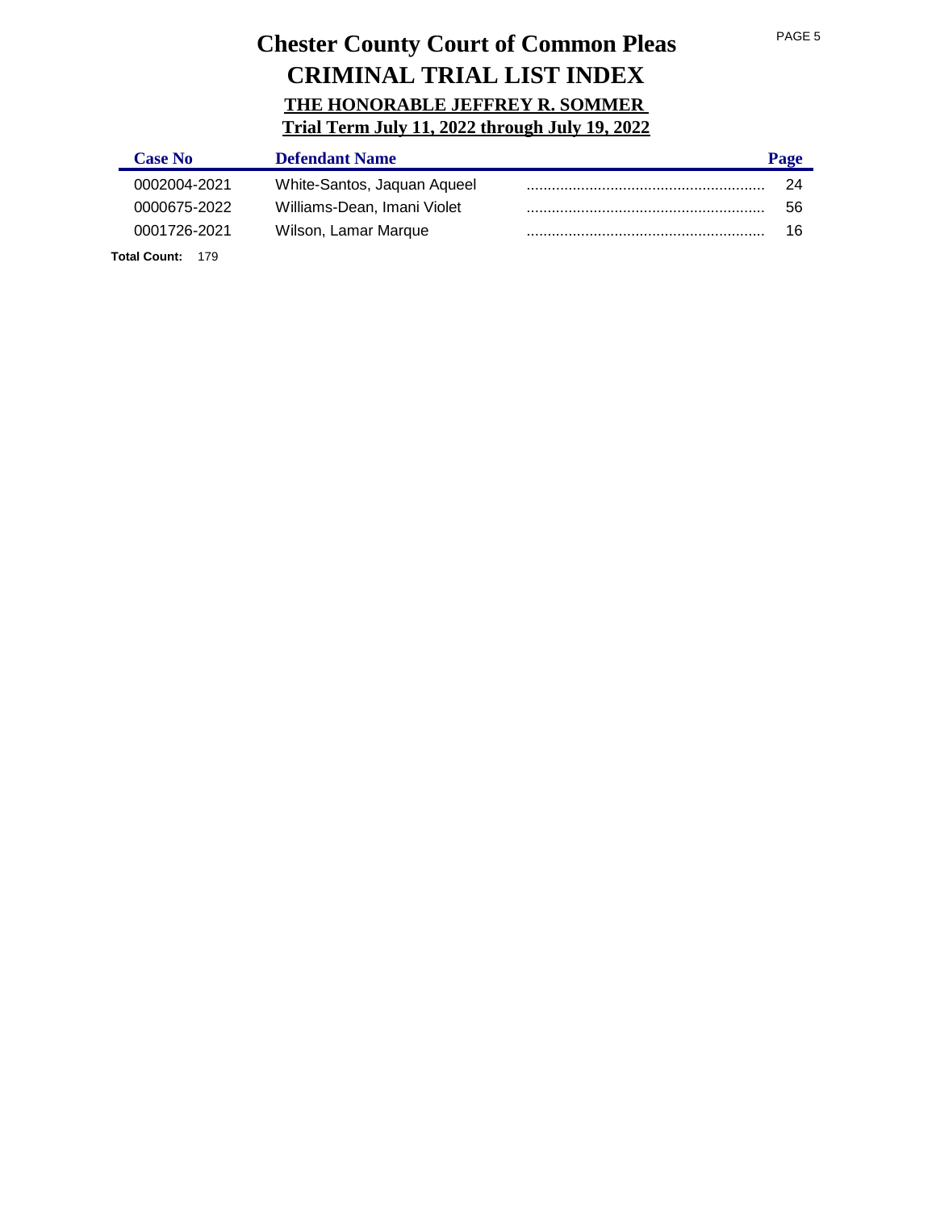# Chester County Court of Common Pleas

# CRIMINAL TRIAL LIST INDEX

## THE HONORABLE JEFFREY R. SOMMER

## Trial Term July 11, 2022 through July 19, 2022

| Case No | Defendant Name | Page |
| --- | --- | --- |
| 0002004-2021 | White-Santos, Jaquan Aqueel | 24 |
| 0000675-2022 | Williams-Dean, Imani Violet | 56 |
| 0001726-2021 | Wilson, Lamar Marque | 16 |

**Total Count:** 179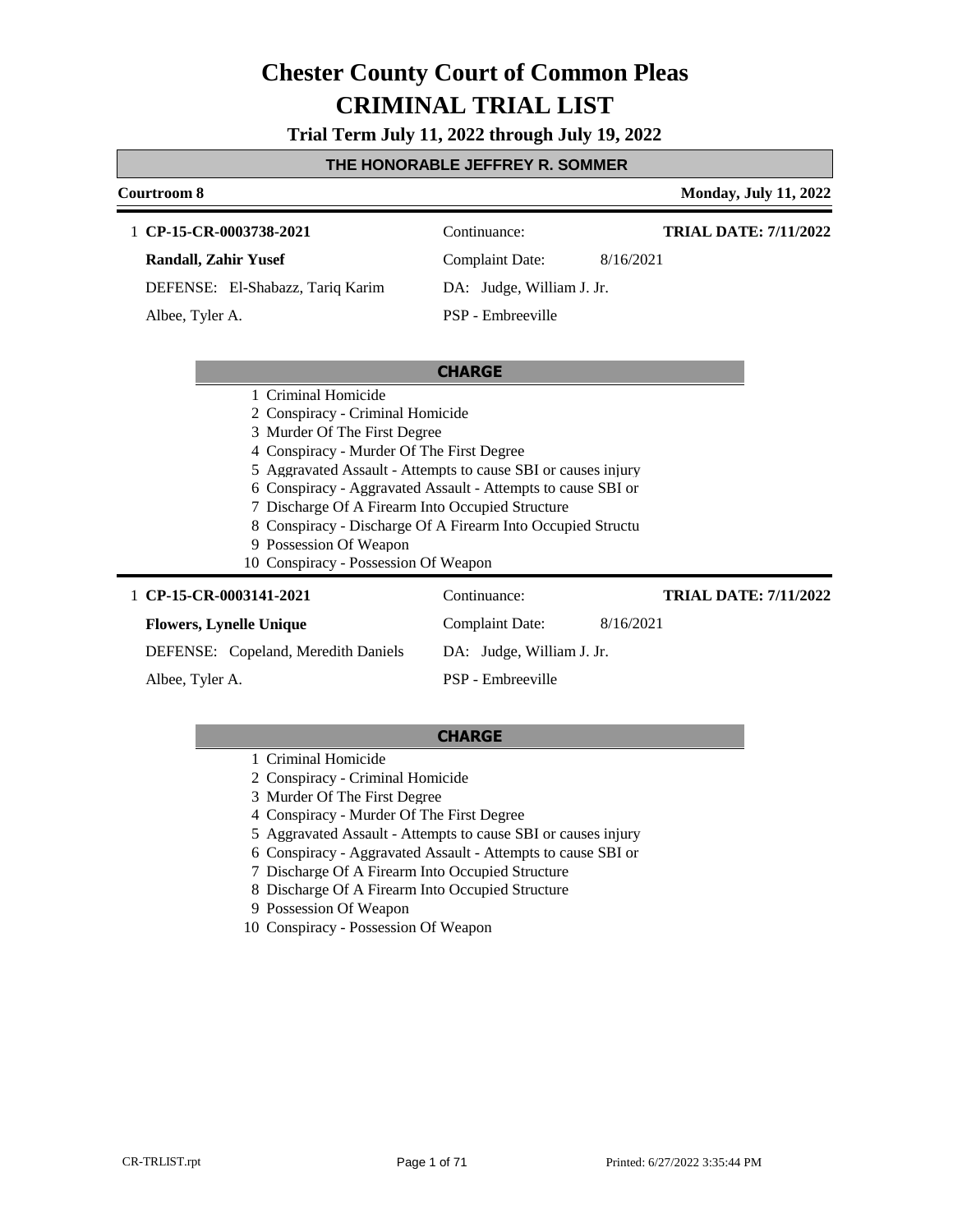# Chester County Court of Common Pleas

# CRIMINAL TRIAL LIST

**Trial Term July 11, 2022 through July 19, 2022**

## THE HONORABLE JEFFREY R. SOMMER

**Courtroom 8** — **Monday, July 11, 2022**

1 **CP-15-CR-0003738-2021** — Continuance: — **TRIAL DATE: 7/11/2022**

**Randall, Zahir Yusef** — Complaint Date: 8/16/2021

DEFENSE: El-Shabazz, Tariq Karim — DA: Judge, William J. Jr.

Albee, Tyler A. — PSP - Embreeville

**CHARGE**

1 Criminal Homicide
2 Conspiracy - Criminal Homicide
3 Murder Of The First Degree
4 Conspiracy - Murder Of The First Degree
5 Aggravated Assault - Attempts to cause SBI or causes injury
6 Conspiracy - Aggravated Assault - Attempts to cause SBI or
7 Discharge Of A Firearm Into Occupied Structure
8 Conspiracy - Discharge Of A Firearm Into Occupied Structu
9 Possession Of Weapon
10 Conspiracy - Possession Of Weapon

1 **CP-15-CR-0003141-2021** — Continuance: — **TRIAL DATE: 7/11/2022**

**Flowers, Lynelle Unique** — Complaint Date: 8/16/2021

DEFENSE: Copeland, Meredith Daniels — DA: Judge, William J. Jr.

Albee, Tyler A. — PSP - Embreeville

**CHARGE**

1 Criminal Homicide
2 Conspiracy - Criminal Homicide
3 Murder Of The First Degree
4 Conspiracy - Murder Of The First Degree
5 Aggravated Assault - Attempts to cause SBI or causes injury
6 Conspiracy - Aggravated Assault - Attempts to cause SBI or
7 Discharge Of A Firearm Into Occupied Structure
8 Discharge Of A Firearm Into Occupied Structure
9 Possession Of Weapon
10 Conspiracy - Possession Of Weapon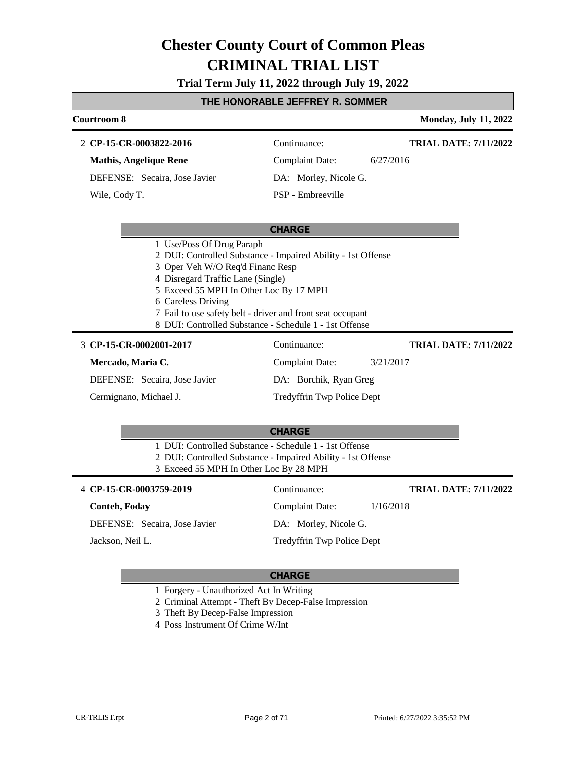# Chester County Court of Common Pleas

# CRIMINAL TRIAL LIST

**Trial Term July 11, 2022 through July 19, 2022**

**THE HONORABLE JEFFREY R. SOMMER**

**Courtroom 8** | **Monday, July 11, 2022**

---

2 **CP-15-CR-0003822-2016** | Continuance: | **TRIAL DATE: 7/11/2022**

**Mathis, Angelique Rene** | Complaint Date: 6/27/2016

DEFENSE: Secaira, Jose Javier | DA: Morley, Nicole G.

Wile, Cody T. | PSP - Embreeville

**CHARGE**

1 Use/Poss Of Drug Paraph
2 DUI: Controlled Substance - Impaired Ability - 1st Offense
3 Oper Veh W/O Req'd Financ Resp
4 Disregard Traffic Lane (Single)
5 Exceed 55 MPH In Other Loc By 17 MPH
6 Careless Driving
7 Fail to use safety belt - driver and front seat occupant
8 DUI: Controlled Substance - Schedule 1 - 1st Offense

---

3 **CP-15-CR-0002001-2017** | Continuance: | **TRIAL DATE: 7/11/2022**

**Mercado, Maria C.** | Complaint Date: 3/21/2017

DEFENSE: Secaira, Jose Javier | DA: Borchik, Ryan Greg

Cermignano, Michael J. | Tredyffrin Twp Police Dept

**CHARGE**

1 DUI: Controlled Substance - Schedule 1 - 1st Offense
2 DUI: Controlled Substance - Impaired Ability - 1st Offense
3 Exceed 55 MPH In Other Loc By 28 MPH

---

4 **CP-15-CR-0003759-2019** | Continuance: | **TRIAL DATE: 7/11/2022**

**Conteh, Foday** | Complaint Date: 1/16/2018

DEFENSE: Secaira, Jose Javier | DA: Morley, Nicole G.

Jackson, Neil L. | Tredyffrin Twp Police Dept

**CHARGE**

1 Forgery - Unauthorized Act In Writing
2 Criminal Attempt - Theft By Decep-False Impression
3 Theft By Decep-False Impression
4 Poss Instrument Of Crime W/Int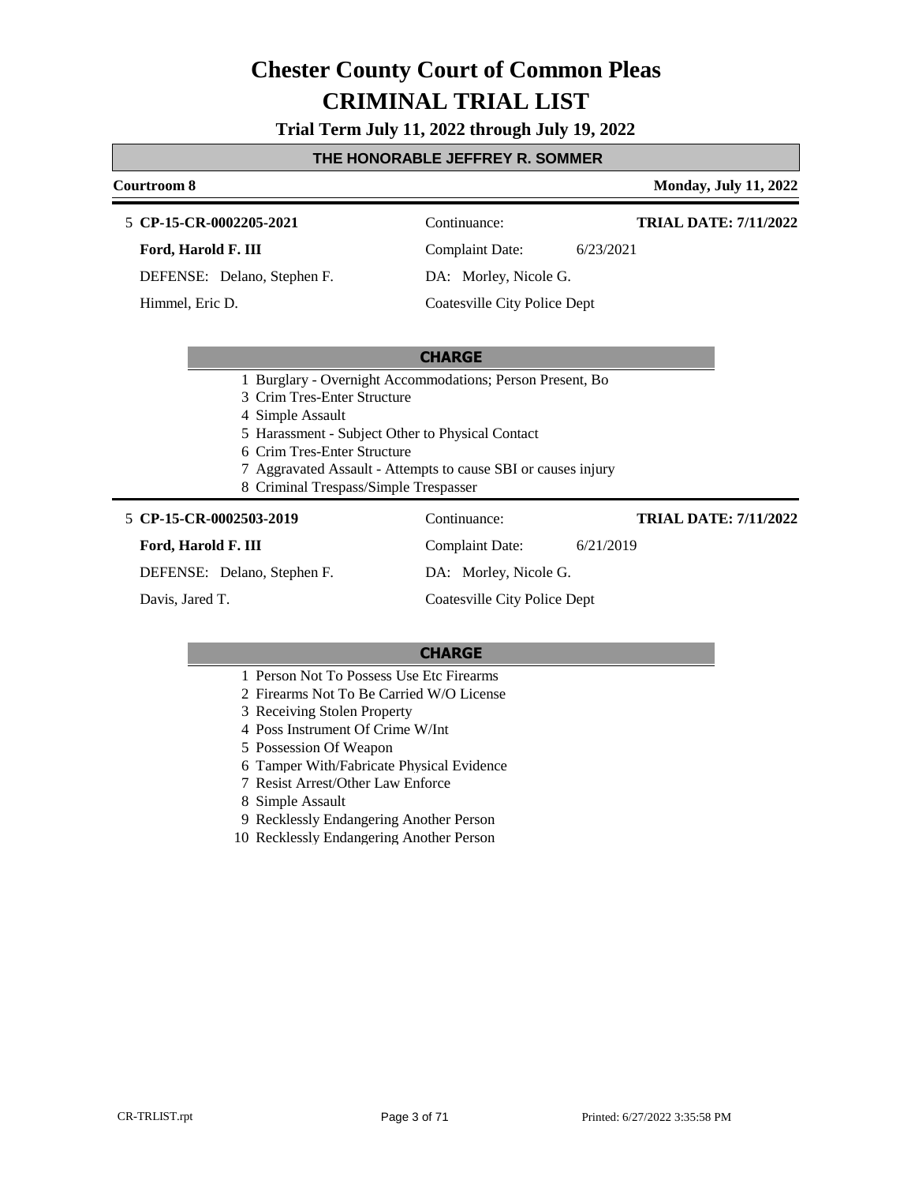# Chester County Court of Common Pleas
# CRIMINAL TRIAL LIST

**Trial Term July 11, 2022 through July 19, 2022**

**THE HONORABLE JEFFREY R. SOMMER**

**Courtroom 8** — **Monday, July 11, 2022**

5 **CP-15-CR-0002205-2021** — Continuance: — **TRIAL DATE: 7/11/2022**

**Ford, Harold F. III** — Complaint Date: 6/23/2021

DEFENSE: Delano, Stephen F. — DA: Morley, Nicole G.

Himmel, Eric D. — Coatesville City Police Dept

**CHARGE**

1 Burglary - Overnight Accommodations; Person Present, Bo
3 Crim Tres-Enter Structure
4 Simple Assault
5 Harassment - Subject Other to Physical Contact
6 Crim Tres-Enter Structure
7 Aggravated Assault - Attempts to cause SBI or causes injury
8 Criminal Trespass/Simple Trespasser

---

5 **CP-15-CR-0002503-2019** — Continuance: — **TRIAL DATE: 7/11/2022**

**Ford, Harold F. III** — Complaint Date: 6/21/2019

DEFENSE: Delano, Stephen F. — DA: Morley, Nicole G.

Davis, Jared T. — Coatesville City Police Dept

**CHARGE**

1 Person Not To Possess Use Etc Firearms
2 Firearms Not To Be Carried W/O License
3 Receiving Stolen Property
4 Poss Instrument Of Crime W/Int
5 Possession Of Weapon
6 Tamper With/Fabricate Physical Evidence
7 Resist Arrest/Other Law Enforce
8 Simple Assault
9 Recklessly Endangering Another Person
10 Recklessly Endangering Another Person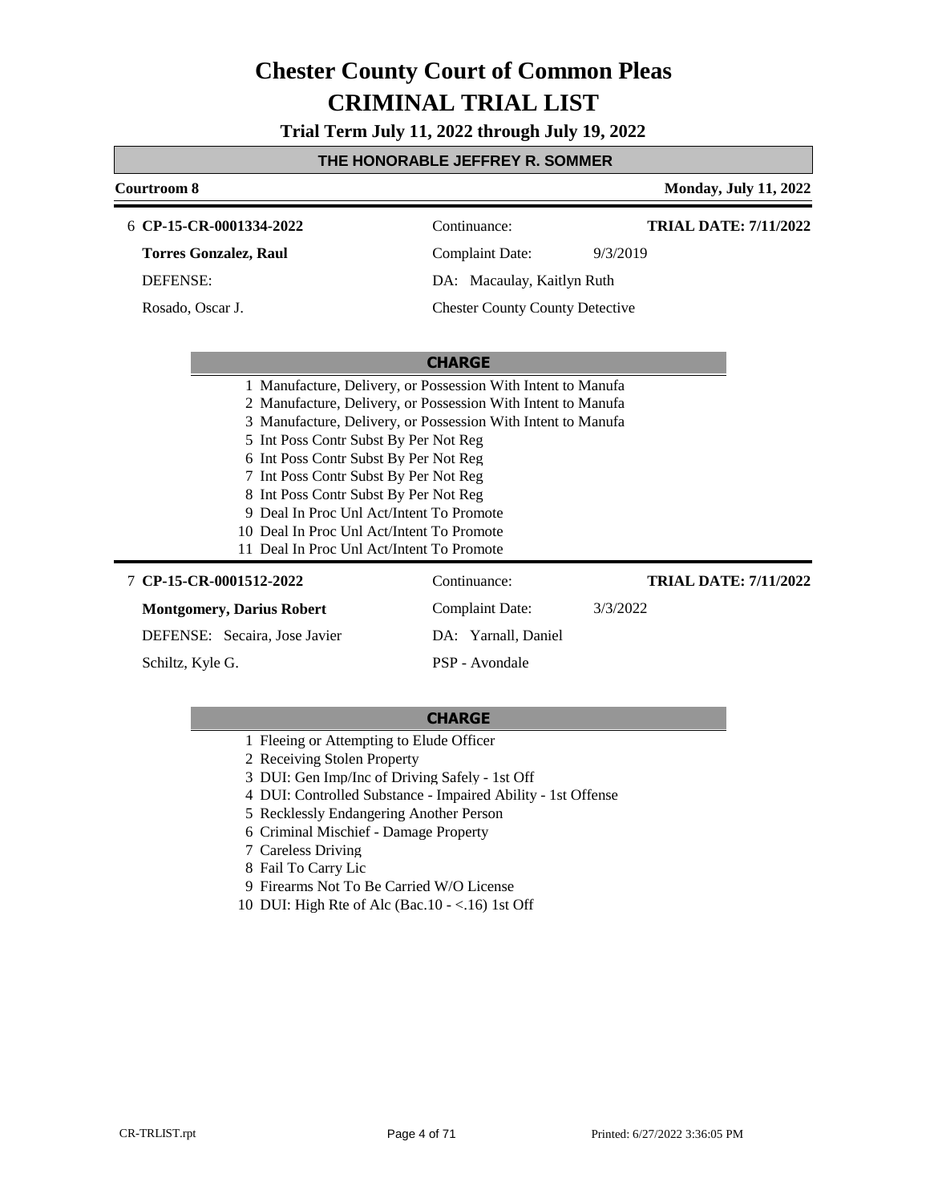# Chester County Court of Common Pleas

# CRIMINAL TRIAL LIST

**Trial Term July 11, 2022 through July 19, 2022**

**THE HONORABLE JEFFREY R. SOMMER**

**Courtroom 8** — **Monday, July 11, 2022**

---

6 **CP-15-CR-0001334-2022** — Continuance: — **TRIAL DATE: 7/11/2022**

**Torres Gonzalez, Raul** — Complaint Date: 9/3/2019

DEFENSE: — DA: Macaulay, Kaitlyn Ruth

Rosado, Oscar J. — Chester County County Detective

**CHARGE**

1 Manufacture, Delivery, or Possession With Intent to Manufa
2 Manufacture, Delivery, or Possession With Intent to Manufa
3 Manufacture, Delivery, or Possession With Intent to Manufa
5 Int Poss Contr Subst By Per Not Reg
6 Int Poss Contr Subst By Per Not Reg
7 Int Poss Contr Subst By Per Not Reg
8 Int Poss Contr Subst By Per Not Reg
9 Deal In Proc Unl Act/Intent To Promote
10 Deal In Proc Unl Act/Intent To Promote
11 Deal In Proc Unl Act/Intent To Promote

---

7 **CP-15-CR-0001512-2022** — Continuance: — **TRIAL DATE: 7/11/2022**

**Montgomery, Darius Robert** — Complaint Date: 3/3/2022

DEFENSE: Secaira, Jose Javier — DA: Yarnall, Daniel

Schiltz, Kyle G. — PSP - Avondale

**CHARGE**

1 Fleeing or Attempting to Elude Officer
2 Receiving Stolen Property
3 DUI: Gen Imp/Inc of Driving Safely - 1st Off
4 DUI: Controlled Substance - Impaired Ability - 1st Offense
5 Recklessly Endangering Another Person
6 Criminal Mischief - Damage Property
7 Careless Driving
8 Fail To Carry Lic
9 Firearms Not To Be Carried W/O License
10 DUI: High Rte of Alc (Bac.10 - <.16) 1st Off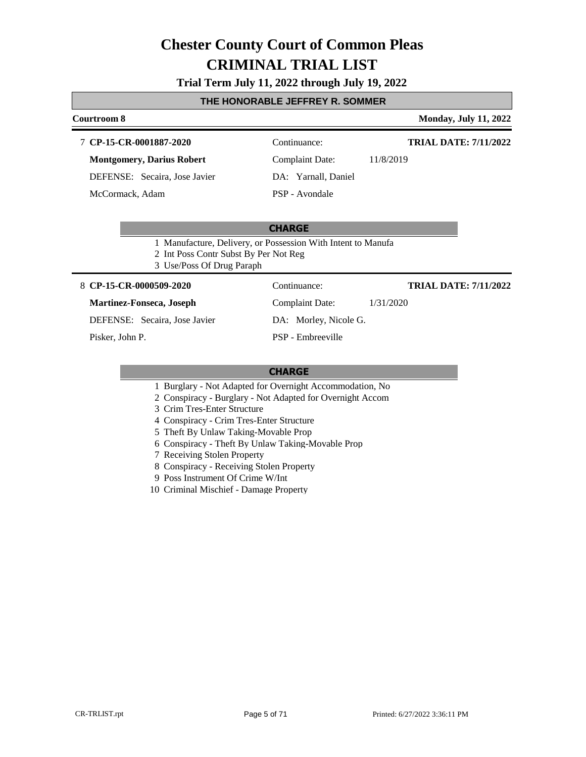# Chester County Court of Common Pleas
# CRIMINAL TRIAL LIST

**Trial Term July 11, 2022 through July 19, 2022**

## THE HONORABLE JEFFREY R. SOMMER

**Courtroom 8** | **Monday, July 11, 2022**

---

7 **CP-15-CR-0001887-2020** | Continuance: | **TRIAL DATE: 7/11/2022**

**Montgomery, Darius Robert** | Complaint Date: 11/8/2019

DEFENSE: Secaira, Jose Javier | DA: Yarnall, Daniel

McCormack, Adam | PSP - Avondale

**CHARGE**

1 Manufacture, Delivery, or Possession With Intent to Manufa
2 Int Poss Contr Subst By Per Not Reg
3 Use/Poss Of Drug Paraph

---

8 **CP-15-CR-0000509-2020** | Continuance: | **TRIAL DATE: 7/11/2022**

**Martinez-Fonseca, Joseph** | Complaint Date: 1/31/2020

DEFENSE: Secaira, Jose Javier | DA: Morley, Nicole G.

Pisker, John P. | PSP - Embreeville

**CHARGE**

1 Burglary - Not Adapted for Overnight Accommodation, No
2 Conspiracy - Burglary - Not Adapted for Overnight Accom
3 Crim Tres-Enter Structure
4 Conspiracy - Crim Tres-Enter Structure
5 Theft By Unlaw Taking-Movable Prop
6 Conspiracy - Theft By Unlaw Taking-Movable Prop
7 Receiving Stolen Property
8 Conspiracy - Receiving Stolen Property
9 Poss Instrument Of Crime W/Int
10 Criminal Mischief - Damage Property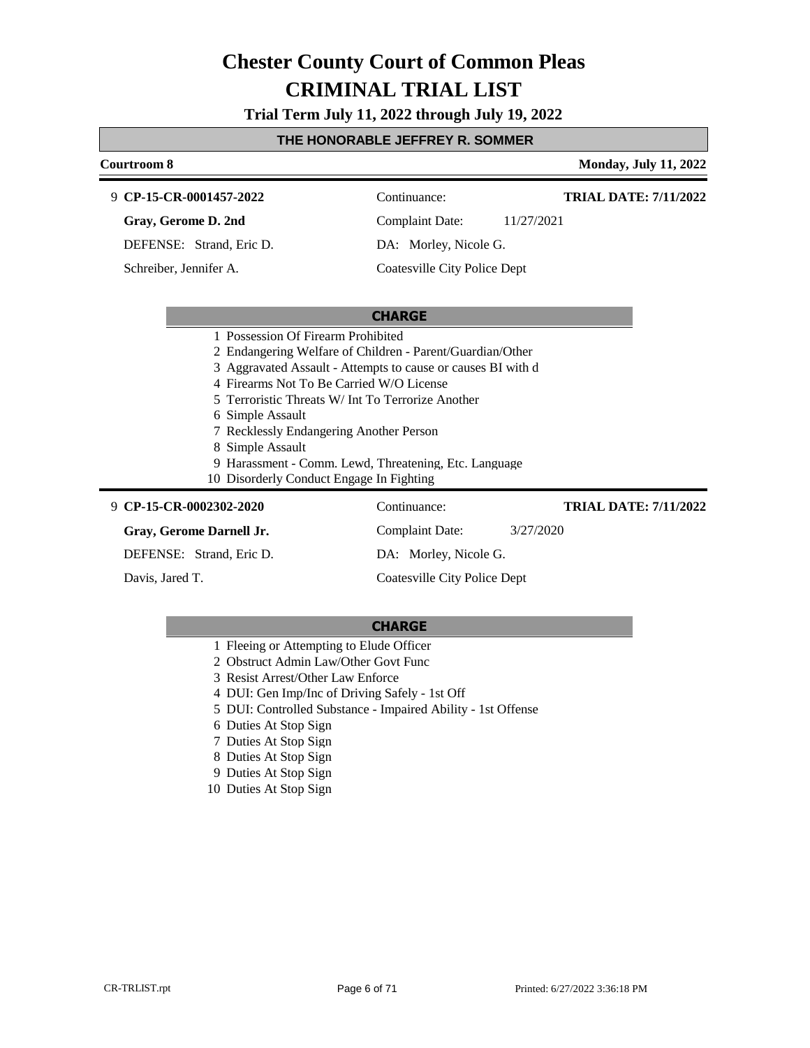# Chester County Court of Common Pleas
# CRIMINAL TRIAL LIST

**Trial Term July 11, 2022 through July 19, 2022**

**THE HONORABLE JEFFREY R. SOMMER**

**Courtroom 8** | **Monday, July 11, 2022**

---

9 **CP-15-CR-0001457-2022** | Continuance: | **TRIAL DATE: 7/11/2022**

**Gray, Gerome D. 2nd** | Complaint Date: 11/27/2021

DEFENSE: Strand, Eric D. | DA: Morley, Nicole G.

Schreiber, Jennifer A. | Coatesville City Police Dept

**CHARGE**

1 Possession Of Firearm Prohibited
2 Endangering Welfare of Children - Parent/Guardian/Other
3 Aggravated Assault - Attempts to cause or causes BI with d
4 Firearms Not To Be Carried W/O License
5 Terroristic Threats W/ Int To Terrorize Another
6 Simple Assault
7 Recklessly Endangering Another Person
8 Simple Assault
9 Harassment - Comm. Lewd, Threatening, Etc. Language
10 Disorderly Conduct Engage In Fighting

---

9 **CP-15-CR-0002302-2020** | Continuance: | **TRIAL DATE: 7/11/2022**

**Gray, Gerome Darnell Jr.** | Complaint Date: 3/27/2020

DEFENSE: Strand, Eric D. | DA: Morley, Nicole G.

Davis, Jared T. | Coatesville City Police Dept

**CHARGE**

1 Fleeing or Attempting to Elude Officer
2 Obstruct Admin Law/Other Govt Func
3 Resist Arrest/Other Law Enforce
4 DUI: Gen Imp/Inc of Driving Safely - 1st Off
5 DUI: Controlled Substance - Impaired Ability - 1st Offense
6 Duties At Stop Sign
7 Duties At Stop Sign
8 Duties At Stop Sign
9 Duties At Stop Sign
10 Duties At Stop Sign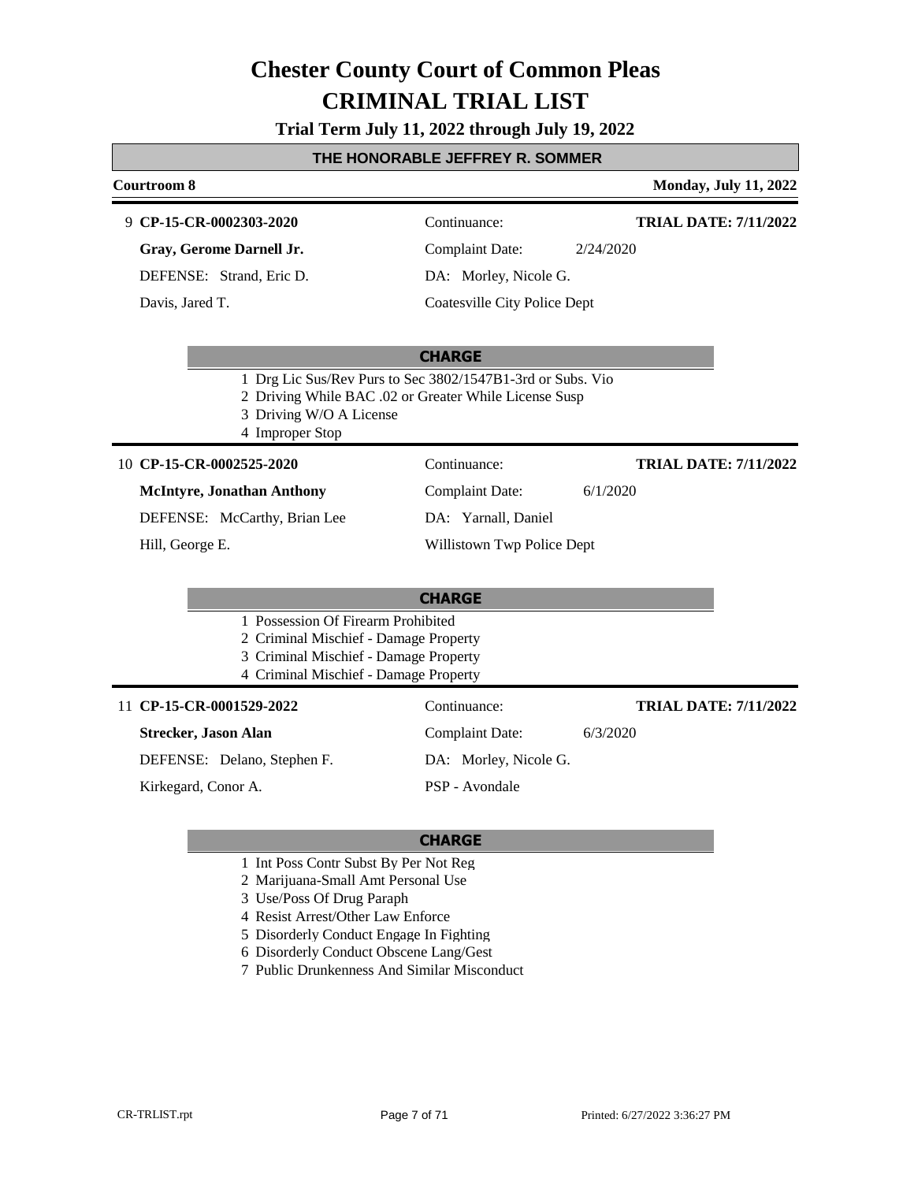# Chester County Court of Common Pleas
# CRIMINAL TRIAL LIST

**Trial Term July 11, 2022 through July 19, 2022**

## THE HONORABLE JEFFREY R. SOMMER

**Courtroom 8** | **Monday, July 11, 2022**

---

9 **CP-15-CR-0002303-2020** | Continuance: | **TRIAL DATE: 7/11/2022**

**Gray, Gerome Darnell Jr.** | Complaint Date: 2/24/2020

DEFENSE: Strand, Eric D. | DA: Morley, Nicole G.

Davis, Jared T. | Coatesville City Police Dept

**CHARGE**

1 Drg Lic Sus/Rev Purs to Sec 3802/1547B1-3rd or Subs. Vio
2 Driving While BAC .02 or Greater While License Susp
3 Driving W/O A License
4 Improper Stop

---

10 **CP-15-CR-0002525-2020** | Continuance: | **TRIAL DATE: 7/11/2022**

**McIntyre, Jonathan Anthony** | Complaint Date: 6/1/2020

DEFENSE: McCarthy, Brian Lee | DA: Yarnall, Daniel

Hill, George E. | Willistown Twp Police Dept

**CHARGE**

1 Possession Of Firearm Prohibited
2 Criminal Mischief - Damage Property
3 Criminal Mischief - Damage Property
4 Criminal Mischief - Damage Property

---

11 **CP-15-CR-0001529-2022** | Continuance: | **TRIAL DATE: 7/11/2022**

**Strecker, Jason Alan** | Complaint Date: 6/3/2020

DEFENSE: Delano, Stephen F. | DA: Morley, Nicole G.

Kirkegard, Conor A. | PSP - Avondale

**CHARGE**

1 Int Poss Contr Subst By Per Not Reg
2 Marijuana-Small Amt Personal Use
3 Use/Poss Of Drug Paraph
4 Resist Arrest/Other Law Enforce
5 Disorderly Conduct Engage In Fighting
6 Disorderly Conduct Obscene Lang/Gest
7 Public Drunkenness And Similar Misconduct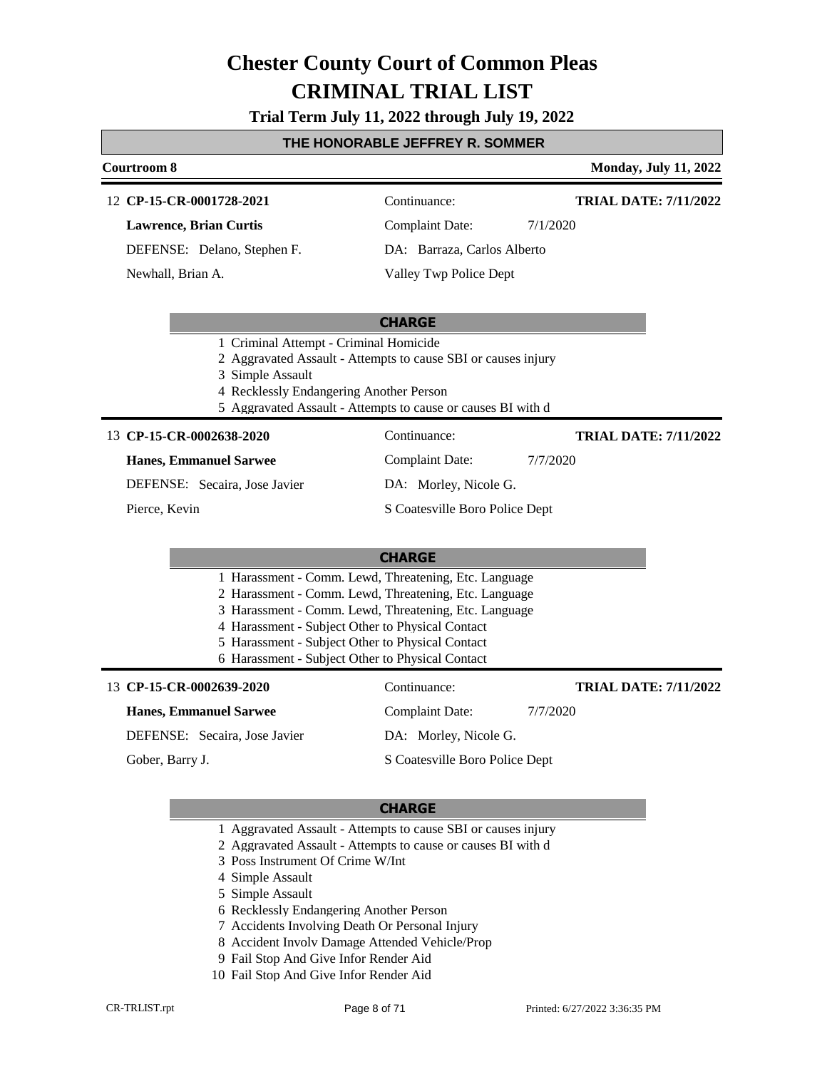# Chester County Court of Common Pleas
# CRIMINAL TRIAL LIST

**Trial Term July 11, 2022 through July 19, 2022**

## THE HONORABLE JEFFREY R. SOMMER

**Courtroom 8** — **Monday, July 11, 2022**

---

12 **CP-15-CR-0001728-2021**

| | | |
|---|---|---|
| **Lawrence, Brian Curtis** | Continuance: | **TRIAL DATE: 7/11/2022** |
| DEFENSE: Delano, Stephen F. | Complaint Date: 7/1/2020 | |
| Newhall, Brian A. | DA: Barraza, Carlos Alberto | |
| | Valley Twp Police Dept | |

**CHARGE**

1. Criminal Attempt - Criminal Homicide
2. Aggravated Assault - Attempts to cause SBI or causes injury
3. Simple Assault
4. Recklessly Endangering Another Person
5. Aggravated Assault - Attempts to cause or causes BI with d

---

13 **CP-15-CR-0002638-2020**

| | | |
|---|---|---|
| **Hanes, Emmanuel Sarwee** | Continuance: | **TRIAL DATE: 7/11/2022** |
| DEFENSE: Secaira, Jose Javier | Complaint Date: 7/7/2020 | |
| Pierce, Kevin | DA: Morley, Nicole G. | |
| | S Coatesville Boro Police Dept | |

**CHARGE**

1. Harassment - Comm. Lewd, Threatening, Etc. Language
2. Harassment - Comm. Lewd, Threatening, Etc. Language
3. Harassment - Comm. Lewd, Threatening, Etc. Language
4. Harassment - Subject Other to Physical Contact
5. Harassment - Subject Other to Physical Contact
6. Harassment - Subject Other to Physical Contact

---

13 **CP-15-CR-0002639-2020**

| | | |
|---|---|---|
| **Hanes, Emmanuel Sarwee** | Continuance: | **TRIAL DATE: 7/11/2022** |
| DEFENSE: Secaira, Jose Javier | Complaint Date: 7/7/2020 | |
| Gober, Barry J. | DA: Morley, Nicole G. | |
| | S Coatesville Boro Police Dept | |

**CHARGE**

1. Aggravated Assault - Attempts to cause SBI or causes injury
2. Aggravated Assault - Attempts to cause or causes BI with d
3. Poss Instrument Of Crime W/Int
4. Simple Assault
5. Simple Assault
6. Recklessly Endangering Another Person
7. Accidents Involving Death Or Personal Injury
8. Accident Involv Damage Attended Vehicle/Prop
9. Fail Stop And Give Infor Render Aid
10. Fail Stop And Give Infor Render Aid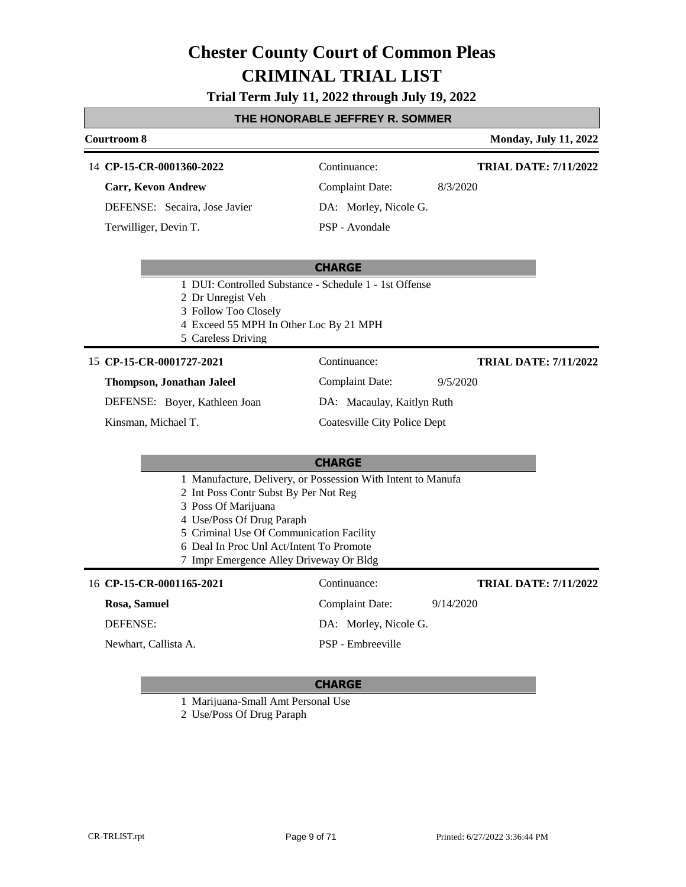# Chester County Court of Common Pleas
# CRIMINAL TRIAL LIST

**Trial Term July 11, 2022 through July 19, 2022**

## THE HONORABLE JEFFREY R. SOMMER

**Courtroom 8** — **Monday, July 11, 2022**

---

14 **CP-15-CR-0001360-2022**
Continuance:
**TRIAL DATE: 7/11/2022**

**Carr, Kevon Andrew**
Complaint Date: 8/3/2020

DEFENSE: Secaira, Jose Javier
DA: Morley, Nicole G.

Terwilliger, Devin T.
PSP - Avondale

**CHARGE**

1 DUI: Controlled Substance - Schedule 1 - 1st Offense
2 Dr Unregist Veh
3 Follow Too Closely
4 Exceed 55 MPH In Other Loc By 21 MPH
5 Careless Driving

---

15 **CP-15-CR-0001727-2021**
Continuance:
**TRIAL DATE: 7/11/2022**

**Thompson, Jonathan Jaleel**
Complaint Date: 9/5/2020

DEFENSE: Boyer, Kathleen Joan
DA: Macaulay, Kaitlyn Ruth

Kinsman, Michael T.
Coatesville City Police Dept

**CHARGE**

1 Manufacture, Delivery, or Possession With Intent to Manufa
2 Int Poss Contr Subst By Per Not Reg
3 Poss Of Marijuana
4 Use/Poss Of Drug Paraph
5 Criminal Use Of Communication Facility
6 Deal In Proc Unl Act/Intent To Promote
7 Impr Emergence Alley Driveway Or Bldg

---

16 **CP-15-CR-0001165-2021**
Continuance:
**TRIAL DATE: 7/11/2022**

**Rosa, Samuel**
Complaint Date: 9/14/2020

DEFENSE:
DA: Morley, Nicole G.

Newhart, Callista A.
PSP - Embreeville

**CHARGE**

1 Marijuana-Small Amt Personal Use
2 Use/Poss Of Drug Paraph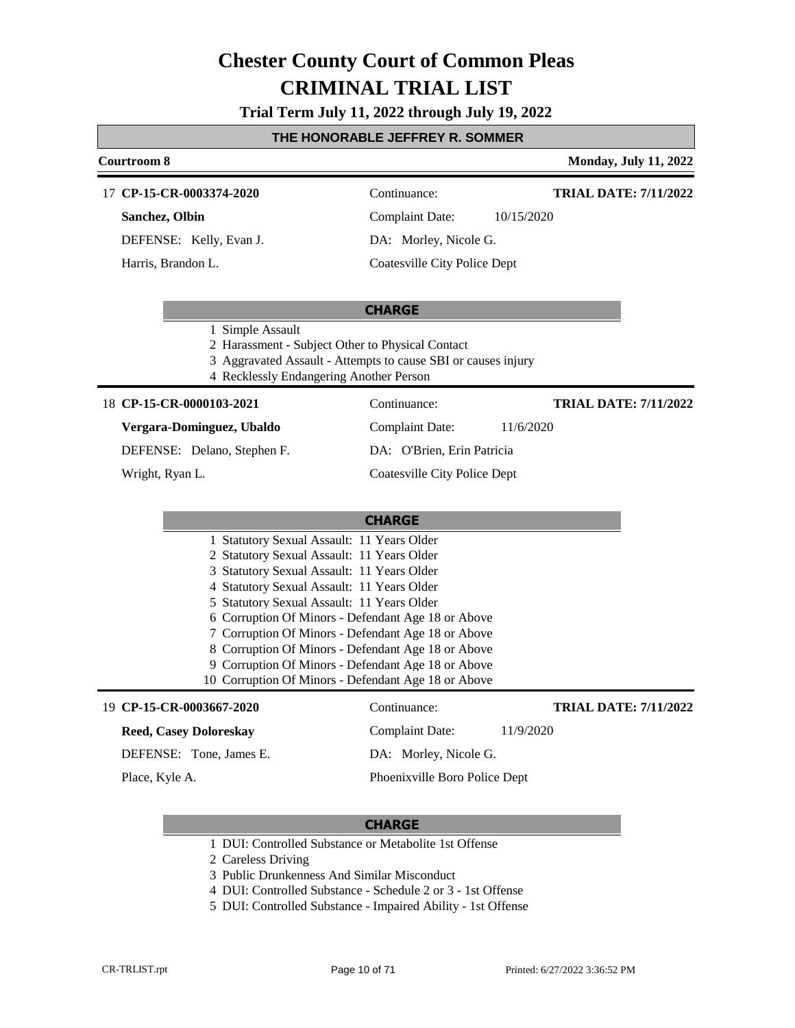# Chester County Court of Common Pleas

# CRIMINAL TRIAL LIST

**Trial Term July 11, 2022 through July 19, 2022**

## THE HONORABLE JEFFREY R. SOMMER

**Courtroom 8** — **Monday, July 11, 2022**

---

17 **CP-15-CR-0003374-2020**  
Continuance:  
**TRIAL DATE: 7/11/2022**

**Sanchez, Olbin**  
Complaint Date: 10/15/2020

DEFENSE: Kelly, Evan J.  
DA: Morley, Nicole G.

Harris, Brandon L.  
Coatesville City Police Dept

**CHARGE**

1 Simple Assault  
2 Harassment - Subject Other to Physical Contact  
3 Aggravated Assault - Attempts to cause SBI or causes injury  
4 Recklessly Endangering Another Person

---

18 **CP-15-CR-0000103-2021**  
Continuance:  
**TRIAL DATE: 7/11/2022**

**Vergara-Dominguez, Ubaldo**  
Complaint Date: 11/6/2020

DEFENSE: Delano, Stephen F.  
DA: O'Brien, Erin Patricia

Wright, Ryan L.  
Coatesville City Police Dept

**CHARGE**

1 Statutory Sexual Assault: 11 Years Older  
2 Statutory Sexual Assault: 11 Years Older  
3 Statutory Sexual Assault: 11 Years Older  
4 Statutory Sexual Assault: 11 Years Older  
5 Statutory Sexual Assault: 11 Years Older  
6 Corruption Of Minors - Defendant Age 18 or Above  
7 Corruption Of Minors - Defendant Age 18 or Above  
8 Corruption Of Minors - Defendant Age 18 or Above  
9 Corruption Of Minors - Defendant Age 18 or Above  
10 Corruption Of Minors - Defendant Age 18 or Above

---

19 **CP-15-CR-0003667-2020**  
Continuance:  
**TRIAL DATE: 7/11/2022**

**Reed, Casey Doloreskay**  
Complaint Date: 11/9/2020

DEFENSE: Tone, James E.  
DA: Morley, Nicole G.

Place, Kyle A.  
Phoenixville Boro Police Dept

**CHARGE**

1 DUI: Controlled Substance or Metabolite 1st Offense  
2 Careless Driving  
3 Public Drunkenness And Similar Misconduct  
4 DUI: Controlled Substance - Schedule 2 or 3 - 1st Offense  
5 DUI: Controlled Substance - Impaired Ability - 1st Offense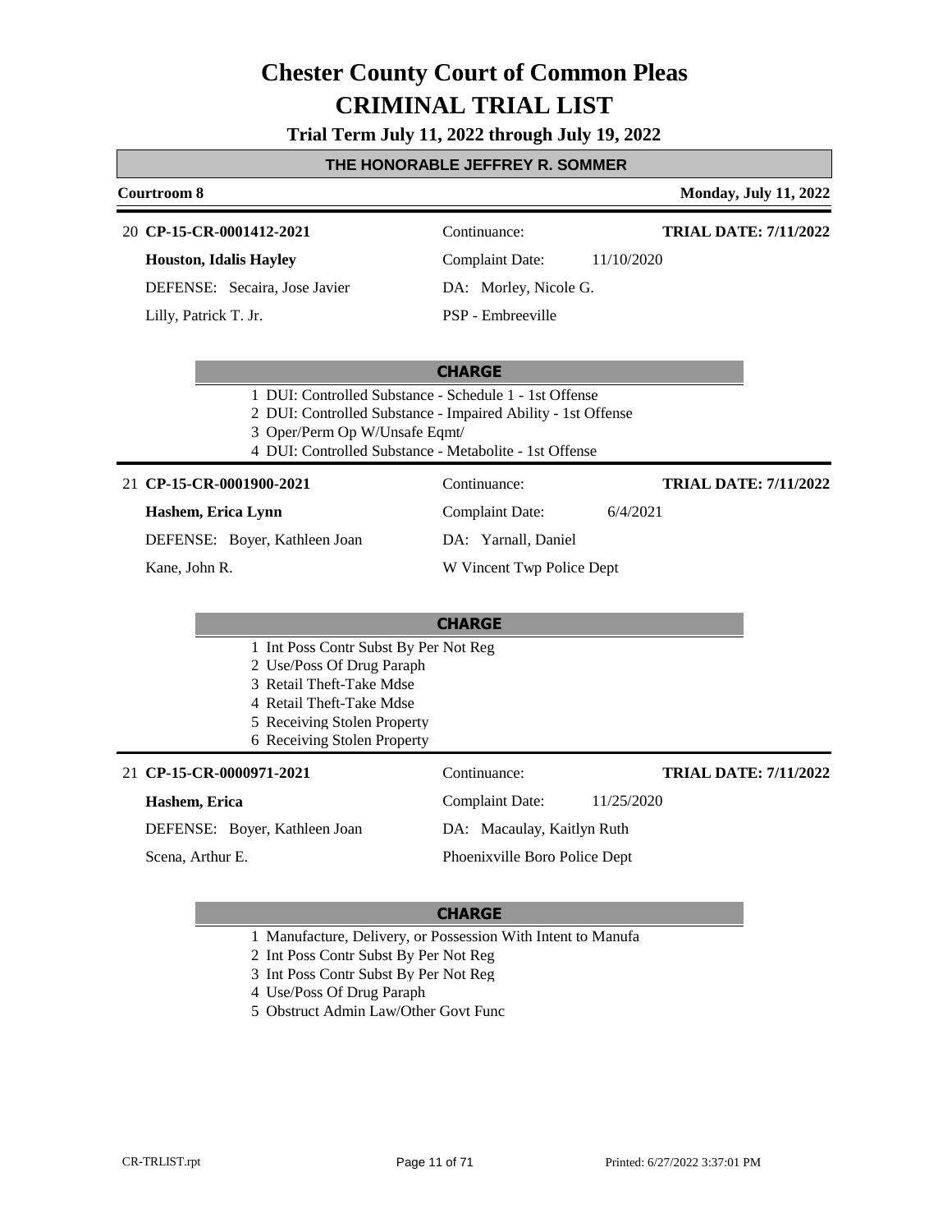# Chester County Court of Common Pleas
# CRIMINAL TRIAL LIST

**Trial Term July 11, 2022 through July 19, 2022**

## THE HONORABLE JEFFREY R. SOMMER

**Courtroom 8** — **Monday, July 11, 2022**

---

20 **CP-15-CR-0001412-2021** | Continuance: | **TRIAL DATE: 7/11/2022**

**Houston, Idalis Hayley** | Complaint Date: 11/10/2020

DEFENSE: Secaira, Jose Javier | DA: Morley, Nicole G.

Lilly, Patrick T. Jr. | PSP - Embreeville

**CHARGE**

1 DUI: Controlled Substance - Schedule 1 - 1st Offense
2 DUI: Controlled Substance - Impaired Ability - 1st Offense
3 Oper/Perm Op W/Unsafe Eqmt/
4 DUI: Controlled Substance - Metabolite - 1st Offense

---

21 **CP-15-CR-0001900-2021** | Continuance: | **TRIAL DATE: 7/11/2022**

**Hashem, Erica Lynn** | Complaint Date: 6/4/2021

DEFENSE: Boyer, Kathleen Joan | DA: Yarnall, Daniel

Kane, John R. | W Vincent Twp Police Dept

**CHARGE**

1 Int Poss Contr Subst By Per Not Reg
2 Use/Poss Of Drug Paraph
3 Retail Theft-Take Mdse
4 Retail Theft-Take Mdse
5 Receiving Stolen Property
6 Receiving Stolen Property

---

21 **CP-15-CR-0000971-2021** | Continuance: | **TRIAL DATE: 7/11/2022**

**Hashem, Erica** | Complaint Date: 11/25/2020

DEFENSE: Boyer, Kathleen Joan | DA: Macaulay, Kaitlyn Ruth

Scena, Arthur E. | Phoenixville Boro Police Dept

**CHARGE**

1 Manufacture, Delivery, or Possession With Intent to Manufa
2 Int Poss Contr Subst By Per Not Reg
3 Int Poss Contr Subst By Per Not Reg
4 Use/Poss Of Drug Paraph
5 Obstruct Admin Law/Other Govt Func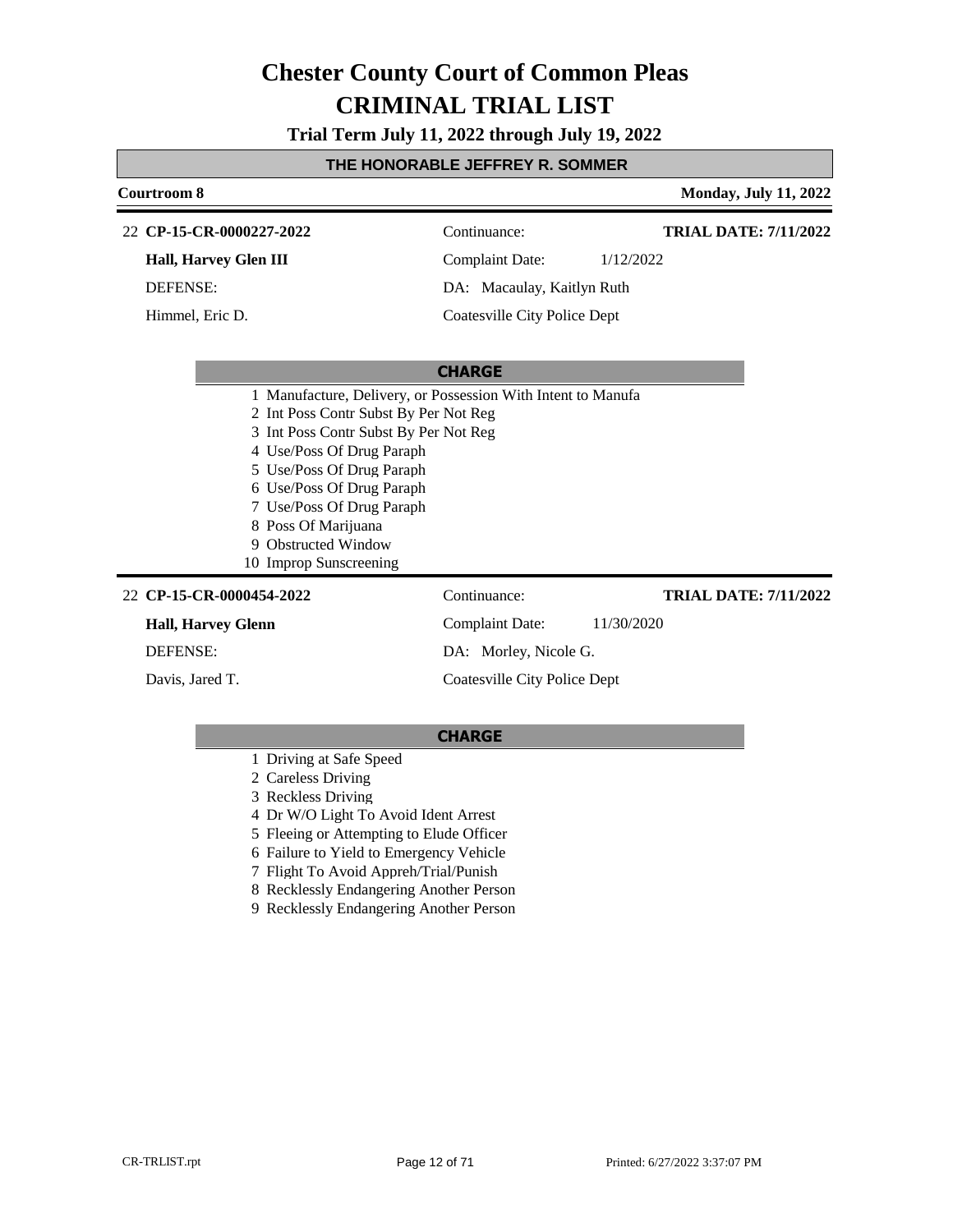# Chester County Court of Common Pleas

# CRIMINAL TRIAL LIST

**Trial Term July 11, 2022 through July 19, 2022**

**THE HONORABLE JEFFREY R. SOMMER**

**Courtroom 8** — **Monday, July 11, 2022**

---

22 **CP-15-CR-0000227-2022** — Continuance: — **TRIAL DATE: 7/11/2022**

**Hall, Harvey Glen III** — Complaint Date: 1/12/2022

DEFENSE: — DA: Macaulay, Kaitlyn Ruth

Himmel, Eric D. — Coatesville City Police Dept

**CHARGE**

1 Manufacture, Delivery, or Possession With Intent to Manufa
2 Int Poss Contr Subst By Per Not Reg
3 Int Poss Contr Subst By Per Not Reg
4 Use/Poss Of Drug Paraph
5 Use/Poss Of Drug Paraph
6 Use/Poss Of Drug Paraph
7 Use/Poss Of Drug Paraph
8 Poss Of Marijuana
9 Obstructed Window
10 Improp Sunscreening

---

22 **CP-15-CR-0000454-2022** — Continuance: — **TRIAL DATE: 7/11/2022**

**Hall, Harvey Glenn** — Complaint Date: 11/30/2020

DEFENSE: — DA: Morley, Nicole G.

Davis, Jared T. — Coatesville City Police Dept

**CHARGE**

1 Driving at Safe Speed
2 Careless Driving
3 Reckless Driving
4 Dr W/O Light To Avoid Ident Arrest
5 Fleeing or Attempting to Elude Officer
6 Failure to Yield to Emergency Vehicle
7 Flight To Avoid Appreh/Trial/Punish
8 Recklessly Endangering Another Person
9 Recklessly Endangering Another Person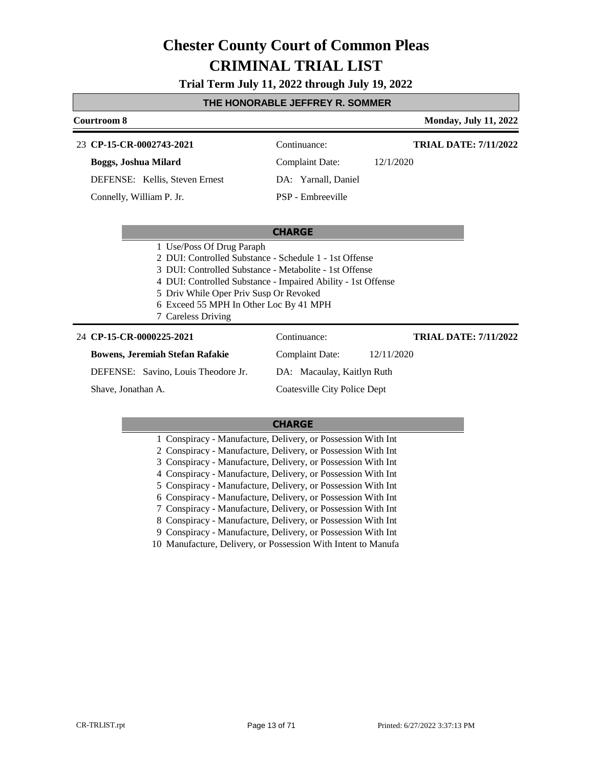# Chester County Court of Common Pleas

# CRIMINAL TRIAL LIST

**Trial Term July 11, 2022 through July 19, 2022**

**THE HONORABLE JEFFREY R. SOMMER**

**Courtroom 8** — **Monday, July 11, 2022**

---

23 **CP-15-CR-0002743-2021**

**Boggs, Joshua Milard**

DEFENSE: Kellis, Steven Ernest

Connelly, William P. Jr.

Continuance:

Complaint Date: 12/1/2020

DA: Yarnall, Daniel

PSP - Embreeville

**TRIAL DATE: 7/11/2022**

**CHARGE**

1. Use/Poss Of Drug Paraph
2. DUI: Controlled Substance - Schedule 1 - 1st Offense
3. DUI: Controlled Substance - Metabolite - 1st Offense
4. DUI: Controlled Substance - Impaired Ability - 1st Offense
5. Driv While Oper Priv Susp Or Revoked
6. Exceed 55 MPH In Other Loc By 41 MPH
7. Careless Driving

---

24 **CP-15-CR-0000225-2021**

**Bowens, Jeremiah Stefan Rafakie**

DEFENSE: Savino, Louis Theodore Jr.

Shave, Jonathan A.

Continuance:

Complaint Date: 12/11/2020

DA: Macaulay, Kaitlyn Ruth

Coatesville City Police Dept

**TRIAL DATE: 7/11/2022**

**CHARGE**

1. Conspiracy - Manufacture, Delivery, or Possession With Int
2. Conspiracy - Manufacture, Delivery, or Possession With Int
3. Conspiracy - Manufacture, Delivery, or Possession With Int
4. Conspiracy - Manufacture, Delivery, or Possession With Int
5. Conspiracy - Manufacture, Delivery, or Possession With Int
6. Conspiracy - Manufacture, Delivery, or Possession With Int
7. Conspiracy - Manufacture, Delivery, or Possession With Int
8. Conspiracy - Manufacture, Delivery, or Possession With Int
9. Conspiracy - Manufacture, Delivery, or Possession With Int
10. Manufacture, Delivery, or Possession With Intent to Manufa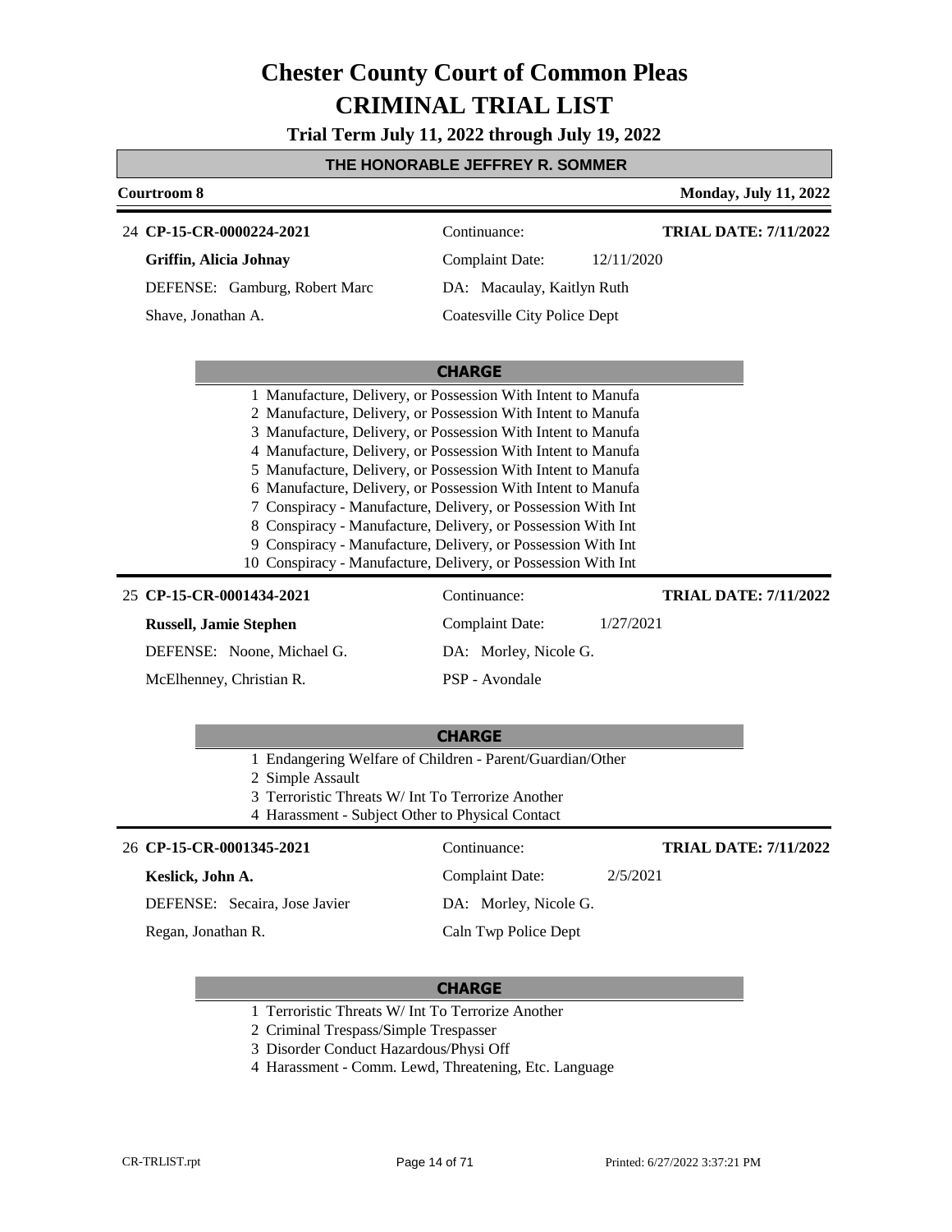# Chester County Court of Common Pleas
# CRIMINAL TRIAL LIST

**Trial Term July 11, 2022 through July 19, 2022**

## THE HONORABLE JEFFREY R. SOMMER

**Courtroom 8** — **Monday, July 11, 2022**

---

24 **CP-15-CR-0000224-2021** — Continuance: — **TRIAL DATE: 7/11/2022**

**Griffin, Alicia Johnay** — Complaint Date: 12/11/2020

DEFENSE: Gamburg, Robert Marc — DA: Macaulay, Kaitlyn Ruth

Shave, Jonathan A. — Coatesville City Police Dept

**CHARGE**

1. Manufacture, Delivery, or Possession With Intent to Manufa
2. Manufacture, Delivery, or Possession With Intent to Manufa
3. Manufacture, Delivery, or Possession With Intent to Manufa
4. Manufacture, Delivery, or Possession With Intent to Manufa
5. Manufacture, Delivery, or Possession With Intent to Manufa
6. Manufacture, Delivery, or Possession With Intent to Manufa
7. Conspiracy - Manufacture, Delivery, or Possession With Int
8. Conspiracy - Manufacture, Delivery, or Possession With Int
9. Conspiracy - Manufacture, Delivery, or Possession With Int
10. Conspiracy - Manufacture, Delivery, or Possession With Int

---

25 **CP-15-CR-0001434-2021** — Continuance: — **TRIAL DATE: 7/11/2022**

**Russell, Jamie Stephen** — Complaint Date: 1/27/2021

DEFENSE: Noone, Michael G. — DA: Morley, Nicole G.

McElhenney, Christian R. — PSP - Avondale

**CHARGE**

1. Endangering Welfare of Children - Parent/Guardian/Other
2. Simple Assault
3. Terroristic Threats W/ Int To Terrorize Another
4. Harassment - Subject Other to Physical Contact

---

26 **CP-15-CR-0001345-2021** — Continuance: — **TRIAL DATE: 7/11/2022**

**Keslick, John A.** — Complaint Date: 2/5/2021

DEFENSE: Secaira, Jose Javier — DA: Morley, Nicole G.

Regan, Jonathan R. — Caln Twp Police Dept

**CHARGE**

1. Terroristic Threats W/ Int To Terrorize Another
2. Criminal Trespass/Simple Trespasser
3. Disorder Conduct Hazardous/Physi Off
4. Harassment - Comm. Lewd, Threatening, Etc. Language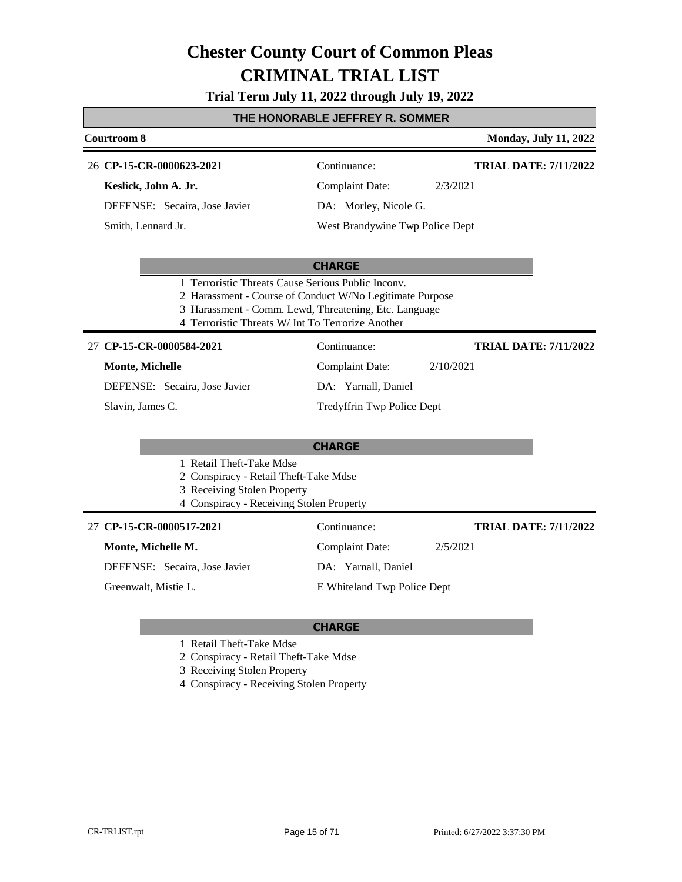# Chester County Court of Common Pleas
# CRIMINAL TRIAL LIST

**Trial Term July 11, 2022 through July 19, 2022**

**THE HONORABLE JEFFREY R. SOMMER**

**Courtroom 8** — **Monday, July 11, 2022**

---

26 **CP-15-CR-0000623-2021** — Continuance: — **TRIAL DATE: 7/11/2022**

**Keslick, John A. Jr.** — Complaint Date: 2/3/2021

DEFENSE: Secaira, Jose Javier — DA: Morley, Nicole G.

Smith, Lennard Jr. — West Brandywine Twp Police Dept

**CHARGE**

1 Terroristic Threats Cause Serious Public Inconv.
2 Harassment - Course of Conduct W/No Legitimate Purpose
3 Harassment - Comm. Lewd, Threatening, Etc. Language
4 Terroristic Threats W/ Int To Terrorize Another

---

27 **CP-15-CR-0000584-2021** — Continuance: — **TRIAL DATE: 7/11/2022**

**Monte, Michelle** — Complaint Date: 2/10/2021

DEFENSE: Secaira, Jose Javier — DA: Yarnall, Daniel

Slavin, James C. — Tredyffrin Twp Police Dept

**CHARGE**

1 Retail Theft-Take Mdse
2 Conspiracy - Retail Theft-Take Mdse
3 Receiving Stolen Property
4 Conspiracy - Receiving Stolen Property

---

27 **CP-15-CR-0000517-2021** — Continuance: — **TRIAL DATE: 7/11/2022**

**Monte, Michelle M.** — Complaint Date: 2/5/2021

DEFENSE: Secaira, Jose Javier — DA: Yarnall, Daniel

Greenwalt, Mistie L. — E Whiteland Twp Police Dept

**CHARGE**

1 Retail Theft-Take Mdse
2 Conspiracy - Retail Theft-Take Mdse
3 Receiving Stolen Property
4 Conspiracy - Receiving Stolen Property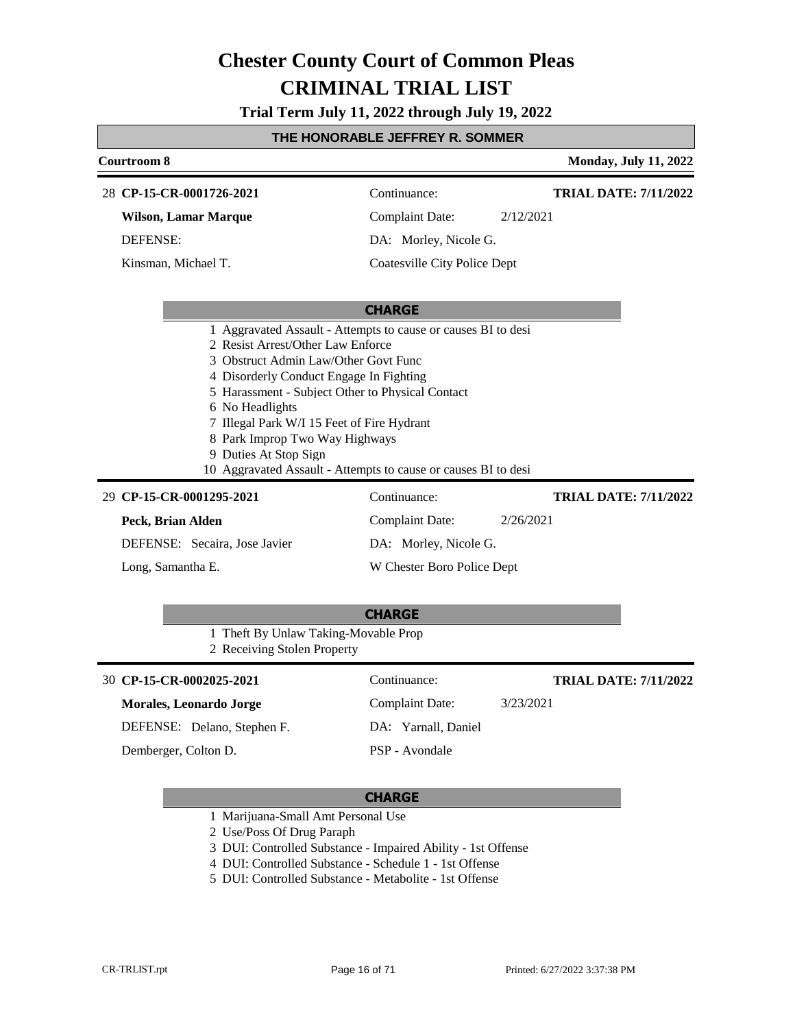# Chester County Court of Common Pleas
# CRIMINAL TRIAL LIST

**Trial Term July 11, 2022 through July 19, 2022**

**THE HONORABLE JEFFREY R. SOMMER**

**Courtroom 8** — **Monday, July 11, 2022**

---

28 **CP-15-CR-0001726-2021** — Continuance: — **TRIAL DATE: 7/11/2022**

**Wilson, Lamar Marque** — Complaint Date: 2/12/2021

DEFENSE: — DA: Morley, Nicole G.

Kinsman, Michael T. — Coatesville City Police Dept

**CHARGE**

1 Aggravated Assault - Attempts to cause or causes BI to desi
2 Resist Arrest/Other Law Enforce
3 Obstruct Admin Law/Other Govt Func
4 Disorderly Conduct Engage In Fighting
5 Harassment - Subject Other to Physical Contact
6 No Headlights
7 Illegal Park W/I 15 Feet of Fire Hydrant
8 Park Improp Two Way Highways
9 Duties At Stop Sign
10 Aggravated Assault - Attempts to cause or causes BI to desi

---

29 **CP-15-CR-0001295-2021** — Continuance: — **TRIAL DATE: 7/11/2022**

**Peck, Brian Alden** — Complaint Date: 2/26/2021

DEFENSE: Secaira, Jose Javier — DA: Morley, Nicole G.

Long, Samantha E. — W Chester Boro Police Dept

**CHARGE**

1 Theft By Unlaw Taking-Movable Prop
2 Receiving Stolen Property

---

30 **CP-15-CR-0002025-2021** — Continuance: — **TRIAL DATE: 7/11/2022**

**Morales, Leonardo Jorge** — Complaint Date: 3/23/2021

DEFENSE: Delano, Stephen F. — DA: Yarnall, Daniel

Demberger, Colton D. — PSP - Avondale

**CHARGE**

1 Marijuana-Small Amt Personal Use
2 Use/Poss Of Drug Paraph
3 DUI: Controlled Substance - Impaired Ability - 1st Offense
4 DUI: Controlled Substance - Schedule 1 - 1st Offense
5 DUI: Controlled Substance - Metabolite - 1st Offense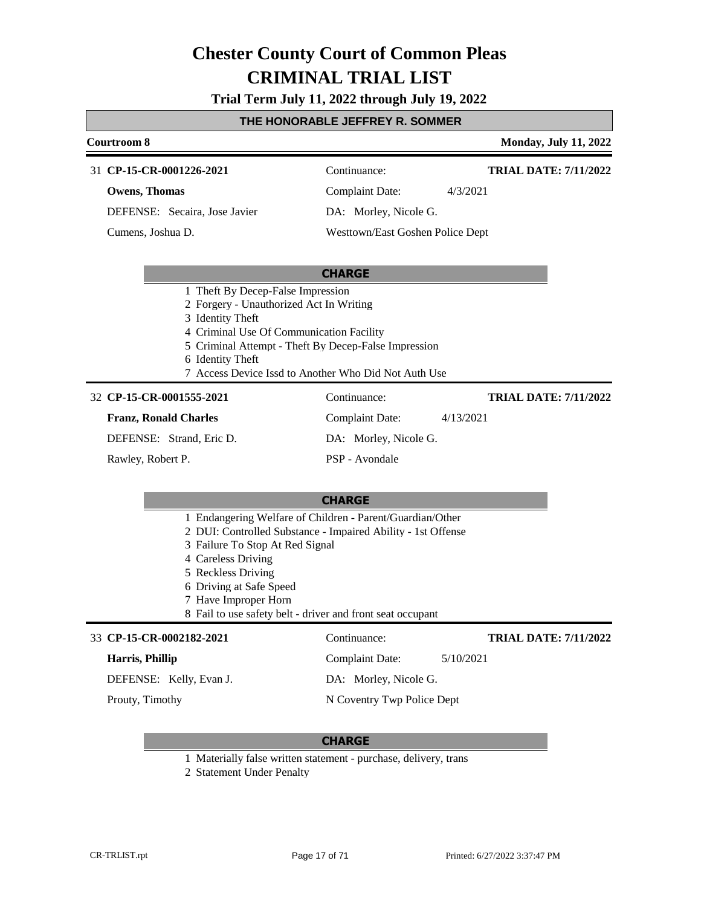# Chester County Court of Common Pleas
# CRIMINAL TRIAL LIST

**Trial Term July 11, 2022 through July 19, 2022**

## THE HONORABLE JEFFREY R. SOMMER

**Courtroom 8** | **Monday, July 11, 2022**

---

31 **CP-15-CR-0001226-2021** | Continuance: | **TRIAL DATE: 7/11/2022**

**Owens, Thomas** | Complaint Date: 4/3/2021

DEFENSE: Secaira, Jose Javier | DA: Morley, Nicole G.

Cumens, Joshua D. | Westtown/East Goshen Police Dept

**CHARGE**

1 Theft By Decep-False Impression
2 Forgery - Unauthorized Act In Writing
3 Identity Theft
4 Criminal Use Of Communication Facility
5 Criminal Attempt - Theft By Decep-False Impression
6 Identity Theft
7 Access Device Issd to Another Who Did Not Auth Use

---

32 **CP-15-CR-0001555-2021** | Continuance: | **TRIAL DATE: 7/11/2022**

**Franz, Ronald Charles** | Complaint Date: 4/13/2021

DEFENSE: Strand, Eric D. | DA: Morley, Nicole G.

Rawley, Robert P. | PSP - Avondale

**CHARGE**

1 Endangering Welfare of Children - Parent/Guardian/Other
2 DUI: Controlled Substance - Impaired Ability - 1st Offense
3 Failure To Stop At Red Signal
4 Careless Driving
5 Reckless Driving
6 Driving at Safe Speed
7 Have Improper Horn
8 Fail to use safety belt - driver and front seat occupant

---

33 **CP-15-CR-0002182-2021** | Continuance: | **TRIAL DATE: 7/11/2022**

**Harris, Phillip** | Complaint Date: 5/10/2021

DEFENSE: Kelly, Evan J. | DA: Morley, Nicole G.

Prouty, Timothy | N Coventry Twp Police Dept

**CHARGE**

1 Materially false written statement - purchase, delivery, trans
2 Statement Under Penalty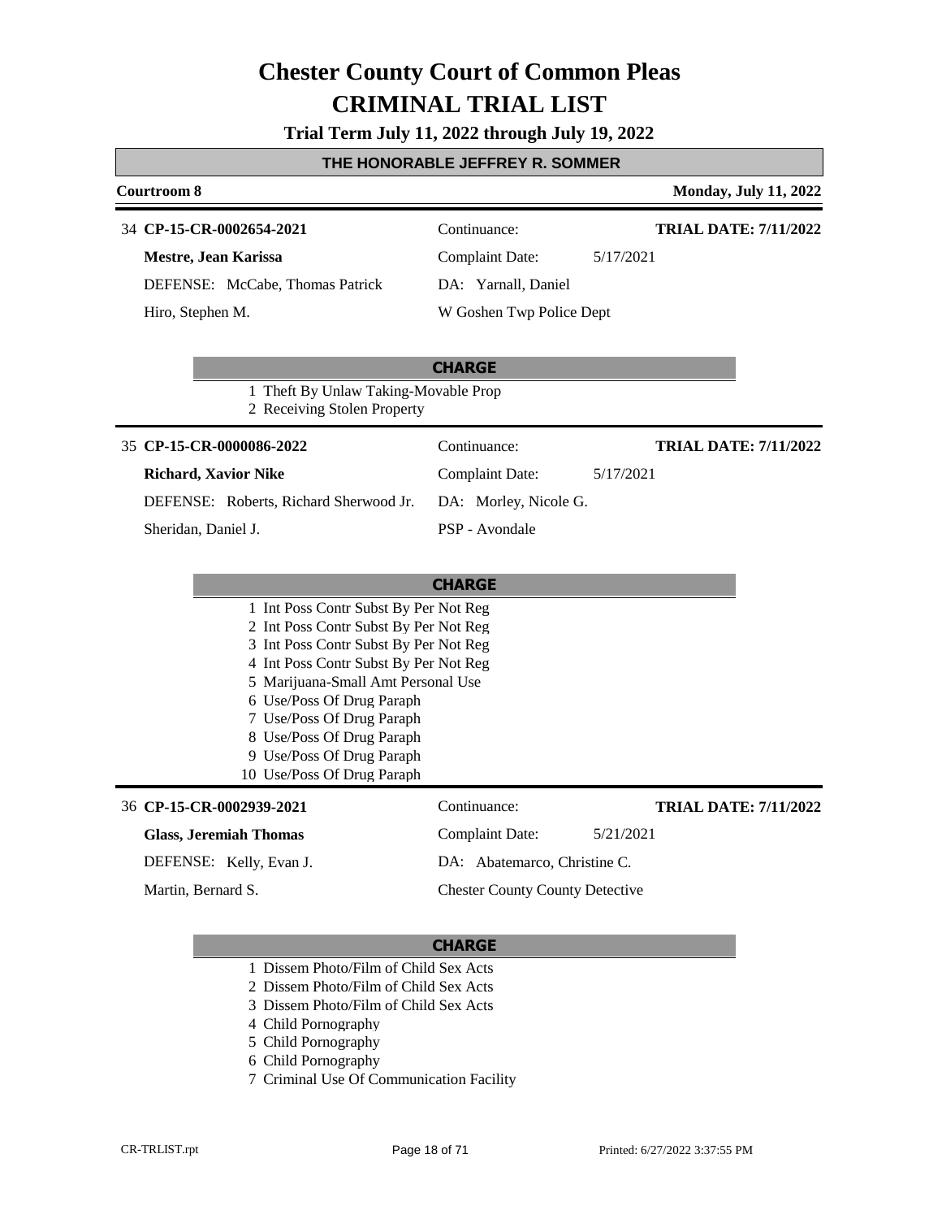# Chester County Court of Common Pleas

# CRIMINAL TRIAL LIST

**Trial Term July 11, 2022 through July 19, 2022**

## THE HONORABLE JEFFREY R. SOMMER

**Courtroom 8** — **Monday, July 11, 2022**

---

34 **CP-15-CR-0002654-2021**
**Mestre, Jean Karissa**
DEFENSE: McCabe, Thomas Patrick
Hiro, Stephen M.

Continuance:
Complaint Date: 5/17/2021
DA: Yarnall, Daniel
W Goshen Twp Police Dept

**TRIAL DATE: 7/11/2022**

**CHARGE**

1 Theft By Unlaw Taking-Movable Prop
2 Receiving Stolen Property

---

35 **CP-15-CR-0000086-2022**
**Richard, Xavior Nike**
DEFENSE: Roberts, Richard Sherwood Jr.
Sheridan, Daniel J.

Continuance:
Complaint Date: 5/17/2021
DA: Morley, Nicole G.
PSP - Avondale

**TRIAL DATE: 7/11/2022**

**CHARGE**

1 Int Poss Contr Subst By Per Not Reg
2 Int Poss Contr Subst By Per Not Reg
3 Int Poss Contr Subst By Per Not Reg
4 Int Poss Contr Subst By Per Not Reg
5 Marijuana-Small Amt Personal Use
6 Use/Poss Of Drug Paraph
7 Use/Poss Of Drug Paraph
8 Use/Poss Of Drug Paraph
9 Use/Poss Of Drug Paraph
10 Use/Poss Of Drug Paraph

---

36 **CP-15-CR-0002939-2021**
**Glass, Jeremiah Thomas**
DEFENSE: Kelly, Evan J.
Martin, Bernard S.

Continuance:
Complaint Date: 5/21/2021
DA: Abatemarco, Christine C.
Chester County County Detective

**TRIAL DATE: 7/11/2022**

**CHARGE**

1 Dissem Photo/Film of Child Sex Acts
2 Dissem Photo/Film of Child Sex Acts
3 Dissem Photo/Film of Child Sex Acts
4 Child Pornography
5 Child Pornography
6 Child Pornography
7 Criminal Use Of Communication Facility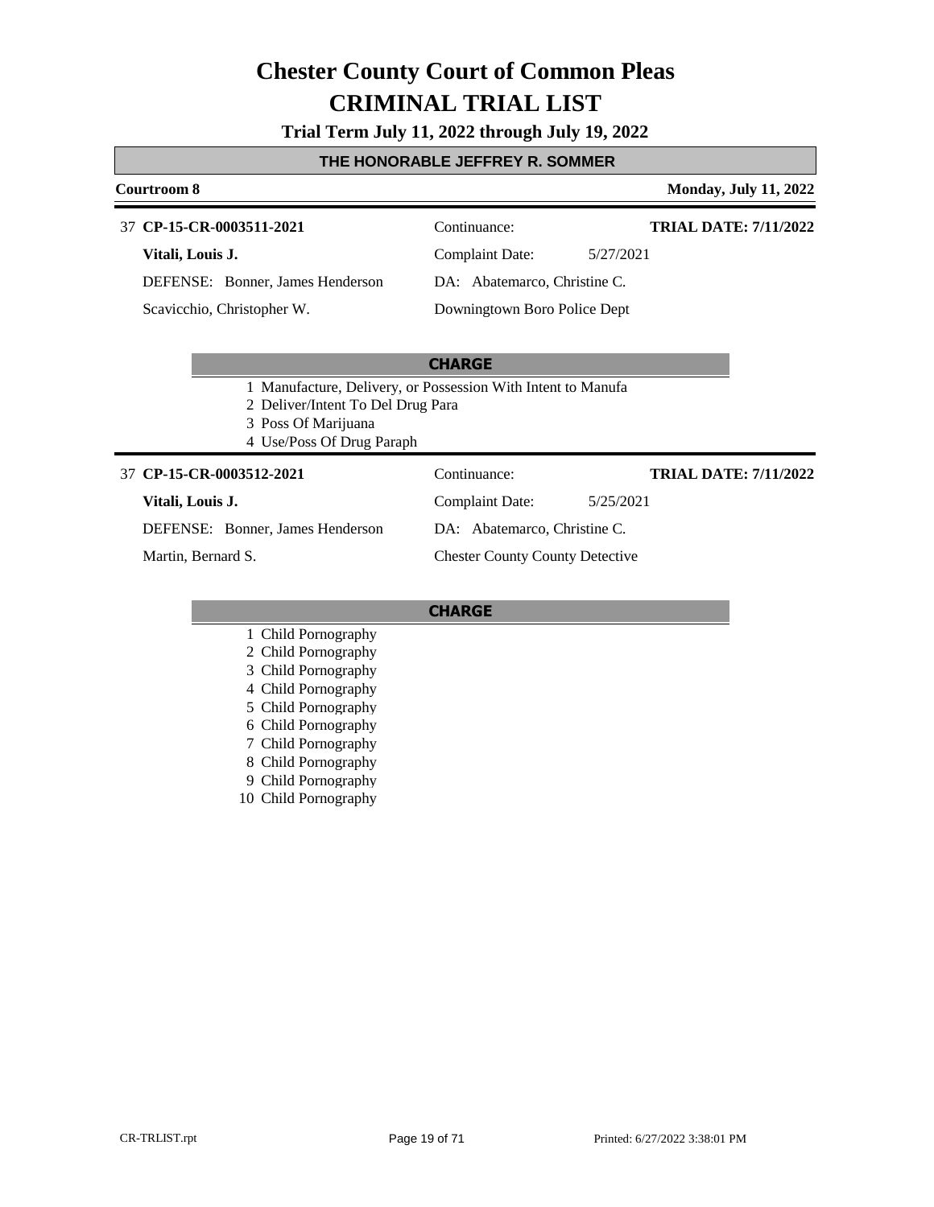# Chester County Court of Common Pleas
# CRIMINAL TRIAL LIST

**Trial Term July 11, 2022 through July 19, 2022**

**THE HONORABLE JEFFREY R. SOMMER**

**Courtroom 8** — **Monday, July 11, 2022**

---

37 **CP-15-CR-0003511-2021** — Continuance: — **TRIAL DATE: 7/11/2022**

**Vitali, Louis J.** — Complaint Date: 5/27/2021

DEFENSE: Bonner, James Henderson — DA: Abatemarco, Christine C.

Scavicchio, Christopher W. — Downingtown Boro Police Dept

**CHARGE**

1. Manufacture, Delivery, or Possession With Intent to Manufa
2. Deliver/Intent To Del Drug Para
3. Poss Of Marijuana
4. Use/Poss Of Drug Paraph

---

37 **CP-15-CR-0003512-2021** — Continuance: — **TRIAL DATE: 7/11/2022**

**Vitali, Louis J.** — Complaint Date: 5/25/2021

DEFENSE: Bonner, James Henderson — DA: Abatemarco, Christine C.

Martin, Bernard S. — Chester County County Detective

**CHARGE**

1. Child Pornography
2. Child Pornography
3. Child Pornography
4. Child Pornography
5. Child Pornography
6. Child Pornography
7. Child Pornography
8. Child Pornography
9. Child Pornography
10. Child Pornography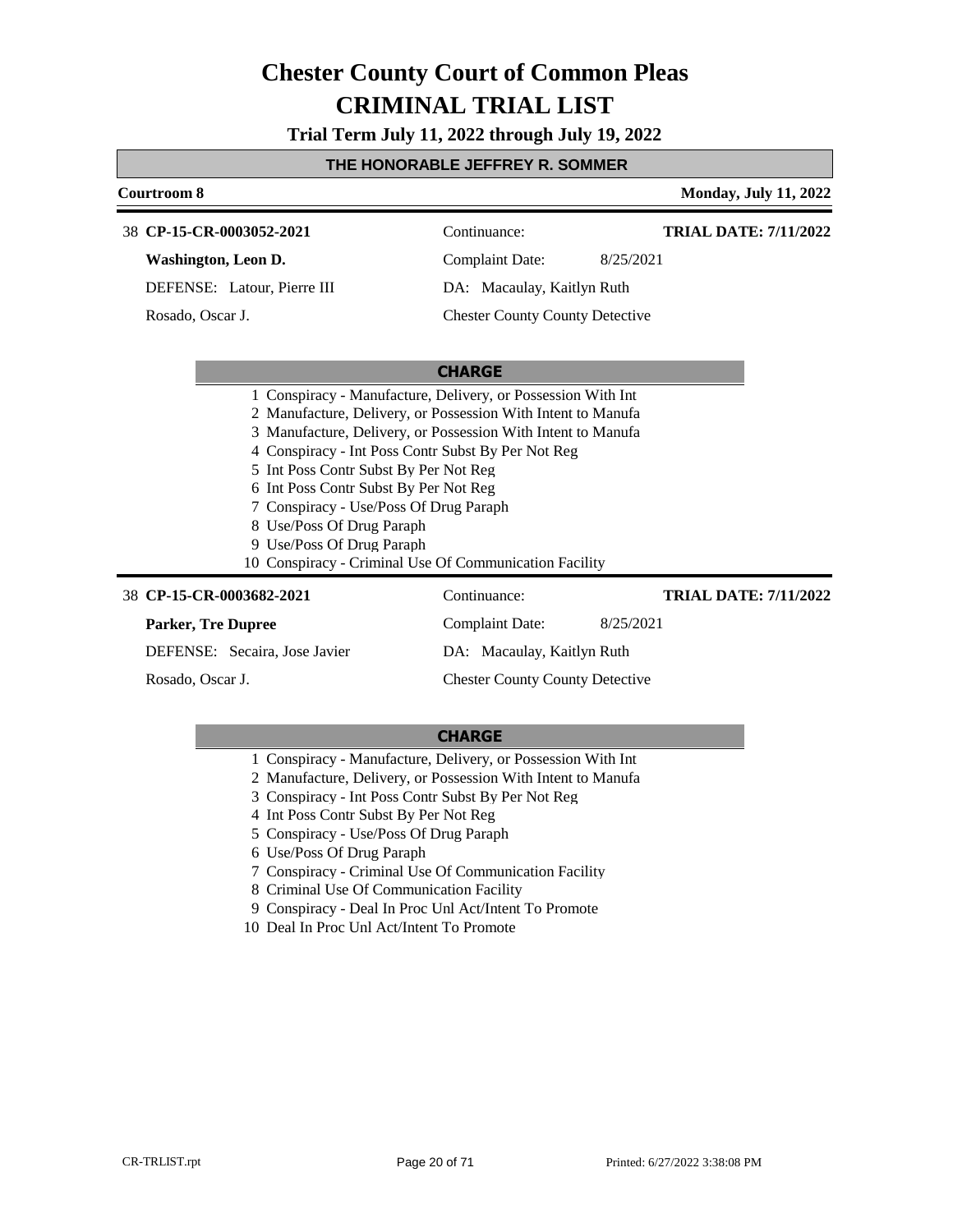# Chester County Court of Common Pleas
# CRIMINAL TRIAL LIST

**Trial Term July 11, 2022 through July 19, 2022**

**THE HONORABLE JEFFREY R. SOMMER**

**Courtroom 8** — **Monday, July 11, 2022**

---

38 **CP-15-CR-0003052-2021** — Continuance: — **TRIAL DATE: 7/11/2022**

**Washington, Leon D.** — Complaint Date: 8/25/2021

DEFENSE: Latour, Pierre III — DA: Macaulay, Kaitlyn Ruth

Rosado, Oscar J. — Chester County County Detective

**CHARGE**

1 Conspiracy - Manufacture, Delivery, or Possession With Int
2 Manufacture, Delivery, or Possession With Intent to Manufa
3 Manufacture, Delivery, or Possession With Intent to Manufa
4 Conspiracy - Int Poss Contr Subst By Per Not Reg
5 Int Poss Contr Subst By Per Not Reg
6 Int Poss Contr Subst By Per Not Reg
7 Conspiracy - Use/Poss Of Drug Paraph
8 Use/Poss Of Drug Paraph
9 Use/Poss Of Drug Paraph
10 Conspiracy - Criminal Use Of Communication Facility

---

38 **CP-15-CR-0003682-2021** — Continuance: — **TRIAL DATE: 7/11/2022**

**Parker, Tre Dupree** — Complaint Date: 8/25/2021

DEFENSE: Secaira, Jose Javier — DA: Macaulay, Kaitlyn Ruth

Rosado, Oscar J. — Chester County County Detective

**CHARGE**

1 Conspiracy - Manufacture, Delivery, or Possession With Int
2 Manufacture, Delivery, or Possession With Intent to Manufa
3 Conspiracy - Int Poss Contr Subst By Per Not Reg
4 Int Poss Contr Subst By Per Not Reg
5 Conspiracy - Use/Poss Of Drug Paraph
6 Use/Poss Of Drug Paraph
7 Conspiracy - Criminal Use Of Communication Facility
8 Criminal Use Of Communication Facility
9 Conspiracy - Deal In Proc Unl Act/Intent To Promote
10 Deal In Proc Unl Act/Intent To Promote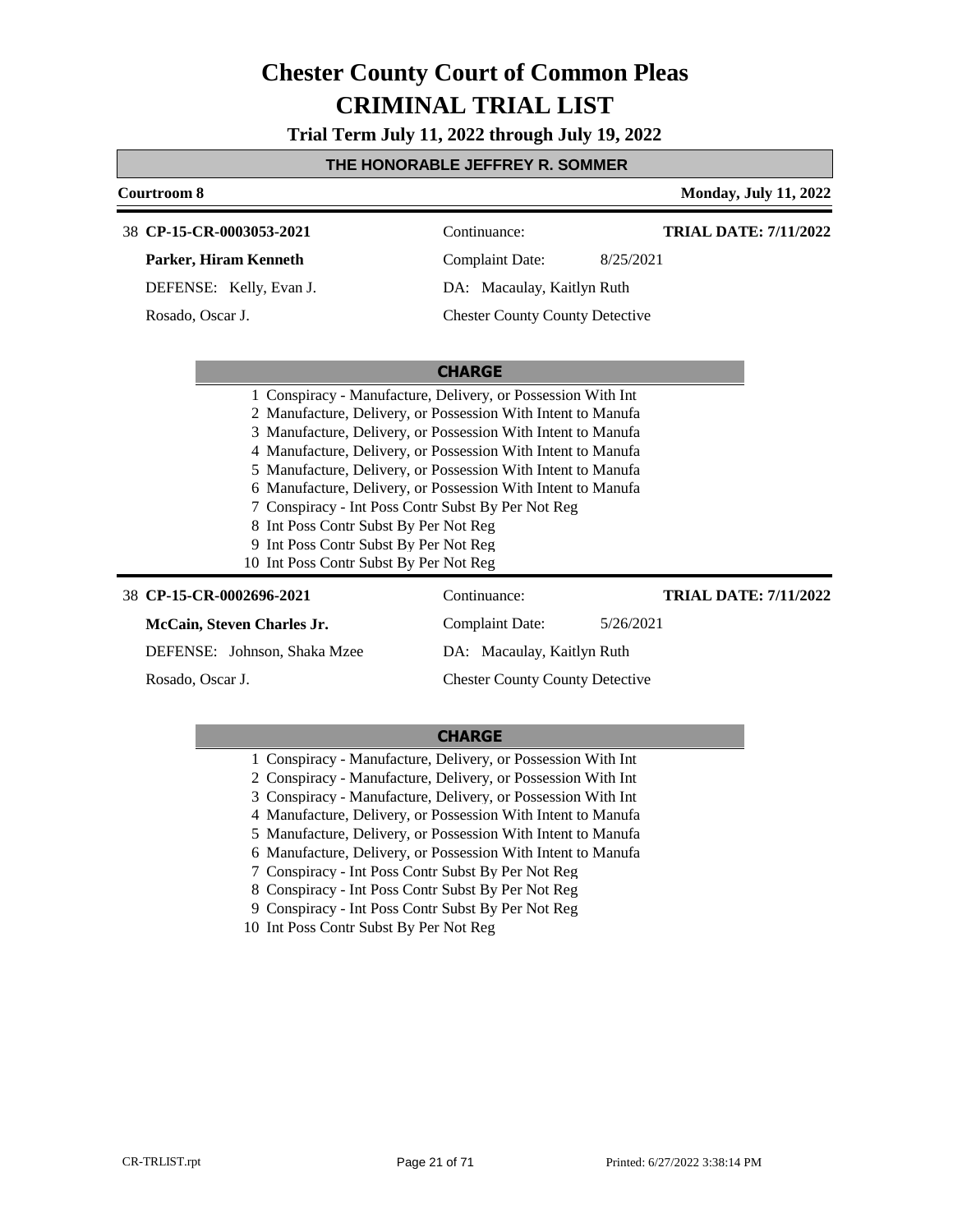# Chester County Court of Common Pleas
# CRIMINAL TRIAL LIST

**Trial Term July 11, 2022 through July 19, 2022**

**THE HONORABLE JEFFREY R. SOMMER**

**Courtroom 8** — **Monday, July 11, 2022**

38 **CP-15-CR-0003053-2021** — Continuance: — **TRIAL DATE: 7/11/2022**

**Parker, Hiram Kenneth** — Complaint Date: 8/25/2021

DEFENSE: Kelly, Evan J. — DA: Macaulay, Kaitlyn Ruth

Rosado, Oscar J. — Chester County County Detective

**CHARGE**

1 Conspiracy - Manufacture, Delivery, or Possession With Int
2 Manufacture, Delivery, or Possession With Intent to Manufa
3 Manufacture, Delivery, or Possession With Intent to Manufa
4 Manufacture, Delivery, or Possession With Intent to Manufa
5 Manufacture, Delivery, or Possession With Intent to Manufa
6 Manufacture, Delivery, or Possession With Intent to Manufa
7 Conspiracy - Int Poss Contr Subst By Per Not Reg
8 Int Poss Contr Subst By Per Not Reg
9 Int Poss Contr Subst By Per Not Reg
10 Int Poss Contr Subst By Per Not Reg

38 **CP-15-CR-0002696-2021** — Continuance: — **TRIAL DATE: 7/11/2022**

**McCain, Steven Charles Jr.** — Complaint Date: 5/26/2021

DEFENSE: Johnson, Shaka Mzee — DA: Macaulay, Kaitlyn Ruth

Rosado, Oscar J. — Chester County County Detective

**CHARGE**

1 Conspiracy - Manufacture, Delivery, or Possession With Int
2 Conspiracy - Manufacture, Delivery, or Possession With Int
3 Conspiracy - Manufacture, Delivery, or Possession With Int
4 Manufacture, Delivery, or Possession With Intent to Manufa
5 Manufacture, Delivery, or Possession With Intent to Manufa
6 Manufacture, Delivery, or Possession With Intent to Manufa
7 Conspiracy - Int Poss Contr Subst By Per Not Reg
8 Conspiracy - Int Poss Contr Subst By Per Not Reg
9 Conspiracy - Int Poss Contr Subst By Per Not Reg
10 Int Poss Contr Subst By Per Not Reg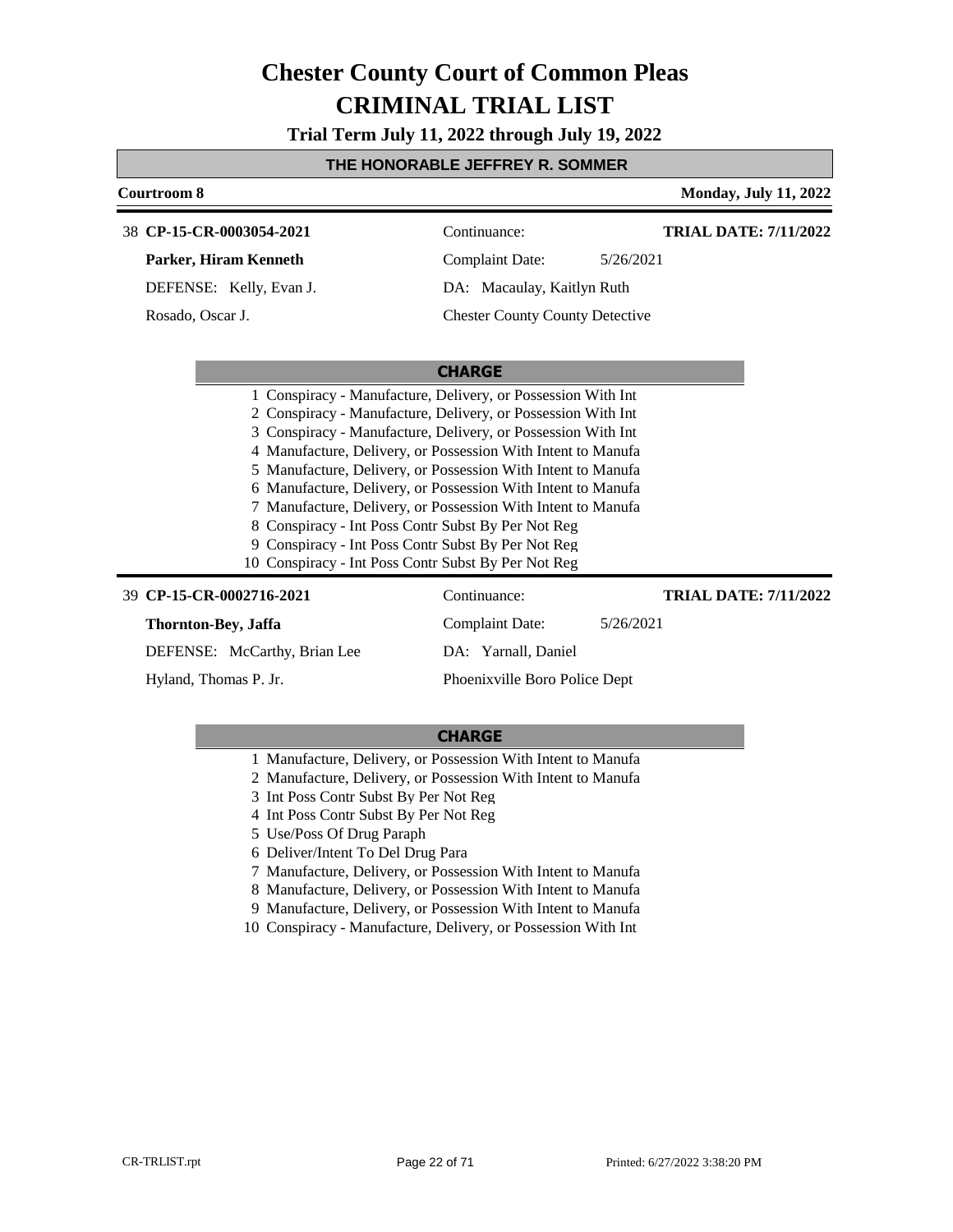# Chester County Court of Common Pleas

## CRIMINAL TRIAL LIST

### Trial Term July 11, 2022 through July 19, 2022

**THE HONORABLE JEFFREY R. SOMMER**

**Courtroom 8** | **Monday, July 11, 2022**

---

38 **CP-15-CR-0003054-2021** | Continuance: | **TRIAL DATE: 7/11/2022**

**Parker, Hiram Kenneth** | Complaint Date: 5/26/2021

DEFENSE: Kelly, Evan J. | DA: Macaulay, Kaitlyn Ruth

Rosado, Oscar J. | Chester County County Detective

**CHARGE**

1 Conspiracy - Manufacture, Delivery, or Possession With Int
2 Conspiracy - Manufacture, Delivery, or Possession With Int
3 Conspiracy - Manufacture, Delivery, or Possession With Int
4 Manufacture, Delivery, or Possession With Intent to Manufa
5 Manufacture, Delivery, or Possession With Intent to Manufa
6 Manufacture, Delivery, or Possession With Intent to Manufa
7 Manufacture, Delivery, or Possession With Intent to Manufa
8 Conspiracy - Int Poss Contr Subst By Per Not Reg
9 Conspiracy - Int Poss Contr Subst By Per Not Reg
10 Conspiracy - Int Poss Contr Subst By Per Not Reg

---

39 **CP-15-CR-0002716-2021** | Continuance: | **TRIAL DATE: 7/11/2022**

**Thornton-Bey, Jaffa** | Complaint Date: 5/26/2021

DEFENSE: McCarthy, Brian Lee | DA: Yarnall, Daniel

Hyland, Thomas P. Jr. | Phoenixville Boro Police Dept

**CHARGE**

1 Manufacture, Delivery, or Possession With Intent to Manufa
2 Manufacture, Delivery, or Possession With Intent to Manufa
3 Int Poss Contr Subst By Per Not Reg
4 Int Poss Contr Subst By Per Not Reg
5 Use/Poss Of Drug Paraph
6 Deliver/Intent To Del Drug Para
7 Manufacture, Delivery, or Possession With Intent to Manufa
8 Manufacture, Delivery, or Possession With Intent to Manufa
9 Manufacture, Delivery, or Possession With Intent to Manufa
10 Conspiracy - Manufacture, Delivery, or Possession With Int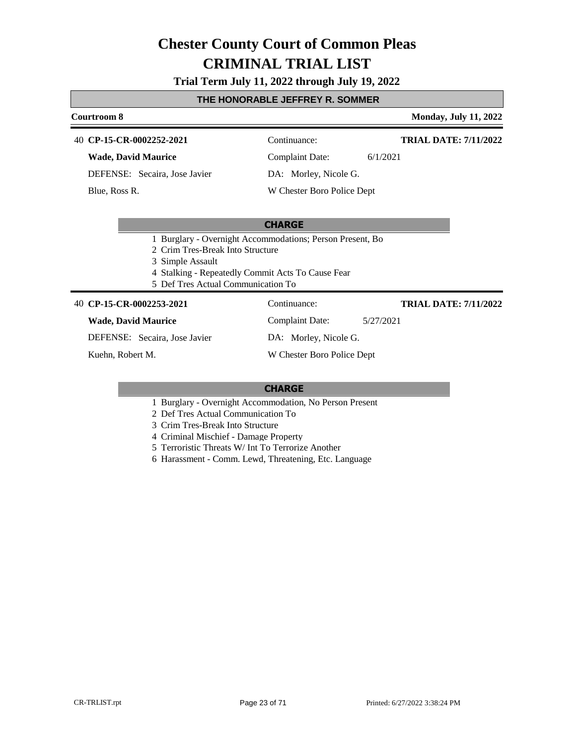# Chester County Court of Common Pleas

# CRIMINAL TRIAL LIST

**Trial Term July 11, 2022 through July 19, 2022**

## THE HONORABLE JEFFREY R. SOMMER

**Courtroom 8** — **Monday, July 11, 2022**

---

40 **CP-15-CR-0002252-2021** — Continuance: — **TRIAL DATE: 7/11/2022**

**Wade, David Maurice** — Complaint Date: 6/1/2021

DEFENSE: Secaira, Jose Javier — DA: Morley, Nicole G.

Blue, Ross R. — W Chester Boro Police Dept

**CHARGE**

1 Burglary - Overnight Accommodations; Person Present, Bo
2 Crim Tres-Break Into Structure
3 Simple Assault
4 Stalking - Repeatedly Commit Acts To Cause Fear
5 Def Tres Actual Communication To

---

40 **CP-15-CR-0002253-2021** — Continuance: — **TRIAL DATE: 7/11/2022**

**Wade, David Maurice** — Complaint Date: 5/27/2021

DEFENSE: Secaira, Jose Javier — DA: Morley, Nicole G.

Kuehn, Robert M. — W Chester Boro Police Dept

**CHARGE**

1 Burglary - Overnight Accommodation, No Person Present
2 Def Tres Actual Communication To
3 Crim Tres-Break Into Structure
4 Criminal Mischief - Damage Property
5 Terroristic Threats W/ Int To Terrorize Another
6 Harassment - Comm. Lewd, Threatening, Etc. Language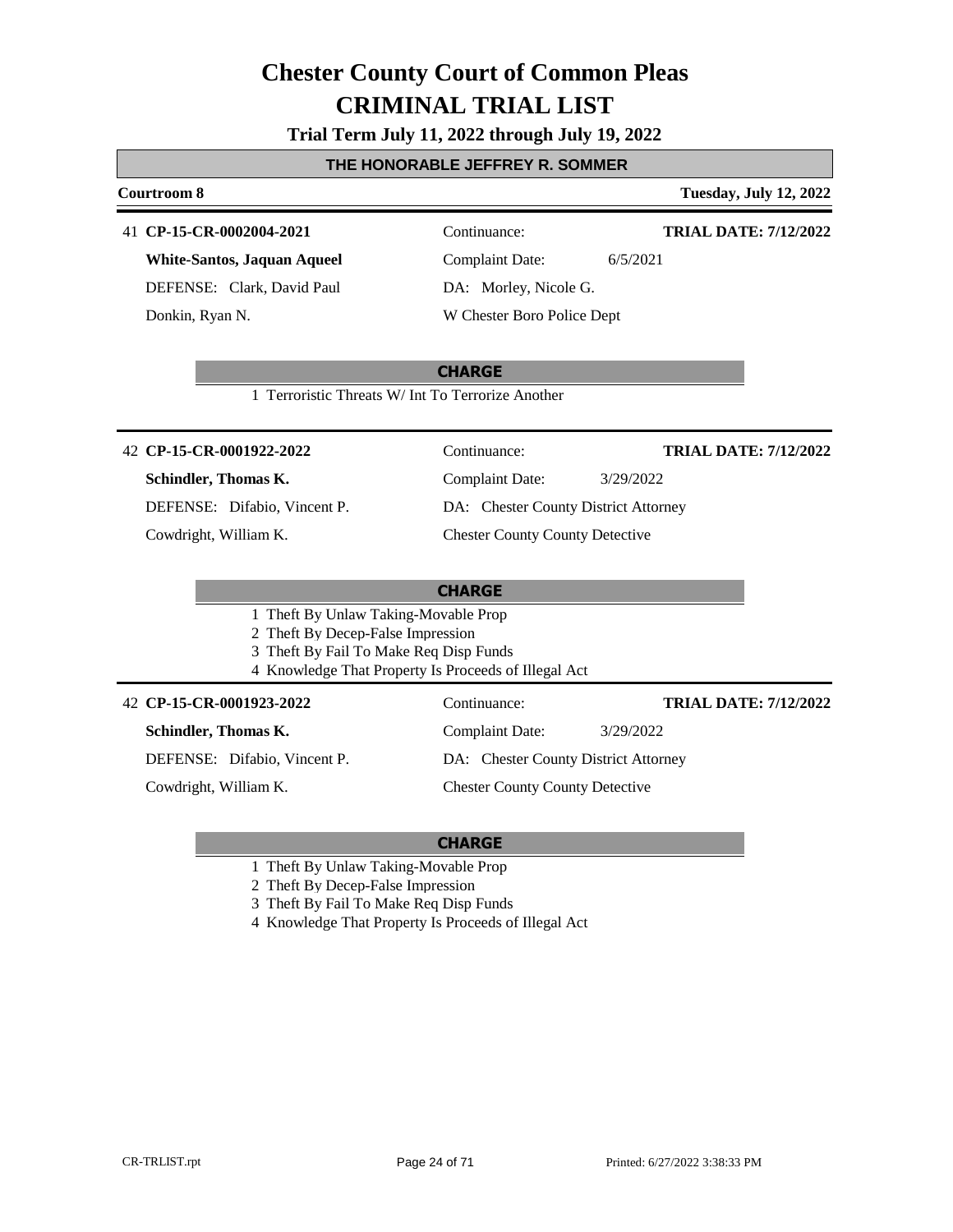# Chester County Court of Common Pleas
# CRIMINAL TRIAL LIST

**Trial Term July 11, 2022 through July 19, 2022**

**THE HONORABLE JEFFREY R. SOMMER**

**Courtroom 8** | **Tuesday, July 12, 2022**

---

41 **CP-15-CR-0002004-2021** | Continuance: | **TRIAL DATE: 7/12/2022**

**White-Santos, Jaquan Aqueel** | Complaint Date: 6/5/2021

DEFENSE: Clark, David Paul | DA: Morley, Nicole G.

Donkin, Ryan N. | W Chester Boro Police Dept

**CHARGE**

1 Terroristic Threats W/ Int To Terrorize Another

---

42 **CP-15-CR-0001922-2022** | Continuance: | **TRIAL DATE: 7/12/2022**

**Schindler, Thomas K.** | Complaint Date: 3/29/2022

DEFENSE: Difabio, Vincent P. | DA: Chester County District Attorney

Cowdright, William K. | Chester County County Detective

**CHARGE**

1 Theft By Unlaw Taking-Movable Prop
2 Theft By Decep-False Impression
3 Theft By Fail To Make Req Disp Funds
4 Knowledge That Property Is Proceeds of Illegal Act

---

42 **CP-15-CR-0001923-2022** | Continuance: | **TRIAL DATE: 7/12/2022**

**Schindler, Thomas K.** | Complaint Date: 3/29/2022

DEFENSE: Difabio, Vincent P. | DA: Chester County District Attorney

Cowdright, William K. | Chester County County Detective

**CHARGE**

1 Theft By Unlaw Taking-Movable Prop
2 Theft By Decep-False Impression
3 Theft By Fail To Make Req Disp Funds
4 Knowledge That Property Is Proceeds of Illegal Act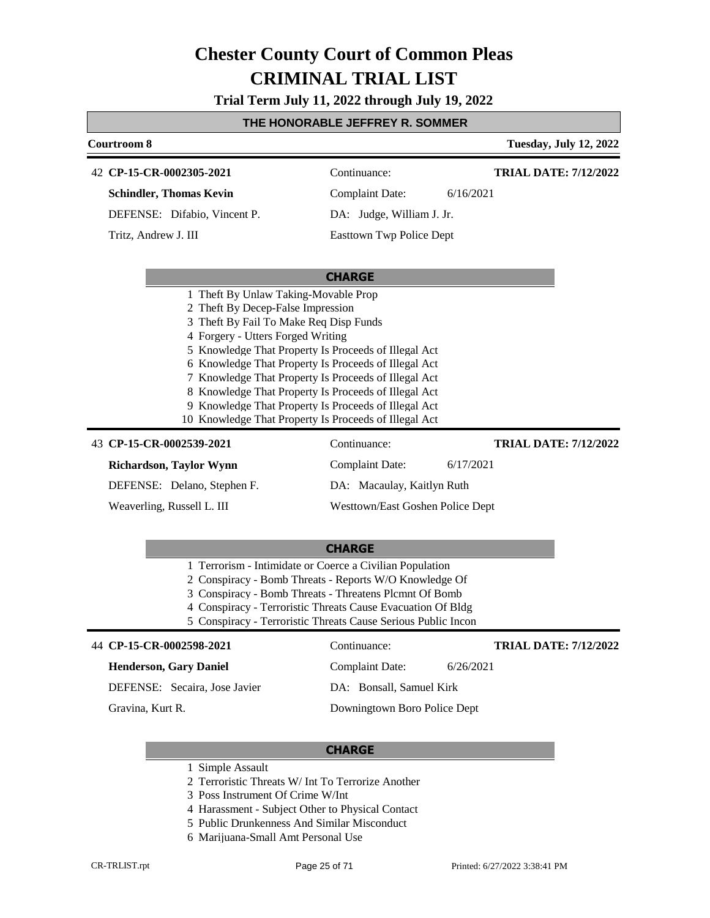# Chester County Court of Common Pleas
# CRIMINAL TRIAL LIST

**Trial Term July 11, 2022 through July 19, 2022**

**THE HONORABLE JEFFREY R. SOMMER**

**Courtroom 8** — **Tuesday, July 12, 2022**

---

42 **CP-15-CR-0002305-2021** — Continuance: — **TRIAL DATE: 7/12/2022**

**Schindler, Thomas Kevin** — Complaint Date: 6/16/2021

DEFENSE: Difabio, Vincent P. — DA: Judge, William J. Jr.

Tritz, Andrew J. III — Easttown Twp Police Dept

**CHARGE**

1 Theft By Unlaw Taking-Movable Prop
2 Theft By Decep-False Impression
3 Theft By Fail To Make Req Disp Funds
4 Forgery - Utters Forged Writing
5 Knowledge That Property Is Proceeds of Illegal Act
6 Knowledge That Property Is Proceeds of Illegal Act
7 Knowledge That Property Is Proceeds of Illegal Act
8 Knowledge That Property Is Proceeds of Illegal Act
9 Knowledge That Property Is Proceeds of Illegal Act
10 Knowledge That Property Is Proceeds of Illegal Act

---

43 **CP-15-CR-0002539-2021** — Continuance: — **TRIAL DATE: 7/12/2022**

**Richardson, Taylor Wynn** — Complaint Date: 6/17/2021

DEFENSE: Delano, Stephen F. — DA: Macaulay, Kaitlyn Ruth

Weaverling, Russell L. III — Westtown/East Goshen Police Dept

**CHARGE**

1 Terrorism - Intimidate or Coerce a Civilian Population
2 Conspiracy - Bomb Threats - Reports W/O Knowledge Of
3 Conspiracy - Bomb Threats - Threatens Plcmnt Of Bomb
4 Conspiracy - Terroristic Threats Cause Evacuation Of Bldg
5 Conspiracy - Terroristic Threats Cause Serious Public Incon

---

44 **CP-15-CR-0002598-2021** — Continuance: — **TRIAL DATE: 7/12/2022**

**Henderson, Gary Daniel** — Complaint Date: 6/26/2021

DEFENSE: Secaira, Jose Javier — DA: Bonsall, Samuel Kirk

Gravina, Kurt R. — Downingtown Boro Police Dept

**CHARGE**

1 Simple Assault
2 Terroristic Threats W/ Int To Terrorize Another
3 Poss Instrument Of Crime W/Int
4 Harassment - Subject Other to Physical Contact
5 Public Drunkenness And Similar Misconduct
6 Marijuana-Small Amt Personal Use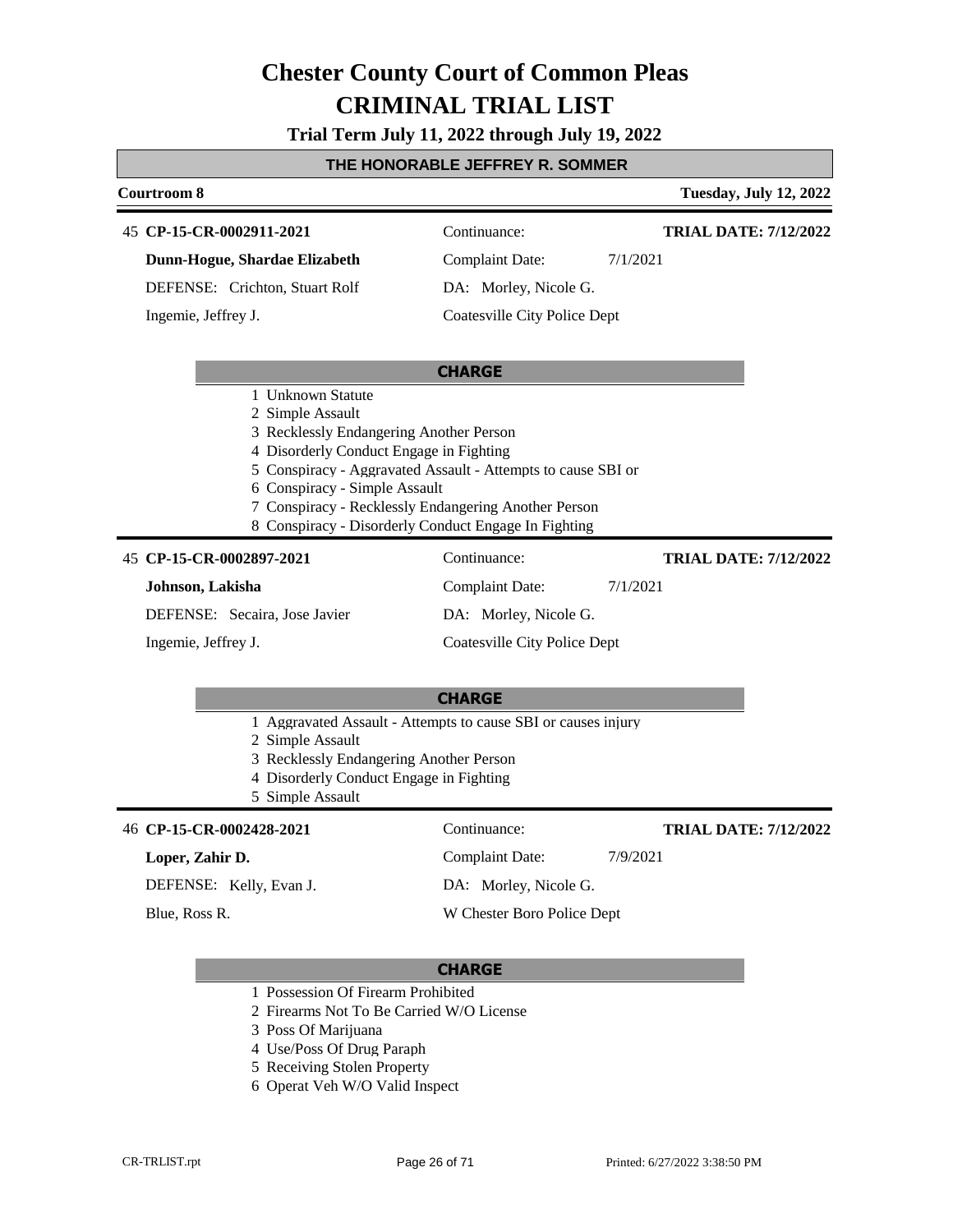# Chester County Court of Common Pleas
# CRIMINAL TRIAL LIST

**Trial Term July 11, 2022 through July 19, 2022**

## THE HONORABLE JEFFREY R. SOMMER

**Courtroom 8** — **Tuesday, July 12, 2022**

---

45 **CP-15-CR-0002911-2021** — Continuance: — **TRIAL DATE: 7/12/2022**

**Dunn-Hogue, Shardae Elizabeth** — Complaint Date: 7/1/2021

DEFENSE: Crichton, Stuart Rolf — DA: Morley, Nicole G.

Ingemie, Jeffrey J. — Coatesville City Police Dept

**CHARGE**

1 Unknown Statute
2 Simple Assault
3 Recklessly Endangering Another Person
4 Disorderly Conduct Engage in Fighting
5 Conspiracy - Aggravated Assault - Attempts to cause SBI or
6 Conspiracy - Simple Assault
7 Conspiracy - Recklessly Endangering Another Person
8 Conspiracy - Disorderly Conduct Engage In Fighting

---

45 **CP-15-CR-0002897-2021** — Continuance: — **TRIAL DATE: 7/12/2022**

**Johnson, Lakisha** — Complaint Date: 7/1/2021

DEFENSE: Secaira, Jose Javier — DA: Morley, Nicole G.

Ingemie, Jeffrey J. — Coatesville City Police Dept

**CHARGE**

1 Aggravated Assault - Attempts to cause SBI or causes injury
2 Simple Assault
3 Recklessly Endangering Another Person
4 Disorderly Conduct Engage in Fighting
5 Simple Assault

---

46 **CP-15-CR-0002428-2021** — Continuance: — **TRIAL DATE: 7/12/2022**

**Loper, Zahir D.** — Complaint Date: 7/9/2021

DEFENSE: Kelly, Evan J. — DA: Morley, Nicole G.

Blue, Ross R. — W Chester Boro Police Dept

**CHARGE**

1 Possession Of Firearm Prohibited
2 Firearms Not To Be Carried W/O License
3 Poss Of Marijuana
4 Use/Poss Of Drug Paraph
5 Receiving Stolen Property
6 Operat Veh W/O Valid Inspect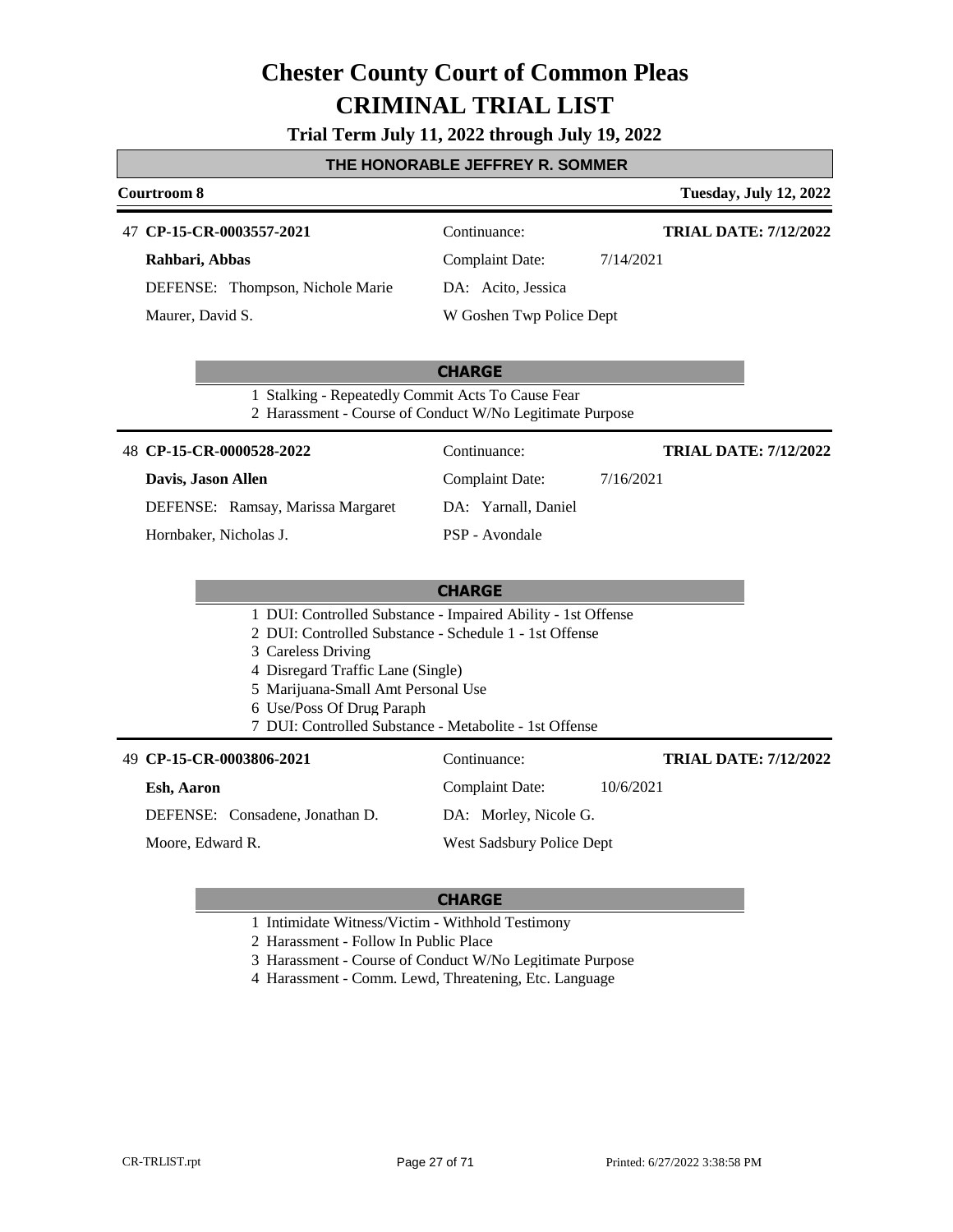# Chester County Court of Common Pleas
# CRIMINAL TRIAL LIST

**Trial Term July 11, 2022 through July 19, 2022**

## THE HONORABLE JEFFREY R. SOMMER

**Courtroom 8** — **Tuesday, July 12, 2022**

---

47 **CP-15-CR-0003557-2021** | Continuance: | **TRIAL DATE: 7/12/2022**

**Rahbari, Abbas** | Complaint Date: 7/14/2021

DEFENSE: Thompson, Nichole Marie | DA: Acito, Jessica

Maurer, David S. | W Goshen Twp Police Dept

**CHARGE**

1 Stalking - Repeatedly Commit Acts To Cause Fear
2 Harassment - Course of Conduct W/No Legitimate Purpose

---

48 **CP-15-CR-0000528-2022** | Continuance: | **TRIAL DATE: 7/12/2022**

**Davis, Jason Allen** | Complaint Date: 7/16/2021

DEFENSE: Ramsay, Marissa Margaret | DA: Yarnall, Daniel

Hornbaker, Nicholas J. | PSP - Avondale

**CHARGE**

1 DUI: Controlled Substance - Impaired Ability - 1st Offense
2 DUI: Controlled Substance - Schedule 1 - 1st Offense
3 Careless Driving
4 Disregard Traffic Lane (Single)
5 Marijuana-Small Amt Personal Use
6 Use/Poss Of Drug Paraph
7 DUI: Controlled Substance - Metabolite - 1st Offense

---

49 **CP-15-CR-0003806-2021** | Continuance: | **TRIAL DATE: 7/12/2022**

**Esh, Aaron** | Complaint Date: 10/6/2021

DEFENSE: Consadene, Jonathan D. | DA: Morley, Nicole G.

Moore, Edward R. | West Sadsbury Police Dept

**CHARGE**

1 Intimidate Witness/Victim - Withhold Testimony
2 Harassment - Follow In Public Place
3 Harassment - Course of Conduct W/No Legitimate Purpose
4 Harassment - Comm. Lewd, Threatening, Etc. Language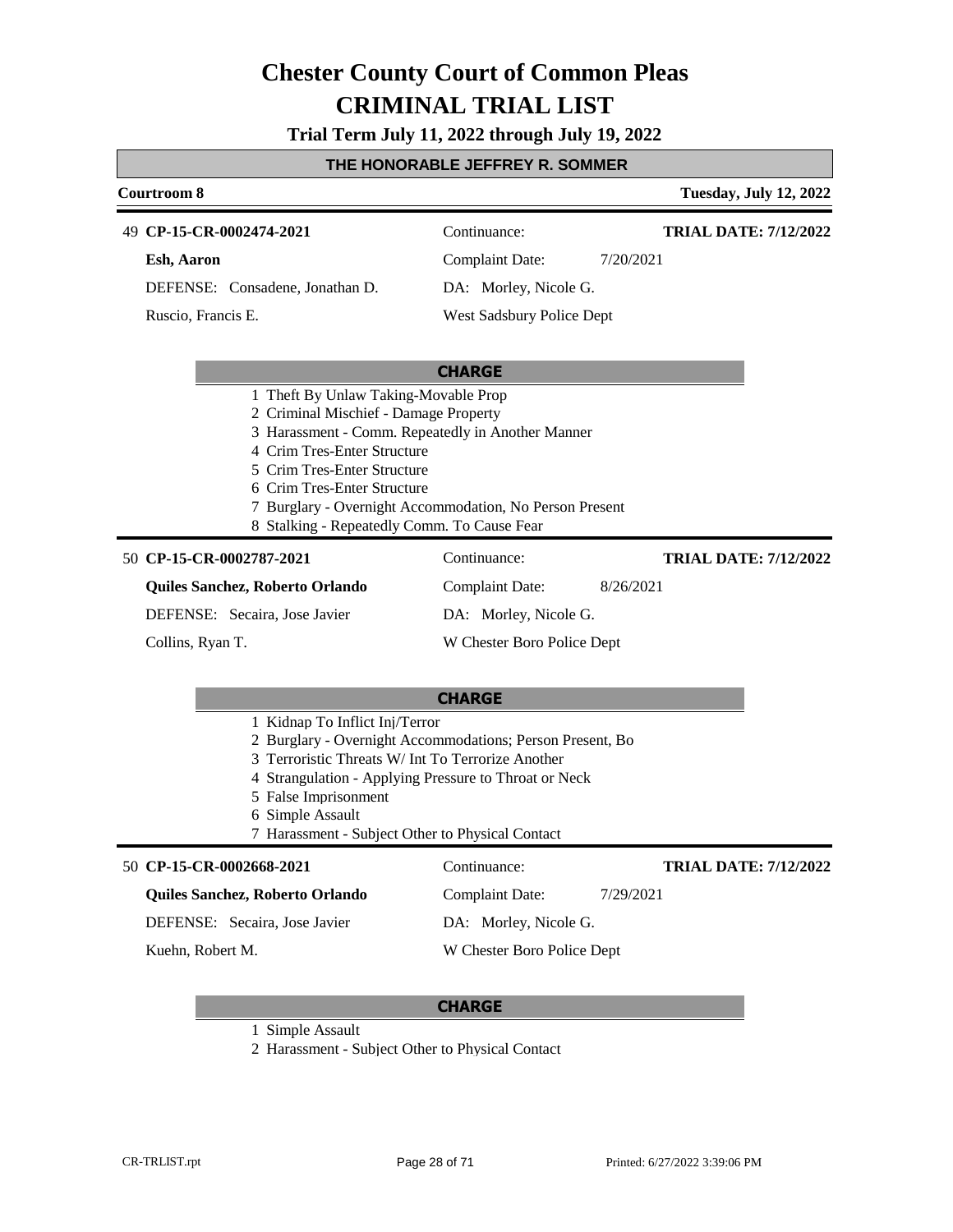# Chester County Court of Common Pleas
# CRIMINAL TRIAL LIST

**Trial Term July 11, 2022 through July 19, 2022**

**THE HONORABLE JEFFREY R. SOMMER**

**Courtroom 8** — **Tuesday, July 12, 2022**

---

49 **CP-15-CR-0002474-2021** | Continuance: | **TRIAL DATE: 7/12/2022**

**Esh, Aaron** | Complaint Date: 7/20/2021

DEFENSE: Consadene, Jonathan D. | DA: Morley, Nicole G.

Ruscio, Francis E. | West Sadsbury Police Dept

**CHARGE**

1 Theft By Unlaw Taking-Movable Prop
2 Criminal Mischief - Damage Property
3 Harassment - Comm. Repeatedly in Another Manner
4 Crim Tres-Enter Structure
5 Crim Tres-Enter Structure
6 Crim Tres-Enter Structure
7 Burglary - Overnight Accommodation, No Person Present
8 Stalking - Repeatedly Comm. To Cause Fear

---

50 **CP-15-CR-0002787-2021** | Continuance: | **TRIAL DATE: 7/12/2022**

**Quiles Sanchez, Roberto Orlando** | Complaint Date: 8/26/2021

DEFENSE: Secaira, Jose Javier | DA: Morley, Nicole G.

Collins, Ryan T. | W Chester Boro Police Dept

**CHARGE**

1 Kidnap To Inflict Inj/Terror
2 Burglary - Overnight Accommodations; Person Present, Bo
3 Terroristic Threats W/ Int To Terrorize Another
4 Strangulation - Applying Pressure to Throat or Neck
5 False Imprisonment
6 Simple Assault
7 Harassment - Subject Other to Physical Contact

---

50 **CP-15-CR-0002668-2021** | Continuance: | **TRIAL DATE: 7/12/2022**

**Quiles Sanchez, Roberto Orlando** | Complaint Date: 7/29/2021

DEFENSE: Secaira, Jose Javier | DA: Morley, Nicole G.

Kuehn, Robert M. | W Chester Boro Police Dept

**CHARGE**

1 Simple Assault
2 Harassment - Subject Other to Physical Contact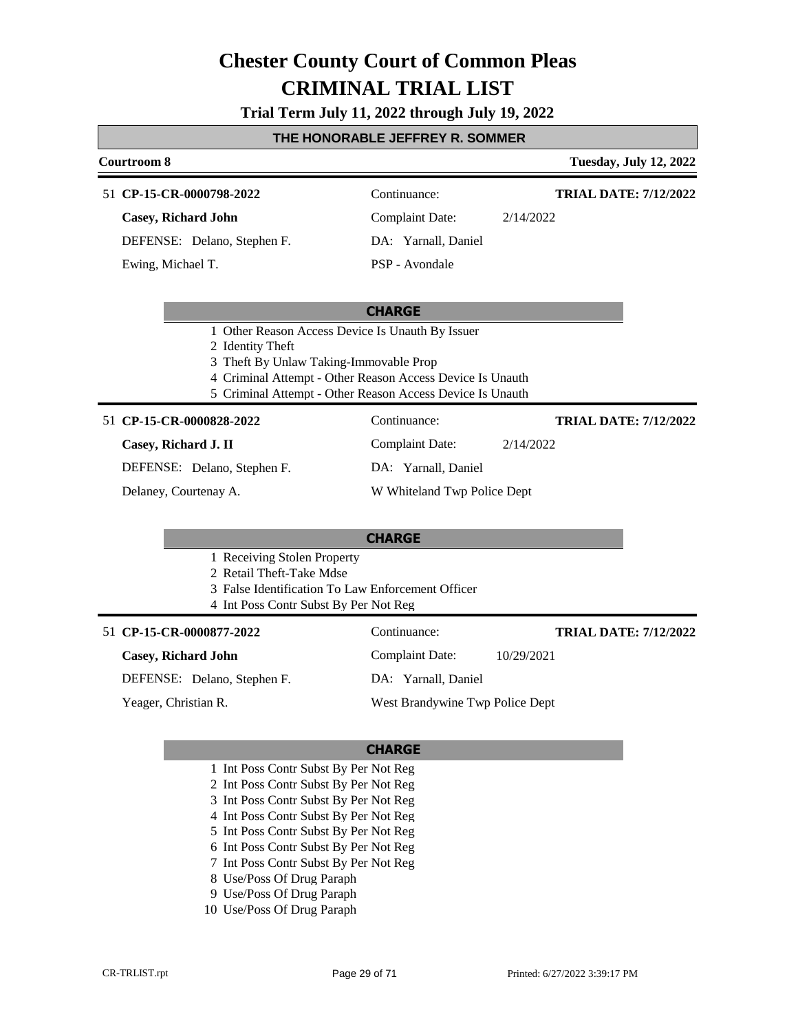# Chester County Court of Common Pleas
# CRIMINAL TRIAL LIST

**Trial Term July 11, 2022 through July 19, 2022**

**THE HONORABLE JEFFREY R. SOMMER**

**Courtroom 8** — **Tuesday, July 12, 2022**

---

51 **CP-15-CR-0000798-2022** — Continuance: — **TRIAL DATE: 7/12/2022**

**Casey, Richard John** — Complaint Date: 2/14/2022

DEFENSE: Delano, Stephen F. — DA: Yarnall, Daniel

Ewing, Michael T. — PSP - Avondale

**CHARGE**

1 Other Reason Access Device Is Unauth By Issuer
2 Identity Theft
3 Theft By Unlaw Taking-Immovable Prop
4 Criminal Attempt - Other Reason Access Device Is Unauth
5 Criminal Attempt - Other Reason Access Device Is Unauth

---

51 **CP-15-CR-0000828-2022** — Continuance: — **TRIAL DATE: 7/12/2022**

**Casey, Richard J. II** — Complaint Date: 2/14/2022

DEFENSE: Delano, Stephen F. — DA: Yarnall, Daniel

Delaney, Courtenay A. — W Whiteland Twp Police Dept

**CHARGE**

1 Receiving Stolen Property
2 Retail Theft-Take Mdse
3 False Identification To Law Enforcement Officer
4 Int Poss Contr Subst By Per Not Reg

---

51 **CP-15-CR-0000877-2022** — Continuance: — **TRIAL DATE: 7/12/2022**

**Casey, Richard John** — Complaint Date: 10/29/2021

DEFENSE: Delano, Stephen F. — DA: Yarnall, Daniel

Yeager, Christian R. — West Brandywine Twp Police Dept

**CHARGE**

1 Int Poss Contr Subst By Per Not Reg
2 Int Poss Contr Subst By Per Not Reg
3 Int Poss Contr Subst By Per Not Reg
4 Int Poss Contr Subst By Per Not Reg
5 Int Poss Contr Subst By Per Not Reg
6 Int Poss Contr Subst By Per Not Reg
7 Int Poss Contr Subst By Per Not Reg
8 Use/Poss Of Drug Paraph
9 Use/Poss Of Drug Paraph
10 Use/Poss Of Drug Paraph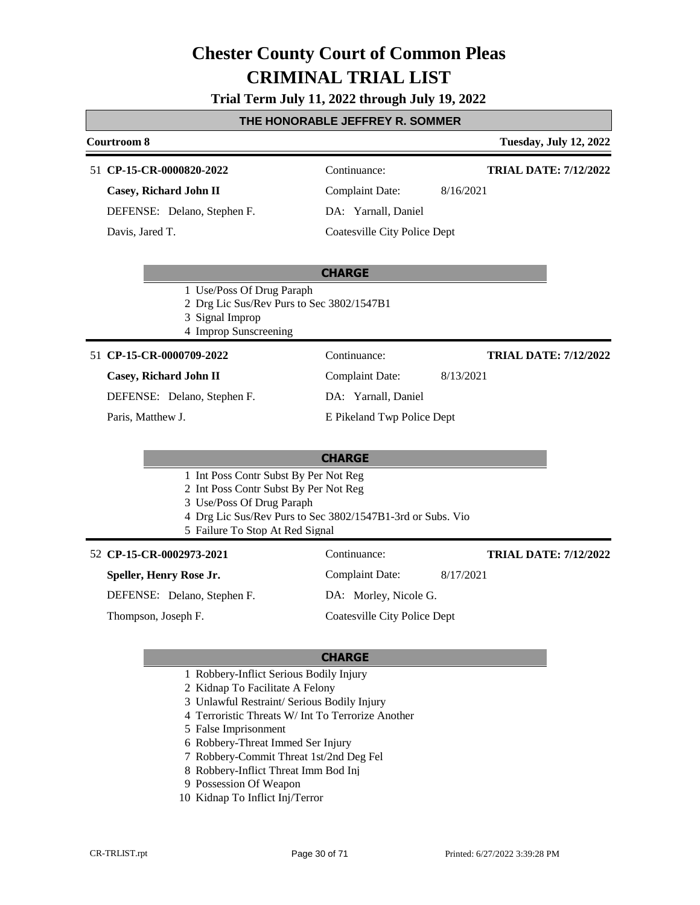# Chester County Court of Common Pleas
# CRIMINAL TRIAL LIST

**Trial Term July 11, 2022 through July 19, 2022**

**THE HONORABLE JEFFREY R. SOMMER**

**Courtroom 8** — **Tuesday, July 12, 2022**

---

51 **CP-15-CR-0000820-2022** — Continuance: — **TRIAL DATE: 7/12/2022**

**Casey, Richard John II** — Complaint Date: 8/16/2021

DEFENSE: Delano, Stephen F. — DA: Yarnall, Daniel

Davis, Jared T. — Coatesville City Police Dept

**CHARGE**

1 Use/Poss Of Drug Paraph
2 Drg Lic Sus/Rev Purs to Sec 3802/1547B1
3 Signal Improp
4 Improp Sunscreening

---

51 **CP-15-CR-0000709-2022** — Continuance: — **TRIAL DATE: 7/12/2022**

**Casey, Richard John II** — Complaint Date: 8/13/2021

DEFENSE: Delano, Stephen F. — DA: Yarnall, Daniel

Paris, Matthew J. — E Pikeland Twp Police Dept

**CHARGE**

1 Int Poss Contr Subst By Per Not Reg
2 Int Poss Contr Subst By Per Not Reg
3 Use/Poss Of Drug Paraph
4 Drg Lic Sus/Rev Purs to Sec 3802/1547B1-3rd or Subs. Vio
5 Failure To Stop At Red Signal

---

52 **CP-15-CR-0002973-2021** — Continuance: — **TRIAL DATE: 7/12/2022**

**Speller, Henry Rose Jr.** — Complaint Date: 8/17/2021

DEFENSE: Delano, Stephen F. — DA: Morley, Nicole G.

Thompson, Joseph F. — Coatesville City Police Dept

**CHARGE**

1 Robbery-Inflict Serious Bodily Injury
2 Kidnap To Facilitate A Felony
3 Unlawful Restraint/ Serious Bodily Injury
4 Terroristic Threats W/ Int To Terrorize Another
5 False Imprisonment
6 Robbery-Threat Immed Ser Injury
7 Robbery-Commit Threat 1st/2nd Deg Fel
8 Robbery-Inflict Threat Imm Bod Inj
9 Possession Of Weapon
10 Kidnap To Inflict Inj/Terror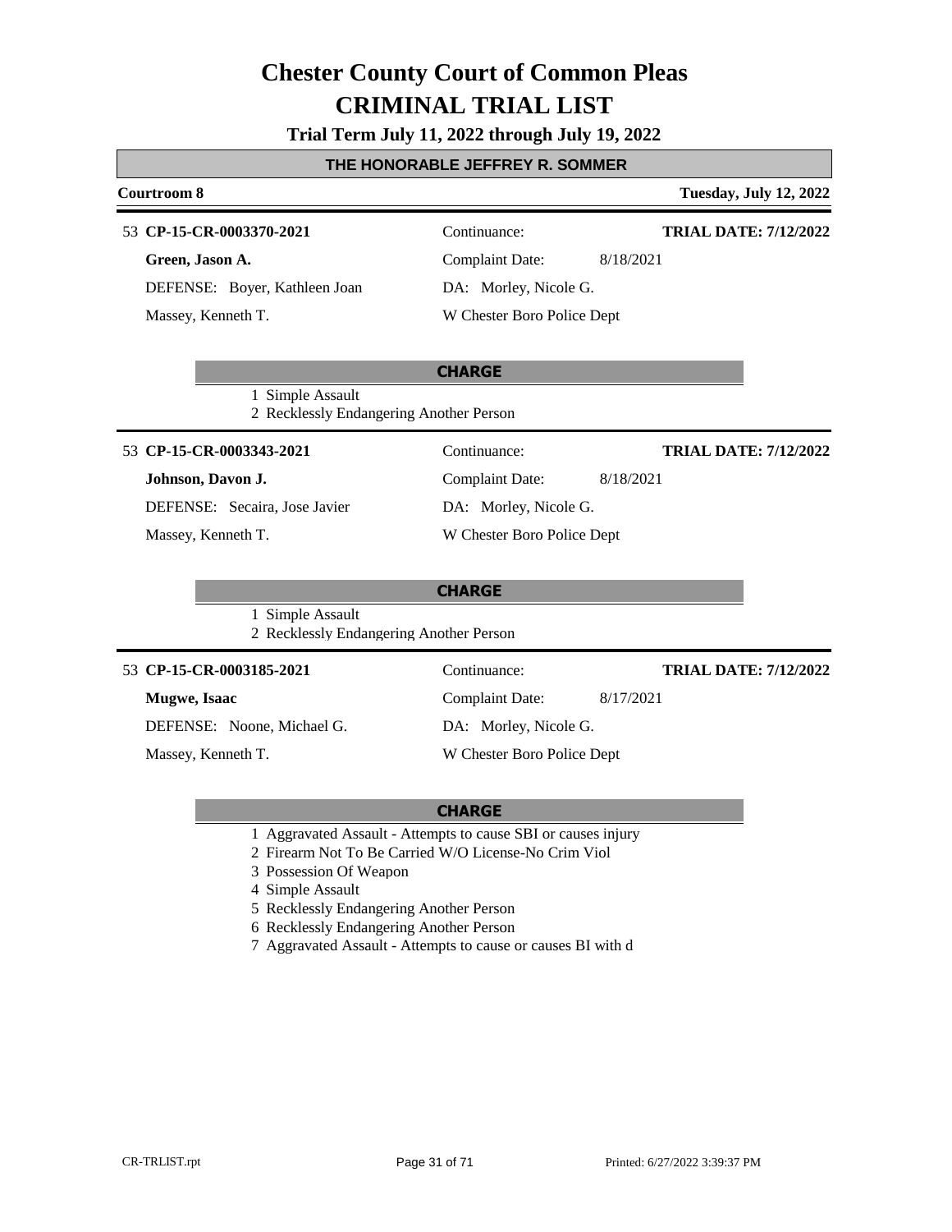# Chester County Court of Common Pleas
# CRIMINAL TRIAL LIST

**Trial Term July 11, 2022 through July 19, 2022**

## THE HONORABLE JEFFREY R. SOMMER

**Courtroom 8** — **Tuesday, July 12, 2022**

---

53 **CP-15-CR-0003370-2021** — Continuance: — **TRIAL DATE: 7/12/2022**

**Green, Jason A.** — Complaint Date: 8/18/2021

DEFENSE: Boyer, Kathleen Joan — DA: Morley, Nicole G.

Massey, Kenneth T. — W Chester Boro Police Dept

**CHARGE**

1 Simple Assault
2 Recklessly Endangering Another Person

---

53 **CP-15-CR-0003343-2021** — Continuance: — **TRIAL DATE: 7/12/2022**

**Johnson, Davon J.** — Complaint Date: 8/18/2021

DEFENSE: Secaira, Jose Javier — DA: Morley, Nicole G.

Massey, Kenneth T. — W Chester Boro Police Dept

**CHARGE**

1 Simple Assault
2 Recklessly Endangering Another Person

---

53 **CP-15-CR-0003185-2021** — Continuance: — **TRIAL DATE: 7/12/2022**

**Mugwe, Isaac** — Complaint Date: 8/17/2021

DEFENSE: Noone, Michael G. — DA: Morley, Nicole G.

Massey, Kenneth T. — W Chester Boro Police Dept

**CHARGE**

1 Aggravated Assault - Attempts to cause SBI or causes injury
2 Firearm Not To Be Carried W/O License-No Crim Viol
3 Possession Of Weapon
4 Simple Assault
5 Recklessly Endangering Another Person
6 Recklessly Endangering Another Person
7 Aggravated Assault - Attempts to cause or causes BI with d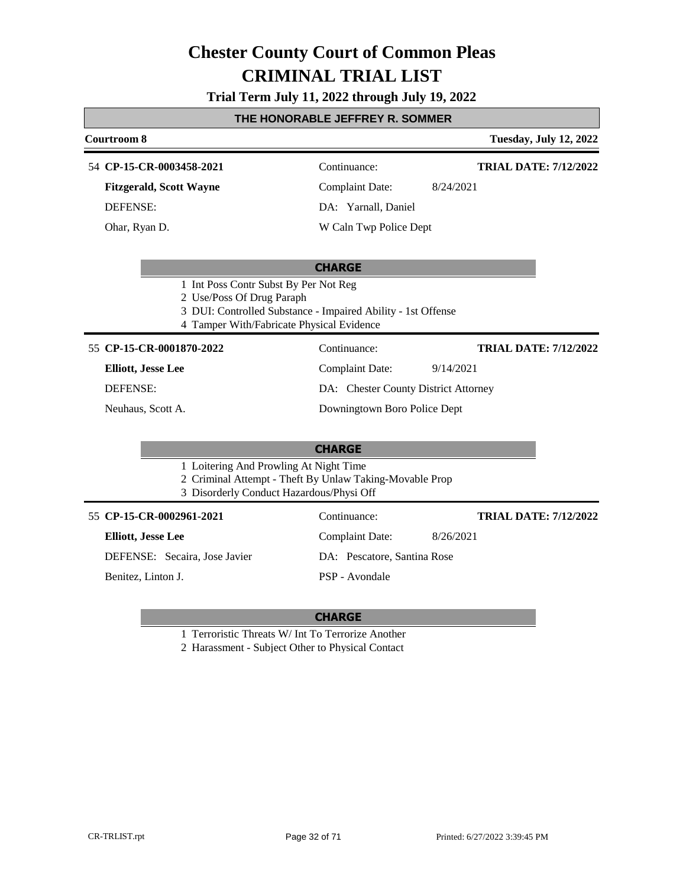# Chester County Court of Common Pleas
# CRIMINAL TRIAL LIST

**Trial Term July 11, 2022 through July 19, 2022**

## THE HONORABLE JEFFREY R. SOMMER

**Courtroom 8** — **Tuesday, July 12, 2022**

---

54 **CP-15-CR-0003458-2021** | Continuance: | **TRIAL DATE: 7/12/2022**

**Fitzgerald, Scott Wayne** | Complaint Date: 8/24/2021

DEFENSE: | DA: Yarnall, Daniel

Ohar, Ryan D. | W Caln Twp Police Dept

**CHARGE**

1 Int Poss Contr Subst By Per Not Reg
2 Use/Poss Of Drug Paraph
3 DUI: Controlled Substance - Impaired Ability - 1st Offense
4 Tamper With/Fabricate Physical Evidence

---

55 **CP-15-CR-0001870-2022** | Continuance: | **TRIAL DATE: 7/12/2022**

**Elliott, Jesse Lee** | Complaint Date: 9/14/2021

DEFENSE: | DA: Chester County District Attorney

Neuhaus, Scott A. | Downingtown Boro Police Dept

**CHARGE**

1 Loitering And Prowling At Night Time
2 Criminal Attempt - Theft By Unlaw Taking-Movable Prop
3 Disorderly Conduct Hazardous/Physi Off

---

55 **CP-15-CR-0002961-2021** | Continuance: | **TRIAL DATE: 7/12/2022**

**Elliott, Jesse Lee** | Complaint Date: 8/26/2021

DEFENSE: Secaira, Jose Javier | DA: Pescatore, Santina Rose

Benitez, Linton J. | PSP - Avondale

**CHARGE**

1 Terroristic Threats W/ Int To Terrorize Another
2 Harassment - Subject Other to Physical Contact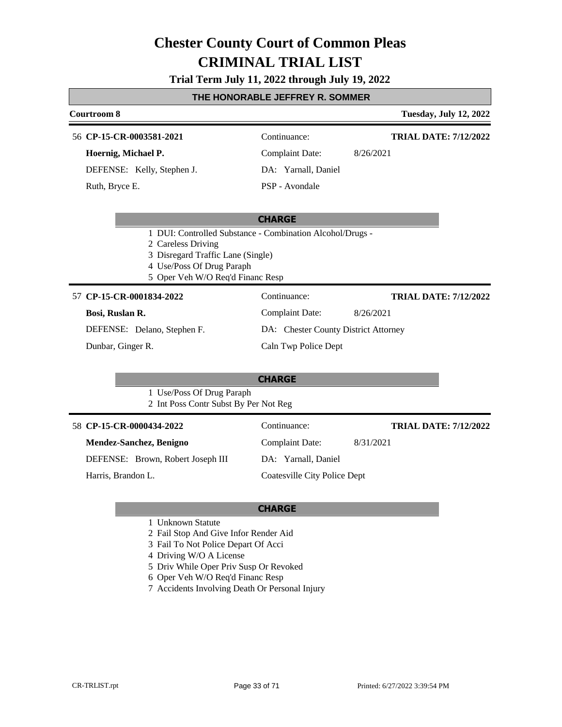# Chester County Court of Common Pleas
# CRIMINAL TRIAL LIST

**Trial Term July 11, 2022 through July 19, 2022**

## THE HONORABLE JEFFREY R. SOMMER

**Courtroom 8** — **Tuesday, July 12, 2022**

---

56 **CP-15-CR-0003581-2021** | Continuance: | **TRIAL DATE: 7/12/2022**

**Hoernig, Michael P.** | Complaint Date: 8/26/2021

DEFENSE: Kelly, Stephen J. | DA: Yarnall, Daniel

Ruth, Bryce E. | PSP - Avondale

**CHARGE**

1 DUI: Controlled Substance - Combination Alcohol/Drugs -
2 Careless Driving
3 Disregard Traffic Lane (Single)
4 Use/Poss Of Drug Paraph
5 Oper Veh W/O Req'd Financ Resp

---

57 **CP-15-CR-0001834-2022** | Continuance: | **TRIAL DATE: 7/12/2022**

**Bosi, Ruslan R.** | Complaint Date: 8/26/2021

DEFENSE: Delano, Stephen F. | DA: Chester County District Attorney

Dunbar, Ginger R. | Caln Twp Police Dept

**CHARGE**

1 Use/Poss Of Drug Paraph
2 Int Poss Contr Subst By Per Not Reg

---

58 **CP-15-CR-0000434-2022** | Continuance: | **TRIAL DATE: 7/12/2022**

**Mendez-Sanchez, Benigno** | Complaint Date: 8/31/2021

DEFENSE: Brown, Robert Joseph III | DA: Yarnall, Daniel

Harris, Brandon L. | Coatesville City Police Dept

**CHARGE**

1 Unknown Statute
2 Fail Stop And Give Infor Render Aid
3 Fail To Not Police Depart Of Acci
4 Driving W/O A License
5 Driv While Oper Priv Susp Or Revoked
6 Oper Veh W/O Req'd Financ Resp
7 Accidents Involving Death Or Personal Injury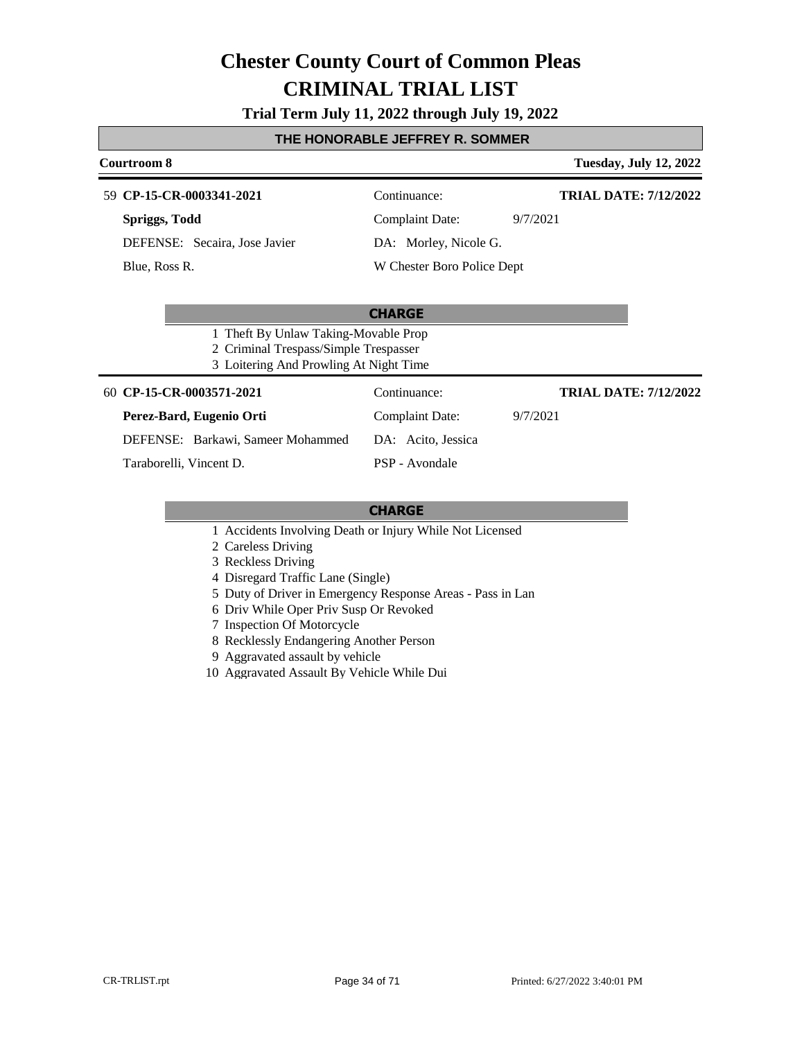# Chester County Court of Common Pleas

# CRIMINAL TRIAL LIST

**Trial Term July 11, 2022 through July 19, 2022**

**THE HONORABLE JEFFREY R. SOMMER**

**Courtroom 8** — **Tuesday, July 12, 2022**

---

59 **CP-15-CR-0003341-2021** — Continuance: — **TRIAL DATE: 7/12/2022**

**Spriggs, Todd** — Complaint Date: 9/7/2021

DEFENSE: Secaira, Jose Javier — DA: Morley, Nicole G.

Blue, Ross R. — W Chester Boro Police Dept

**CHARGE**

1. Theft By Unlaw Taking-Movable Prop
2. Criminal Trespass/Simple Trespasser
3. Loitering And Prowling At Night Time

---

60 **CP-15-CR-0003571-2021** — Continuance: — **TRIAL DATE: 7/12/2022**

**Perez-Bard, Eugenio Orti** — Complaint Date: 9/7/2021

DEFENSE: Barkawi, Sameer Mohammed — DA: Acito, Jessica

Taraborelli, Vincent D. — PSP - Avondale

**CHARGE**

1. Accidents Involving Death or Injury While Not Licensed
2. Careless Driving
3. Reckless Driving
4. Disregard Traffic Lane (Single)
5. Duty of Driver in Emergency Response Areas - Pass in Lan
6. Driv While Oper Priv Susp Or Revoked
7. Inspection Of Motorcycle
8. Recklessly Endangering Another Person
9. Aggravated assault by vehicle
10. Aggravated Assault By Vehicle While Dui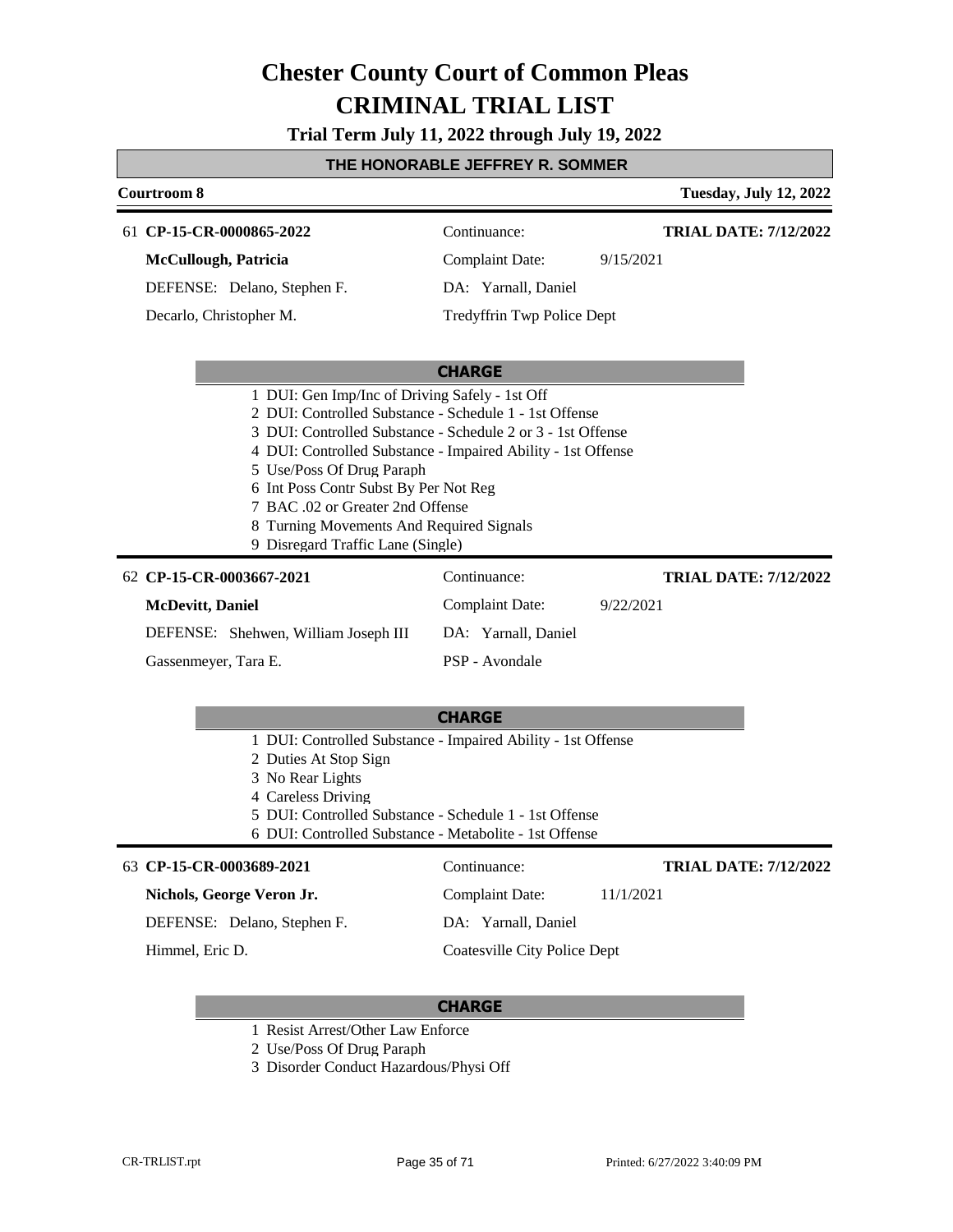# Chester County Court of Common Pleas
# CRIMINAL TRIAL LIST

**Trial Term July 11, 2022 through July 19, 2022**

## THE HONORABLE JEFFREY R. SOMMER

**Courtroom 8** — **Tuesday, July 12, 2022**

---

61 **CP-15-CR-0000865-2022** | Continuance: | **TRIAL DATE: 7/12/2022**

**McCullough, Patricia** | Complaint Date: 9/15/2021

DEFENSE: Delano, Stephen F. | DA: Yarnall, Daniel

Decarlo, Christopher M. | Tredyffrin Twp Police Dept

**CHARGE**

1. DUI: Gen Imp/Inc of Driving Safely - 1st Off
2. DUI: Controlled Substance - Schedule 1 - 1st Offense
3. DUI: Controlled Substance - Schedule 2 or 3 - 1st Offense
4. DUI: Controlled Substance - Impaired Ability - 1st Offense
5. Use/Poss Of Drug Paraph
6. Int Poss Contr Subst By Per Not Reg
7. BAC .02 or Greater 2nd Offense
8. Turning Movements And Required Signals
9. Disregard Traffic Lane (Single)

---

62 **CP-15-CR-0003667-2021** | Continuance: | **TRIAL DATE: 7/12/2022**

**McDevitt, Daniel** | Complaint Date: 9/22/2021

DEFENSE: Shehwen, William Joseph III | DA: Yarnall, Daniel

Gassenmeyer, Tara E. | PSP - Avondale

**CHARGE**

1. DUI: Controlled Substance - Impaired Ability - 1st Offense
2. Duties At Stop Sign
3. No Rear Lights
4. Careless Driving
5. DUI: Controlled Substance - Schedule 1 - 1st Offense
6. DUI: Controlled Substance - Metabolite - 1st Offense

---

63 **CP-15-CR-0003689-2021** | Continuance: | **TRIAL DATE: 7/12/2022**

**Nichols, George Veron Jr.** | Complaint Date: 11/1/2021

DEFENSE: Delano, Stephen F. | DA: Yarnall, Daniel

Himmel, Eric D. | Coatesville City Police Dept

**CHARGE**

1. Resist Arrest/Other Law Enforce
2. Use/Poss Of Drug Paraph
3. Disorder Conduct Hazardous/Physi Off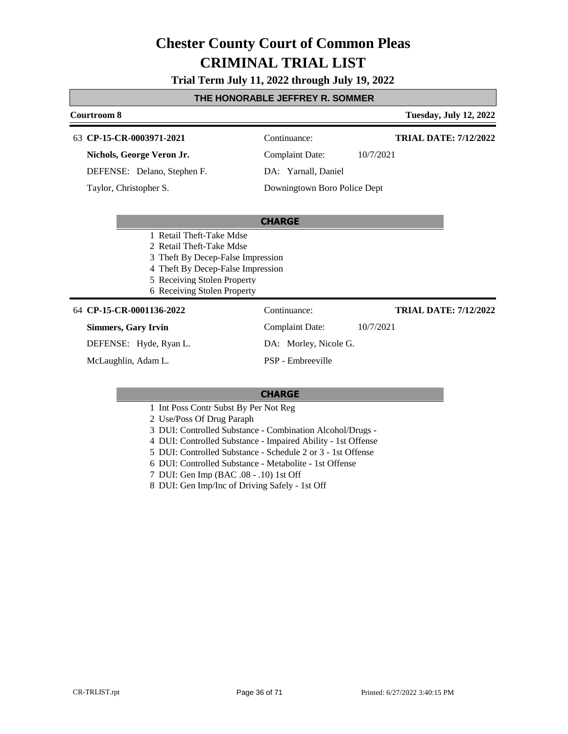# Chester County Court of Common Pleas
# CRIMINAL TRIAL LIST

**Trial Term July 11, 2022 through July 19, 2022**

**THE HONORABLE JEFFREY R. SOMMER**

**Courtroom 8** — **Tuesday, July 12, 2022**

---

63 **CP-15-CR-0003971-2021** — Continuance: — **TRIAL DATE: 7/12/2022**

**Nichols, George Veron Jr.** — Complaint Date: 10/7/2021

DEFENSE: Delano, Stephen F. — DA: Yarnall, Daniel

Taylor, Christopher S. — Downingtown Boro Police Dept

**CHARGE**

1 Retail Theft-Take Mdse
2 Retail Theft-Take Mdse
3 Theft By Decep-False Impression
4 Theft By Decep-False Impression
5 Receiving Stolen Property
6 Receiving Stolen Property

---

64 **CP-15-CR-0001136-2022** — Continuance: — **TRIAL DATE: 7/12/2022**

**Simmers, Gary Irvin** — Complaint Date: 10/7/2021

DEFENSE: Hyde, Ryan L. — DA: Morley, Nicole G.

McLaughlin, Adam L. — PSP - Embreeville

**CHARGE**

1 Int Poss Contr Subst By Per Not Reg
2 Use/Poss Of Drug Paraph
3 DUI: Controlled Substance - Combination Alcohol/Drugs -
4 DUI: Controlled Substance - Impaired Ability - 1st Offense
5 DUI: Controlled Substance - Schedule 2 or 3 - 1st Offense
6 DUI: Controlled Substance - Metabolite - 1st Offense
7 DUI: Gen Imp (BAC .08 - .10) 1st Off
8 DUI: Gen Imp/Inc of Driving Safely - 1st Off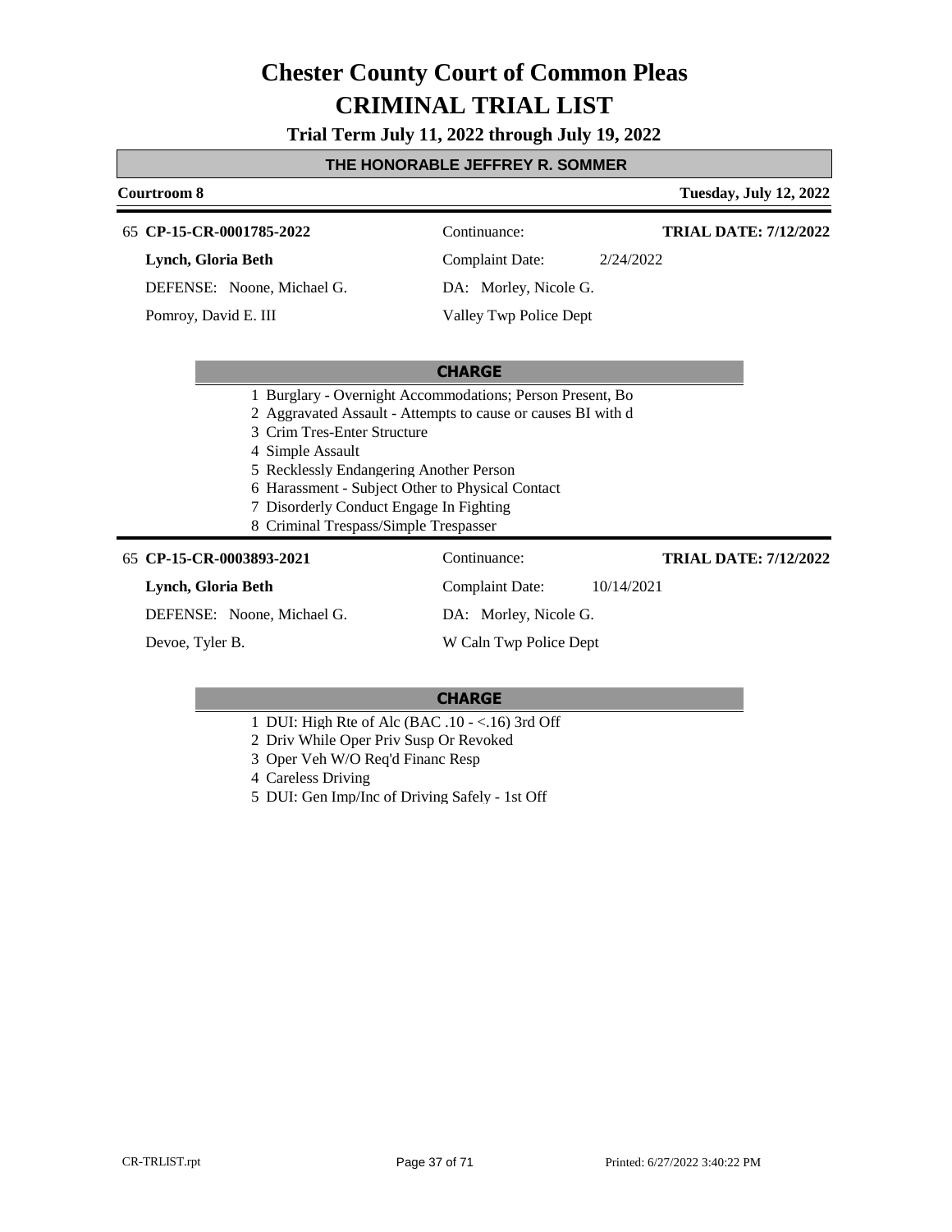# Chester County Court of Common Pleas
# CRIMINAL TRIAL LIST

**Trial Term July 11, 2022 through July 19, 2022**

**THE HONORABLE JEFFREY R. SOMMER**

**Courtroom 8** | **Tuesday, July 12, 2022**

---

65 **CP-15-CR-0001785-2022** | Continuance: | **TRIAL DATE: 7/12/2022**

**Lynch, Gloria Beth** | Complaint Date: 2/24/2022

DEFENSE: Noone, Michael G. | DA: Morley, Nicole G.

Pomroy, David E. III | Valley Twp Police Dept

**CHARGE**

1 Burglary - Overnight Accommodations; Person Present, Bo
2 Aggravated Assault - Attempts to cause or causes BI with d
3 Crim Tres-Enter Structure
4 Simple Assault
5 Recklessly Endangering Another Person
6 Harassment - Subject Other to Physical Contact
7 Disorderly Conduct Engage In Fighting
8 Criminal Trespass/Simple Trespasser

---

65 **CP-15-CR-0003893-2021** | Continuance: | **TRIAL DATE: 7/12/2022**

**Lynch, Gloria Beth** | Complaint Date: 10/14/2021

DEFENSE: Noone, Michael G. | DA: Morley, Nicole G.

Devoe, Tyler B. | W Caln Twp Police Dept

**CHARGE**

1 DUI: High Rte of Alc (BAC .10 - <.16) 3rd Off
2 Driv While Oper Priv Susp Or Revoked
3 Oper Veh W/O Req'd Financ Resp
4 Careless Driving
5 DUI: Gen Imp/Inc of Driving Safely - 1st Off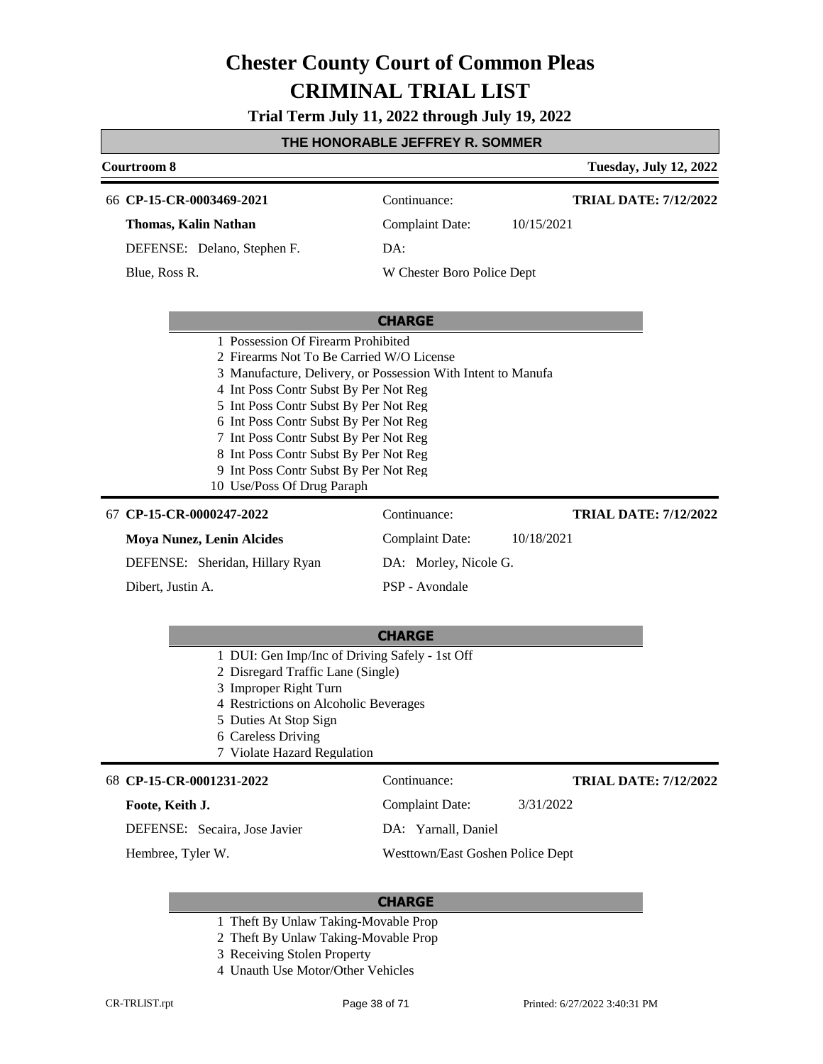# Chester County Court of Common Pleas
# CRIMINAL TRIAL LIST

**Trial Term July 11, 2022 through July 19, 2022**

## THE HONORABLE JEFFREY R. SOMMER

**Courtroom 8** | **Tuesday, July 12, 2022**

---

66 **CP-15-CR-0003469-2021** | Continuance: | **TRIAL DATE: 7/12/2022**

**Thomas, Kalin Nathan** | Complaint Date: 10/15/2021

DEFENSE: Delano, Stephen F. | DA:

Blue, Ross R. | W Chester Boro Police Dept

**CHARGE**

1 Possession Of Firearm Prohibited
2 Firearms Not To Be Carried W/O License
3 Manufacture, Delivery, or Possession With Intent to Manufa
4 Int Poss Contr Subst By Per Not Reg
5 Int Poss Contr Subst By Per Not Reg
6 Int Poss Contr Subst By Per Not Reg
7 Int Poss Contr Subst By Per Not Reg
8 Int Poss Contr Subst By Per Not Reg
9 Int Poss Contr Subst By Per Not Reg
10 Use/Poss Of Drug Paraph

---

67 **CP-15-CR-0000247-2022** | Continuance: | **TRIAL DATE: 7/12/2022**

**Moya Nunez, Lenin Alcides** | Complaint Date: 10/18/2021

DEFENSE: Sheridan, Hillary Ryan | DA: Morley, Nicole G.

Dibert, Justin A. | PSP - Avondale

**CHARGE**

1 DUI: Gen Imp/Inc of Driving Safely - 1st Off
2 Disregard Traffic Lane (Single)
3 Improper Right Turn
4 Restrictions on Alcoholic Beverages
5 Duties At Stop Sign
6 Careless Driving
7 Violate Hazard Regulation

---

68 **CP-15-CR-0001231-2022** | Continuance: | **TRIAL DATE: 7/12/2022**

**Foote, Keith J.** | Complaint Date: 3/31/2022

DEFENSE: Secaira, Jose Javier | DA: Yarnall, Daniel

Hembree, Tyler W. | Westtown/East Goshen Police Dept

**CHARGE**

1 Theft By Unlaw Taking-Movable Prop
2 Theft By Unlaw Taking-Movable Prop
3 Receiving Stolen Property
4 Unauth Use Motor/Other Vehicles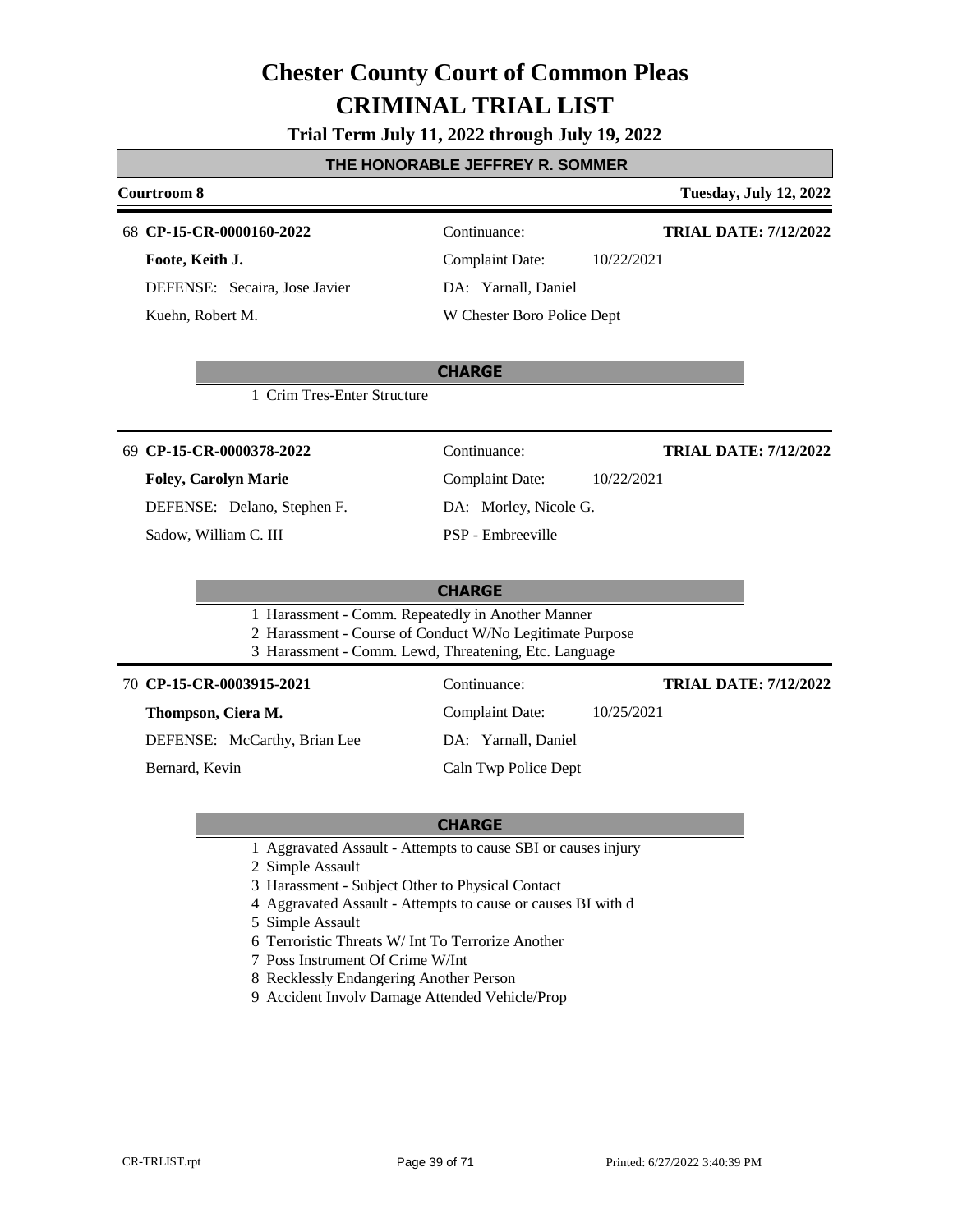# Chester County Court of Common Pleas
# CRIMINAL TRIAL LIST

**Trial Term July 11, 2022 through July 19, 2022**

## THE HONORABLE JEFFREY R. SOMMER

**Courtroom 8** — **Tuesday, July 12, 2022**

---

68 **CP-15-CR-0000160-2022**
**Foote, Keith J.**
DEFENSE: Secaira, Jose Javier
Kuehn, Robert M.

Continuance:
Complaint Date: 10/22/2021
DA: Yarnall, Daniel
W Chester Boro Police Dept

**TRIAL DATE: 7/12/2022**

**CHARGE**

1 Crim Tres-Enter Structure

---

69 **CP-15-CR-0000378-2022**
**Foley, Carolyn Marie**
DEFENSE: Delano, Stephen F.
Sadow, William C. III

Continuance:
Complaint Date: 10/22/2021
DA: Morley, Nicole G.
PSP - Embreeville

**TRIAL DATE: 7/12/2022**

**CHARGE**

1 Harassment - Comm. Repeatedly in Another Manner
2 Harassment - Course of Conduct W/No Legitimate Purpose
3 Harassment - Comm. Lewd, Threatening, Etc. Language

---

70 **CP-15-CR-0003915-2021**
**Thompson, Ciera M.**
DEFENSE: McCarthy, Brian Lee
Bernard, Kevin

Continuance:
Complaint Date: 10/25/2021
DA: Yarnall, Daniel
Caln Twp Police Dept

**TRIAL DATE: 7/12/2022**

**CHARGE**

1 Aggravated Assault - Attempts to cause SBI or causes injury
2 Simple Assault
3 Harassment - Subject Other to Physical Contact
4 Aggravated Assault - Attempts to cause or causes BI with d
5 Simple Assault
6 Terroristic Threats W/ Int To Terrorize Another
7 Poss Instrument Of Crime W/Int
8 Recklessly Endangering Another Person
9 Accident Involv Damage Attended Vehicle/Prop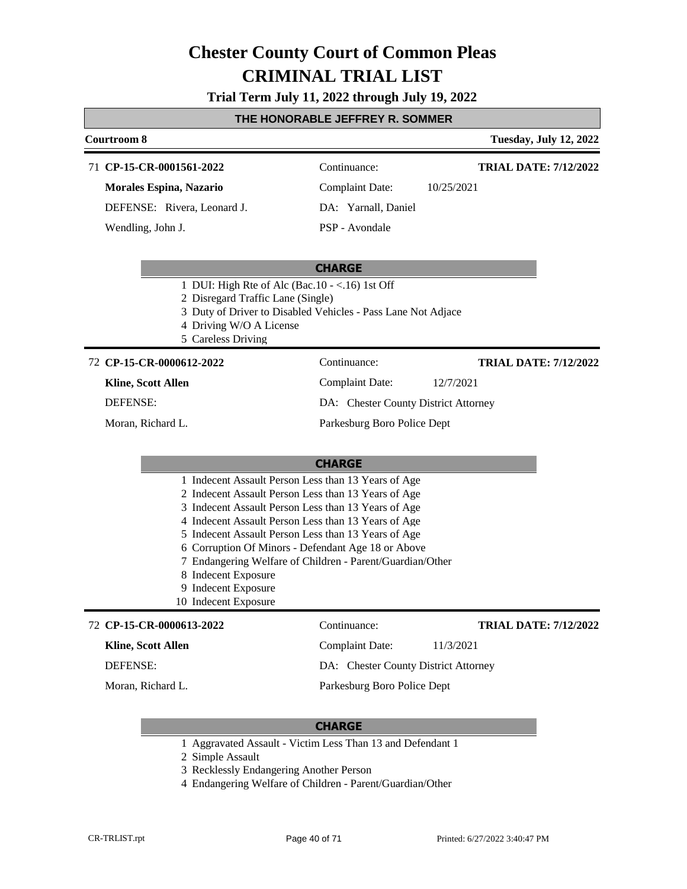# Chester County Court of Common Pleas
# CRIMINAL TRIAL LIST

**Trial Term July 11, 2022 through July 19, 2022**

## THE HONORABLE JEFFREY R. SOMMER

**Courtroom 8** — **Tuesday, July 12, 2022**

---

71 **CP-15-CR-0001561-2022** — Continuance: — **TRIAL DATE: 7/12/2022**

**Morales Espina, Nazario** — Complaint Date: 10/25/2021

DEFENSE: Rivera, Leonard J. — DA: Yarnall, Daniel

Wendling, John J. — PSP - Avondale

**CHARGE**

1 DUI: High Rte of Alc (Bac.10 - <.16) 1st Off
2 Disregard Traffic Lane (Single)
3 Duty of Driver to Disabled Vehicles - Pass Lane Not Adjace
4 Driving W/O A License
5 Careless Driving

---

72 **CP-15-CR-0000612-2022** — Continuance: — **TRIAL DATE: 7/12/2022**

**Kline, Scott Allen** — Complaint Date: 12/7/2021

DEFENSE: — DA: Chester County District Attorney

Moran, Richard L. — Parkesburg Boro Police Dept

**CHARGE**

1 Indecent Assault Person Less than 13 Years of Age
2 Indecent Assault Person Less than 13 Years of Age
3 Indecent Assault Person Less than 13 Years of Age
4 Indecent Assault Person Less than 13 Years of Age
5 Indecent Assault Person Less than 13 Years of Age
6 Corruption Of Minors - Defendant Age 18 or Above
7 Endangering Welfare of Children - Parent/Guardian/Other
8 Indecent Exposure
9 Indecent Exposure
10 Indecent Exposure

---

72 **CP-15-CR-0000613-2022** — Continuance: — **TRIAL DATE: 7/12/2022**

**Kline, Scott Allen** — Complaint Date: 11/3/2021

DEFENSE: — DA: Chester County District Attorney

Moran, Richard L. — Parkesburg Boro Police Dept

**CHARGE**

1 Aggravated Assault - Victim Less Than 13 and Defendant 1
2 Simple Assault
3 Recklessly Endangering Another Person
4 Endangering Welfare of Children - Parent/Guardian/Other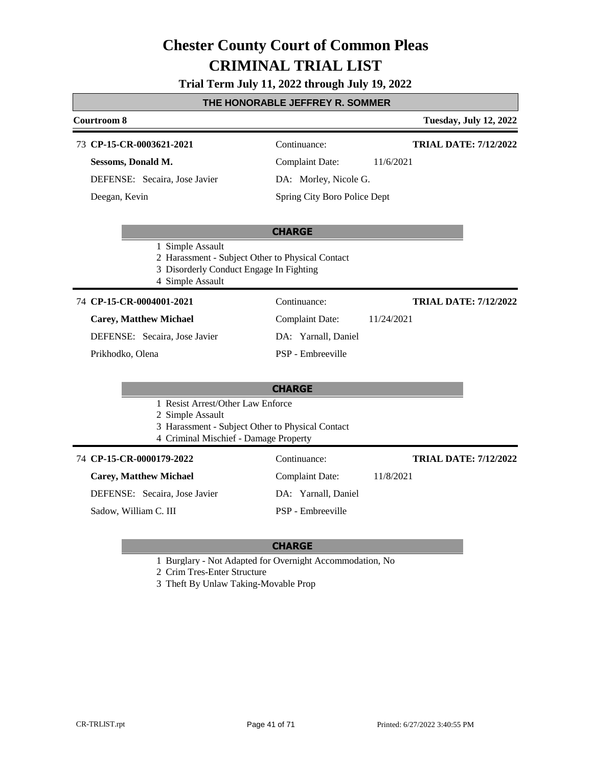# Chester County Court of Common Pleas
# CRIMINAL TRIAL LIST

**Trial Term July 11, 2022 through July 19, 2022**

**THE HONORABLE JEFFREY R. SOMMER**

**Courtroom 8** — **Tuesday, July 12, 2022**

---

73 **CP-15-CR-0003621-2021** — Continuance: — **TRIAL DATE: 7/12/2022**

**Sessoms, Donald M.** — Complaint Date: 11/6/2021

DEFENSE: Secaira, Jose Javier — DA: Morley, Nicole G.

Deegan, Kevin — Spring City Boro Police Dept

**CHARGE**

1 Simple Assault
2 Harassment - Subject Other to Physical Contact
3 Disorderly Conduct Engage In Fighting
4 Simple Assault

---

74 **CP-15-CR-0004001-2021** — Continuance: — **TRIAL DATE: 7/12/2022**

**Carey, Matthew Michael** — Complaint Date: 11/24/2021

DEFENSE: Secaira, Jose Javier — DA: Yarnall, Daniel

Prikhodko, Olena — PSP - Embreeville

**CHARGE**

1 Resist Arrest/Other Law Enforce
2 Simple Assault
3 Harassment - Subject Other to Physical Contact
4 Criminal Mischief - Damage Property

---

74 **CP-15-CR-0000179-2022** — Continuance: — **TRIAL DATE: 7/12/2022**

**Carey, Matthew Michael** — Complaint Date: 11/8/2021

DEFENSE: Secaira, Jose Javier — DA: Yarnall, Daniel

Sadow, William C. III — PSP - Embreeville

**CHARGE**

1 Burglary - Not Adapted for Overnight Accommodation, No
2 Crim Tres-Enter Structure
3 Theft By Unlaw Taking-Movable Prop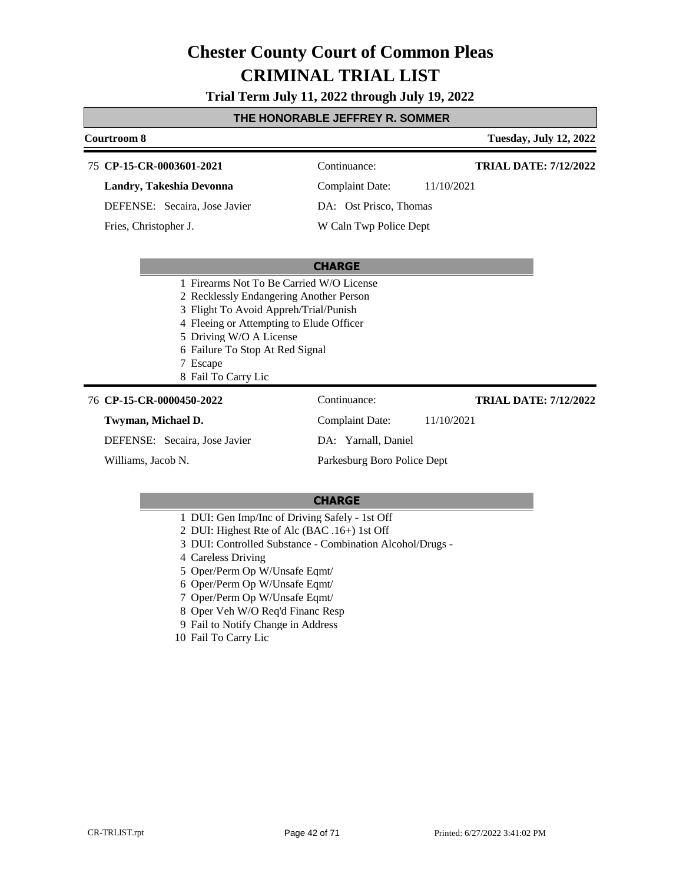# Chester County Court of Common Pleas
# CRIMINAL TRIAL LIST

**Trial Term July 11, 2022 through July 19, 2022**

**THE HONORABLE JEFFREY R. SOMMER**

**Courtroom 8** — **Tuesday, July 12, 2022**

---

75 **CP-15-CR-0003601-2021** — Continuance: — **TRIAL DATE: 7/12/2022**

**Landry, Takeshia Devonna** — Complaint Date: 11/10/2021

DEFENSE: Secaira, Jose Javier — DA: Ost Prisco, Thomas

Fries, Christopher J. — W Caln Twp Police Dept

**CHARGE**

1 Firearms Not To Be Carried W/O License
2 Recklessly Endangering Another Person
3 Flight To Avoid Appreh/Trial/Punish
4 Fleeing or Attempting to Elude Officer
5 Driving W/O A License
6 Failure To Stop At Red Signal
7 Escape
8 Fail To Carry Lic

---

76 **CP-15-CR-0000450-2022** — Continuance: — **TRIAL DATE: 7/12/2022**

**Twyman, Michael D.** — Complaint Date: 11/10/2021

DEFENSE: Secaira, Jose Javier — DA: Yarnall, Daniel

Williams, Jacob N. — Parkesburg Boro Police Dept

**CHARGE**

1 DUI: Gen Imp/Inc of Driving Safely - 1st Off
2 DUI: Highest Rte of Alc (BAC .16+) 1st Off
3 DUI: Controlled Substance - Combination Alcohol/Drugs -
4 Careless Driving
5 Oper/Perm Op W/Unsafe Eqmt/
6 Oper/Perm Op W/Unsafe Eqmt/
7 Oper/Perm Op W/Unsafe Eqmt/
8 Oper Veh W/O Req'd Financ Resp
9 Fail to Notify Change in Address
10 Fail To Carry Lic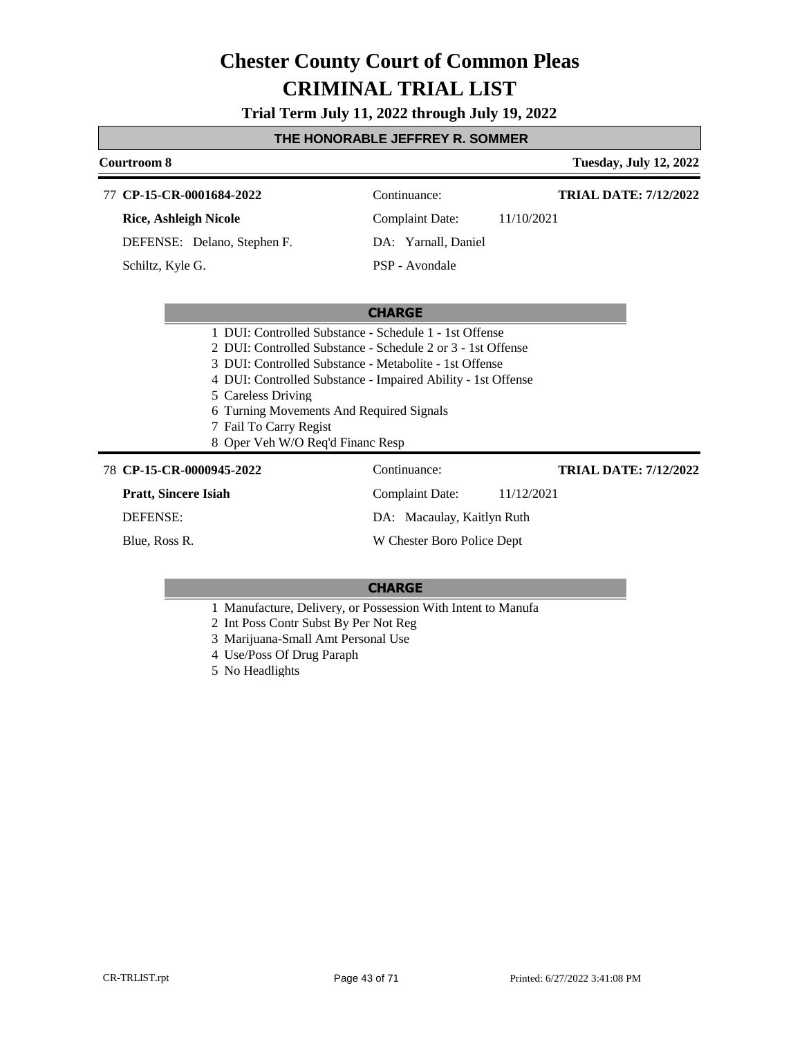# Chester County Court of Common Pleas
# CRIMINAL TRIAL LIST

**Trial Term July 11, 2022 through July 19, 2022**

**THE HONORABLE JEFFREY R. SOMMER**

**Courtroom 8** — **Tuesday, July 12, 2022**

---

77 **CP-15-CR-0001684-2022** — Continuance: — **TRIAL DATE: 7/12/2022**

**Rice, Ashleigh Nicole** — Complaint Date: 11/10/2021

DEFENSE: Delano, Stephen F. — DA: Yarnall, Daniel

Schiltz, Kyle G. — PSP - Avondale

**CHARGE**

1 DUI: Controlled Substance - Schedule 1 - 1st Offense
2 DUI: Controlled Substance - Schedule 2 or 3 - 1st Offense
3 DUI: Controlled Substance - Metabolite - 1st Offense
4 DUI: Controlled Substance - Impaired Ability - 1st Offense
5 Careless Driving
6 Turning Movements And Required Signals
7 Fail To Carry Regist
8 Oper Veh W/O Req'd Financ Resp

---

78 **CP-15-CR-0000945-2022** — Continuance: — **TRIAL DATE: 7/12/2022**

**Pratt, Sincere Isiah** — Complaint Date: 11/12/2021

DEFENSE: — DA: Macaulay, Kaitlyn Ruth

Blue, Ross R. — W Chester Boro Police Dept

**CHARGE**

1 Manufacture, Delivery, or Possession With Intent to Manufa
2 Int Poss Contr Subst By Per Not Reg
3 Marijuana-Small Amt Personal Use
4 Use/Poss Of Drug Paraph
5 No Headlights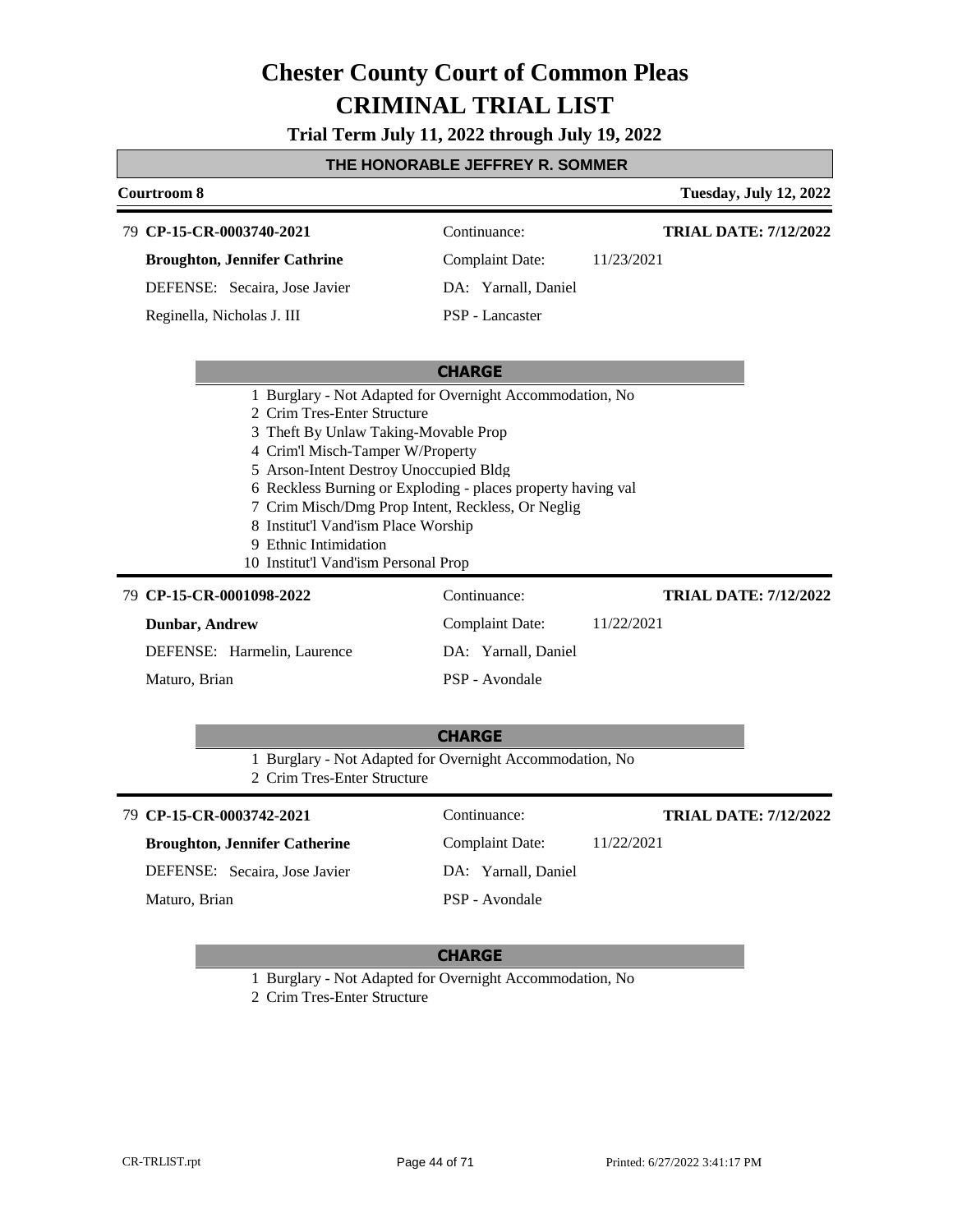# Chester County Court of Common Pleas
# CRIMINAL TRIAL LIST

**Trial Term July 11, 2022 through July 19, 2022**

## THE HONORABLE JEFFREY R. SOMMER

**Courtroom 8** — **Tuesday, July 12, 2022**

---

79 **CP-15-CR-0003740-2021** | Continuance: | **TRIAL DATE: 7/12/2022**

**Broughton, Jennifer Cathrine** | Complaint Date: 11/23/2021

DEFENSE: Secaira, Jose Javier | DA: Yarnall, Daniel

Reginella, Nicholas J. III | PSP - Lancaster

**CHARGE**

1. Burglary - Not Adapted for Overnight Accommodation, No
2. Crim Tres-Enter Structure
3. Theft By Unlaw Taking-Movable Prop
4. Crim'l Misch-Tamper W/Property
5. Arson-Intent Destroy Unoccupied Bldg
6. Reckless Burning or Exploding - places property having val
7. Crim Misch/Dmg Prop Intent, Reckless, Or Neglig
8. Institut'l Vand'ism Place Worship
9. Ethnic Intimidation
10. Institut'l Vand'ism Personal Prop

---

79 **CP-15-CR-0001098-2022** | Continuance: | **TRIAL DATE: 7/12/2022**

**Dunbar, Andrew** | Complaint Date: 11/22/2021

DEFENSE: Harmelin, Laurence | DA: Yarnall, Daniel

Maturo, Brian | PSP - Avondale

**CHARGE**

1. Burglary - Not Adapted for Overnight Accommodation, No
2. Crim Tres-Enter Structure

---

79 **CP-15-CR-0003742-2021** | Continuance: | **TRIAL DATE: 7/12/2022**

**Broughton, Jennifer Catherine** | Complaint Date: 11/22/2021

DEFENSE: Secaira, Jose Javier | DA: Yarnall, Daniel

Maturo, Brian | PSP - Avondale

**CHARGE**

1. Burglary - Not Adapted for Overnight Accommodation, No
2. Crim Tres-Enter Structure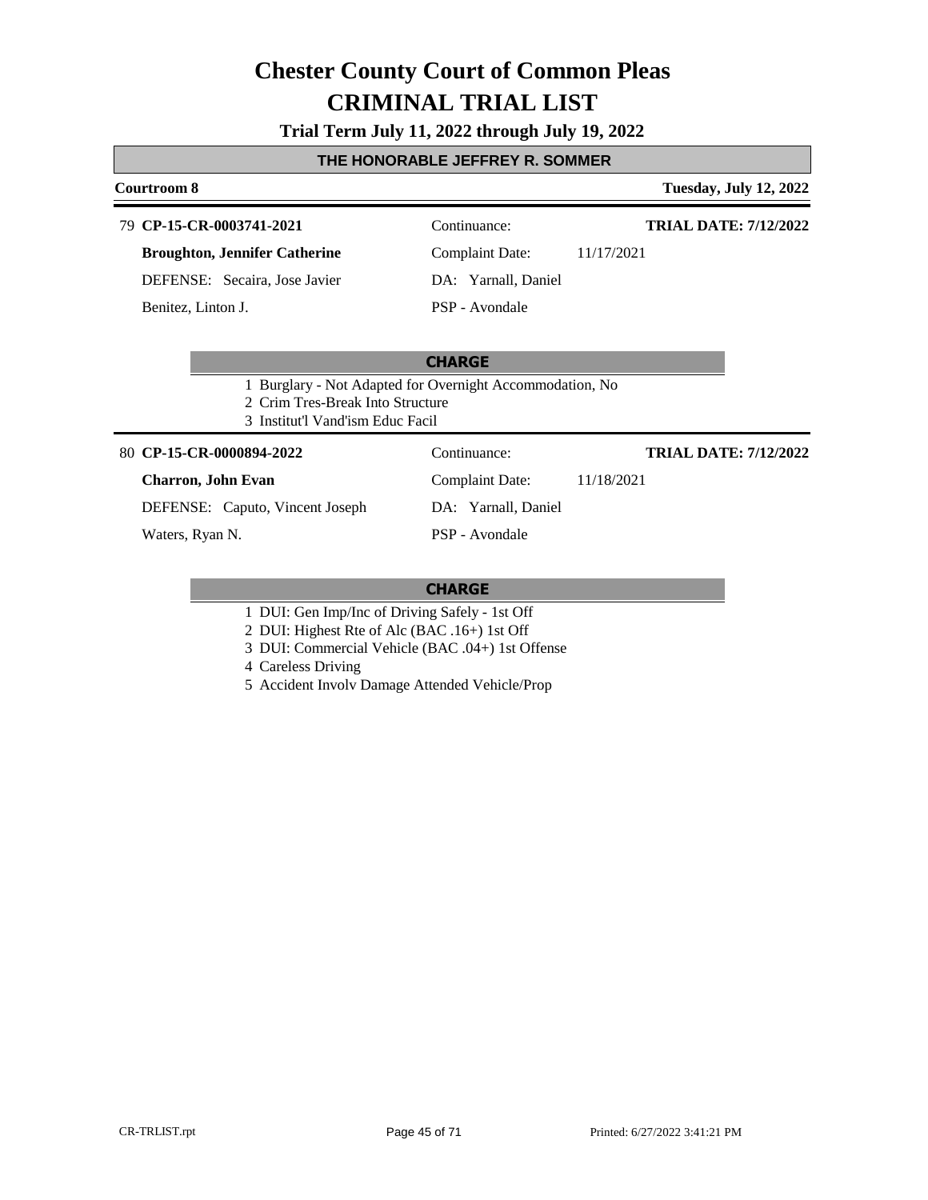# Chester County Court of Common Pleas
# CRIMINAL TRIAL LIST

**Trial Term July 11, 2022 through July 19, 2022**

**THE HONORABLE JEFFREY R. SOMMER**

**Courtroom 8** — **Tuesday, July 12, 2022**

79 **CP-15-CR-0003741-2021** — Continuance: — **TRIAL DATE: 7/12/2022**

**Broughton, Jennifer Catherine** — Complaint Date: 11/17/2021

DEFENSE: Secaira, Jose Javier — DA: Yarnall, Daniel

Benitez, Linton J. — PSP - Avondale

**CHARGE**

1 Burglary - Not Adapted for Overnight Accommodation, No
2 Crim Tres-Break Into Structure
3 Institut'l Vand'ism Educ Facil

80 **CP-15-CR-0000894-2022** — Continuance: — **TRIAL DATE: 7/12/2022**

**Charron, John Evan** — Complaint Date: 11/18/2021

DEFENSE: Caputo, Vincent Joseph — DA: Yarnall, Daniel

Waters, Ryan N. — PSP - Avondale

**CHARGE**

1 DUI: Gen Imp/Inc of Driving Safely - 1st Off
2 DUI: Highest Rte of Alc (BAC .16+) 1st Off
3 DUI: Commercial Vehicle (BAC .04+) 1st Offense
4 Careless Driving
5 Accident Involv Damage Attended Vehicle/Prop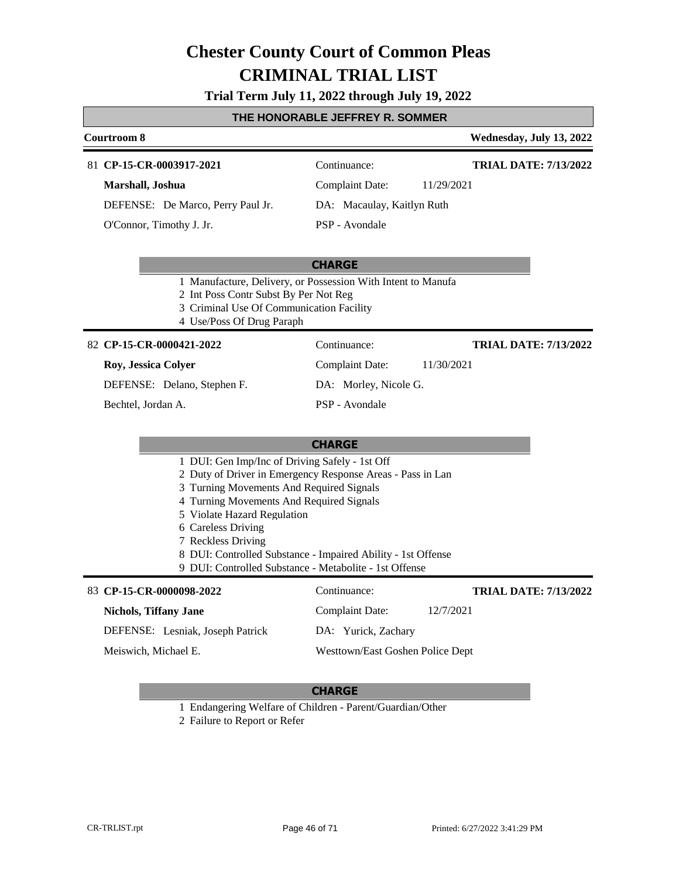# Chester County Court of Common Pleas
# CRIMINAL TRIAL LIST

**Trial Term July 11, 2022 through July 19, 2022**

## THE HONORABLE JEFFREY R. SOMMER

**Courtroom 8** — **Wednesday, July 13, 2022**

---

81 **CP-15-CR-0003917-2021** — Continuance: — **TRIAL DATE: 7/13/2022**

**Marshall, Joshua** — Complaint Date: 11/29/2021

DEFENSE: De Marco, Perry Paul Jr. — DA: Macaulay, Kaitlyn Ruth

O'Connor, Timothy J. Jr. — PSP - Avondale

**CHARGE**

1. Manufacture, Delivery, or Possession With Intent to Manufa
2. Int Poss Contr Subst By Per Not Reg
3. Criminal Use Of Communication Facility
4. Use/Poss Of Drug Paraph

---

82 **CP-15-CR-0000421-2022** — Continuance: — **TRIAL DATE: 7/13/2022**

**Roy, Jessica Colyer** — Complaint Date: 11/30/2021

DEFENSE: Delano, Stephen F. — DA: Morley, Nicole G.

Bechtel, Jordan A. — PSP - Avondale

**CHARGE**

1. DUI: Gen Imp/Inc of Driving Safely - 1st Off
2. Duty of Driver in Emergency Response Areas - Pass in Lan
3. Turning Movements And Required Signals
4. Turning Movements And Required Signals
5. Violate Hazard Regulation
6. Careless Driving
7. Reckless Driving
8. DUI: Controlled Substance - Impaired Ability - 1st Offense
9. DUI: Controlled Substance - Metabolite - 1st Offense

---

83 **CP-15-CR-0000098-2022** — Continuance: — **TRIAL DATE: 7/13/2022**

**Nichols, Tiffany Jane** — Complaint Date: 12/7/2021

DEFENSE: Lesniak, Joseph Patrick — DA: Yurick, Zachary

Meiswich, Michael E. — Westtown/East Goshen Police Dept

**CHARGE**

1. Endangering Welfare of Children - Parent/Guardian/Other
2. Failure to Report or Refer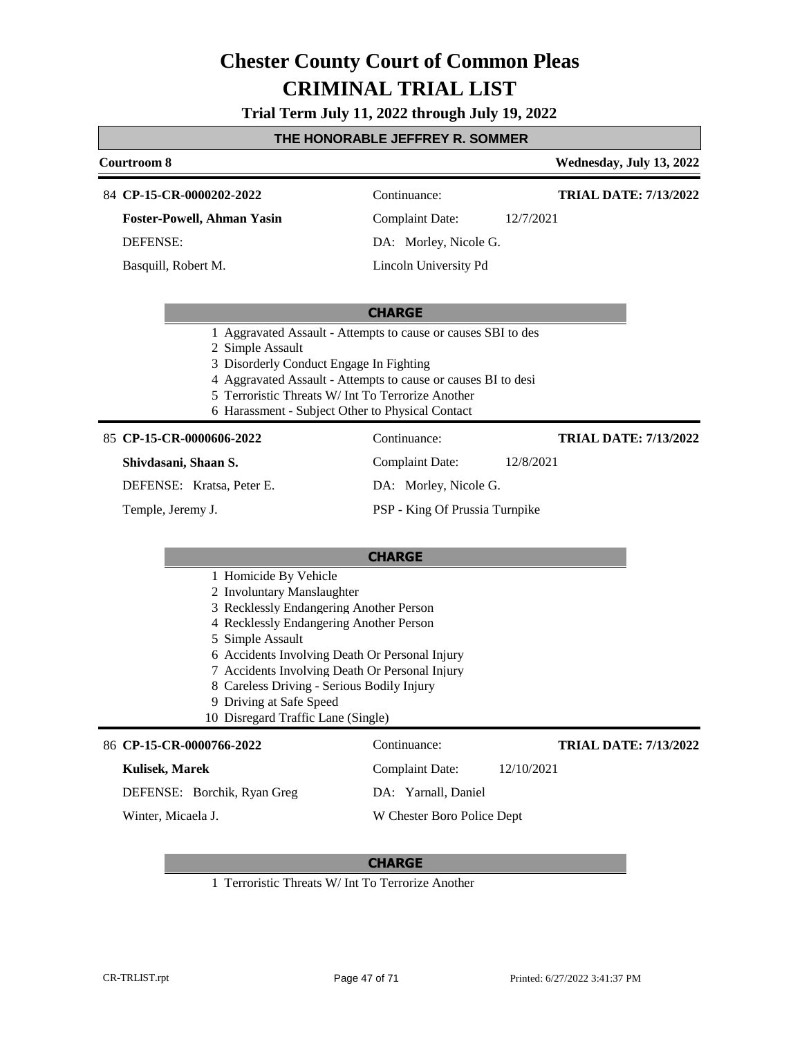# Chester County Court of Common Pleas
# CRIMINAL TRIAL LIST

**Trial Term July 11, 2022 through July 19, 2022**

## THE HONORABLE JEFFREY R. SOMMER

**Courtroom 8** — **Wednesday, July 13, 2022**

---

84 **CP-15-CR-0000202-2022**
Continuance:
**TRIAL DATE: 7/13/2022**

**Foster-Powell, Ahman Yasin**
Complaint Date: 12/7/2021

DEFENSE:
DA: Morley, Nicole G.

Basquill, Robert M.
Lincoln University Pd

**CHARGE**

1 Aggravated Assault - Attempts to cause or causes SBI to des
2 Simple Assault
3 Disorderly Conduct Engage In Fighting
4 Aggravated Assault - Attempts to cause or causes BI to desi
5 Terroristic Threats W/ Int To Terrorize Another
6 Harassment - Subject Other to Physical Contact

---

85 **CP-15-CR-0000606-2022**
Continuance:
**TRIAL DATE: 7/13/2022**

**Shivdasani, Shaan S.**
Complaint Date: 12/8/2021

DEFENSE: Kratsa, Peter E.
DA: Morley, Nicole G.

Temple, Jeremy J.
PSP - King Of Prussia Turnpike

**CHARGE**

1 Homicide By Vehicle
2 Involuntary Manslaughter
3 Recklessly Endangering Another Person
4 Recklessly Endangering Another Person
5 Simple Assault
6 Accidents Involving Death Or Personal Injury
7 Accidents Involving Death Or Personal Injury
8 Careless Driving - Serious Bodily Injury
9 Driving at Safe Speed
10 Disregard Traffic Lane (Single)

---

86 **CP-15-CR-0000766-2022**
Continuance:
**TRIAL DATE: 7/13/2022**

**Kulisek, Marek**
Complaint Date: 12/10/2021

DEFENSE: Borchik, Ryan Greg
DA: Yarnall, Daniel

Winter, Micaela J.
W Chester Boro Police Dept

**CHARGE**

1 Terroristic Threats W/ Int To Terrorize Another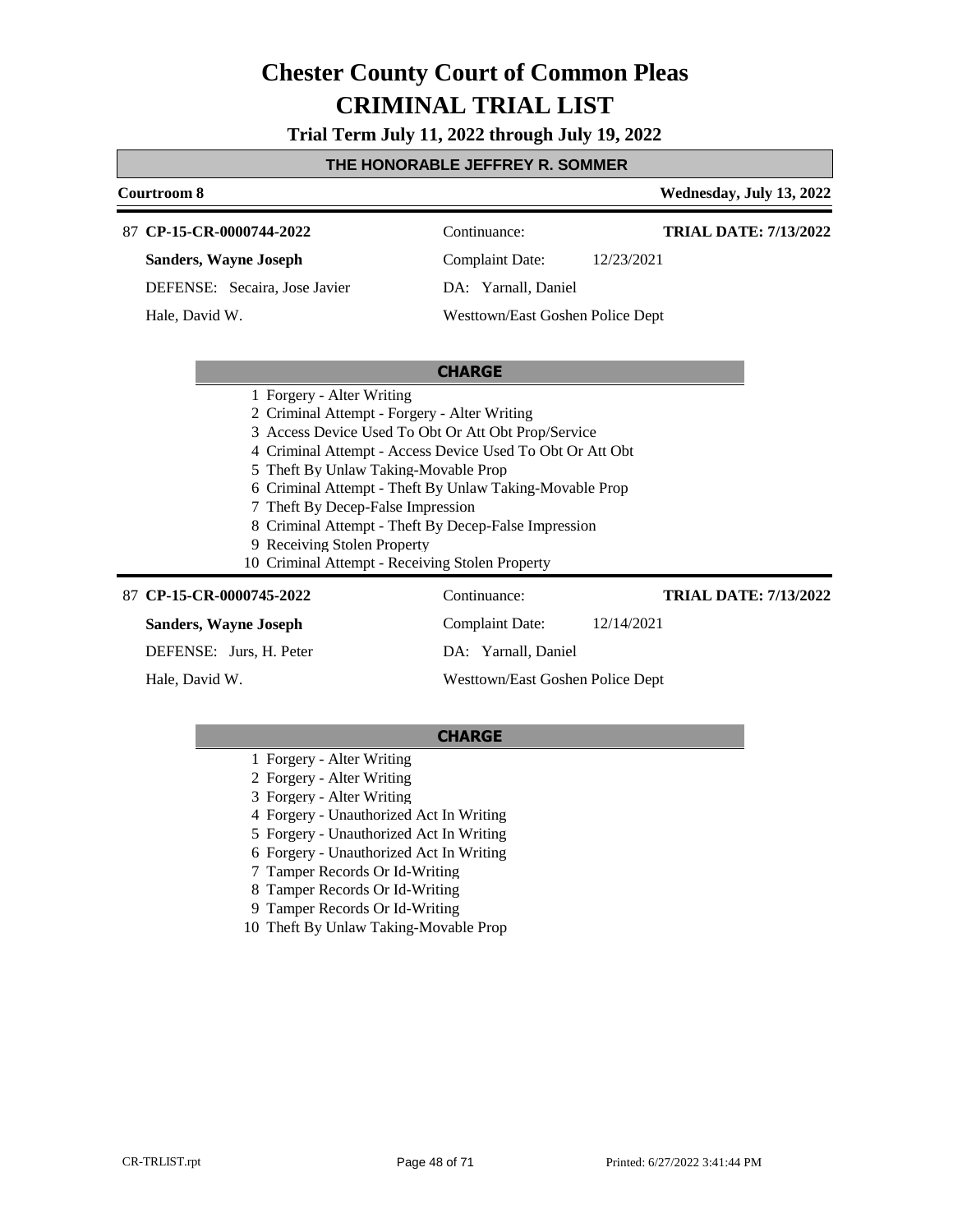# Chester County Court of Common Pleas
# CRIMINAL TRIAL LIST

**Trial Term July 11, 2022 through July 19, 2022**

**THE HONORABLE JEFFREY R. SOMMER**

**Courtroom 8** — **Wednesday, July 13, 2022**

87 **CP-15-CR-0000744-2022** | Continuance: | **TRIAL DATE: 7/13/2022**

**Sanders, Wayne Joseph** | Complaint Date: 12/23/2021

DEFENSE: Secaira, Jose Javier | DA: Yarnall, Daniel

Hale, David W. | Westtown/East Goshen Police Dept

**CHARGE**

1 Forgery - Alter Writing
2 Criminal Attempt - Forgery - Alter Writing
3 Access Device Used To Obt Or Att Obt Prop/Service
4 Criminal Attempt - Access Device Used To Obt Or Att Obt
5 Theft By Unlaw Taking-Movable Prop
6 Criminal Attempt - Theft By Unlaw Taking-Movable Prop
7 Theft By Decep-False Impression
8 Criminal Attempt - Theft By Decep-False Impression
9 Receiving Stolen Property
10 Criminal Attempt - Receiving Stolen Property

87 **CP-15-CR-0000745-2022** | Continuance: | **TRIAL DATE: 7/13/2022**

**Sanders, Wayne Joseph** | Complaint Date: 12/14/2021

DEFENSE: Jurs, H. Peter | DA: Yarnall, Daniel

Hale, David W. | Westtown/East Goshen Police Dept

**CHARGE**

1 Forgery - Alter Writing
2 Forgery - Alter Writing
3 Forgery - Alter Writing
4 Forgery - Unauthorized Act In Writing
5 Forgery - Unauthorized Act In Writing
6 Forgery - Unauthorized Act In Writing
7 Tamper Records Or Id-Writing
8 Tamper Records Or Id-Writing
9 Tamper Records Or Id-Writing
10 Theft By Unlaw Taking-Movable Prop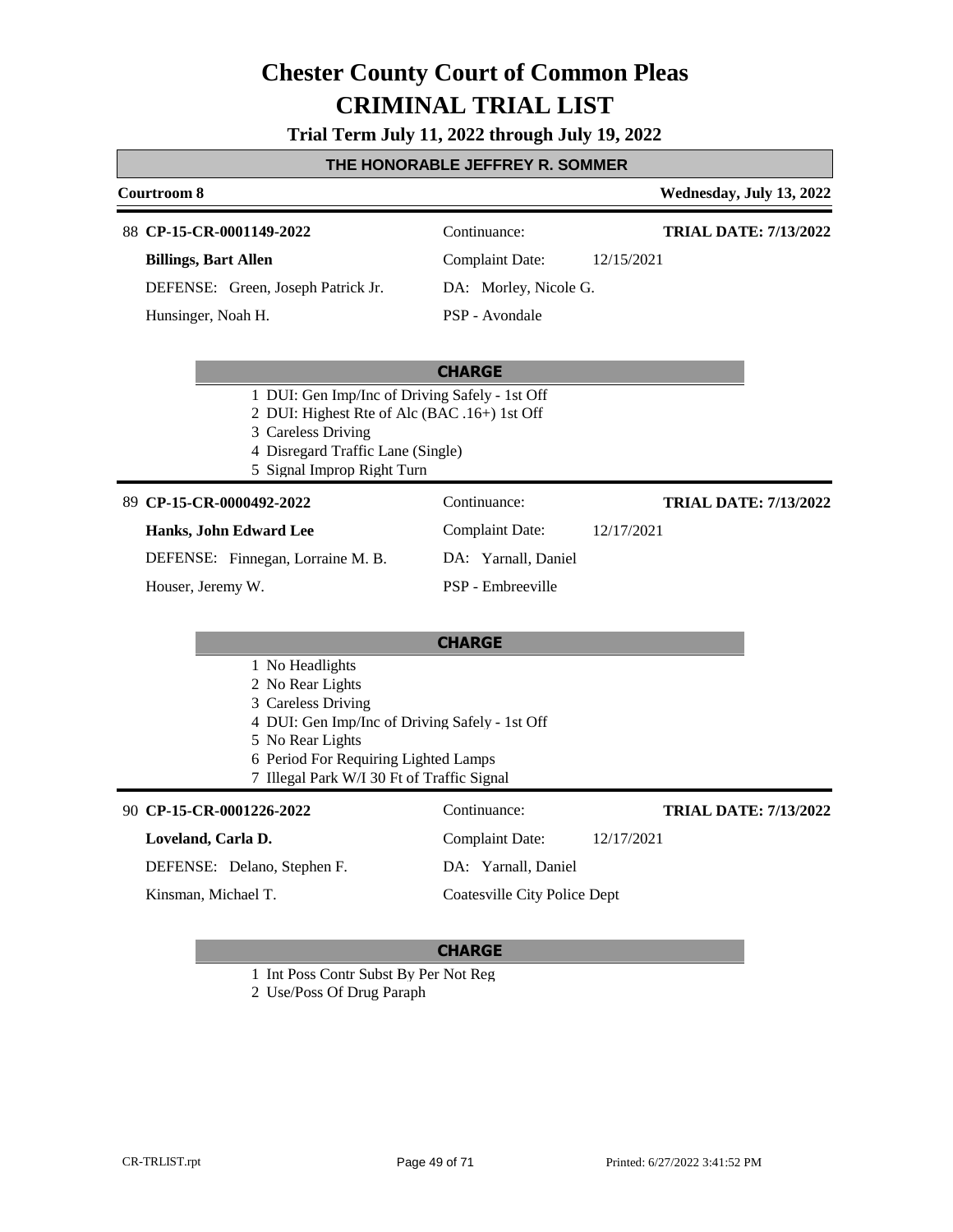# Chester County Court of Common Pleas

## CRIMINAL TRIAL LIST

**Trial Term July 11, 2022 through July 19, 2022**

**THE HONORABLE JEFFREY R. SOMMER**

**Courtroom 8** — **Wednesday, July 13, 2022**

---

88 **CP-15-CR-0001149-2022** | Continuance: | **TRIAL DATE: 7/13/2022**

**Billings, Bart Allen** | Complaint Date: 12/15/2021

DEFENSE: Green, Joseph Patrick Jr. | DA: Morley, Nicole G.

Hunsinger, Noah H. | PSP - Avondale

**CHARGE**

1 DUI: Gen Imp/Inc of Driving Safely - 1st Off
2 DUI: Highest Rte of Alc (BAC .16+) 1st Off
3 Careless Driving
4 Disregard Traffic Lane (Single)
5 Signal Improp Right Turn

---

89 **CP-15-CR-0000492-2022** | Continuance: | **TRIAL DATE: 7/13/2022**

**Hanks, John Edward Lee** | Complaint Date: 12/17/2021

DEFENSE: Finnegan, Lorraine M. B. | DA: Yarnall, Daniel

Houser, Jeremy W. | PSP - Embreeville

**CHARGE**

1 No Headlights
2 No Rear Lights
3 Careless Driving
4 DUI: Gen Imp/Inc of Driving Safely - 1st Off
5 No Rear Lights
6 Period For Requiring Lighted Lamps
7 Illegal Park W/I 30 Ft of Traffic Signal

---

90 **CP-15-CR-0001226-2022** | Continuance: | **TRIAL DATE: 7/13/2022**

**Loveland, Carla D.** | Complaint Date: 12/17/2021

DEFENSE: Delano, Stephen F. | DA: Yarnall, Daniel

Kinsman, Michael T. | Coatesville City Police Dept

**CHARGE**

1 Int Poss Contr Subst By Per Not Reg
2 Use/Poss Of Drug Paraph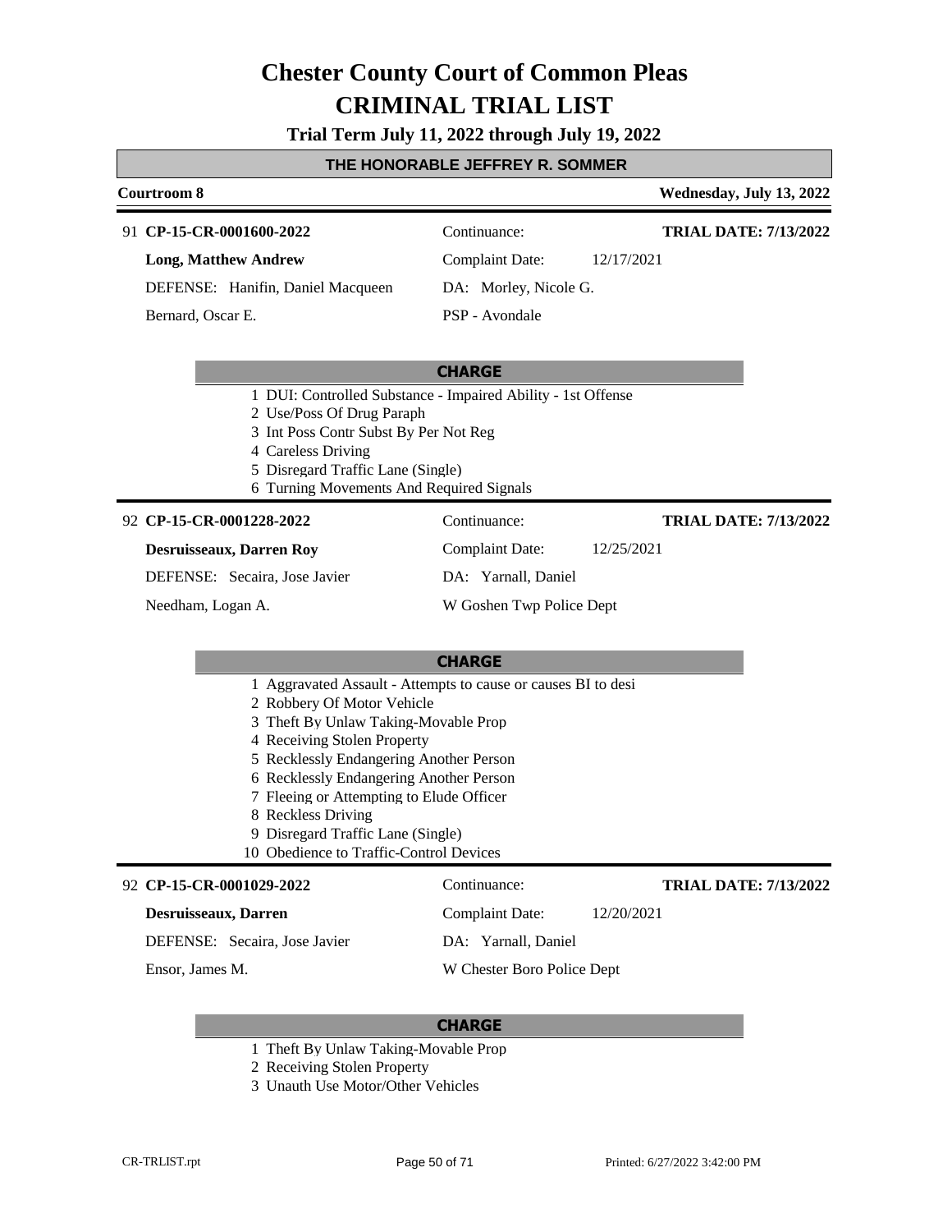# Chester County Court of Common Pleas
# CRIMINAL TRIAL LIST

**Trial Term July 11, 2022 through July 19, 2022**

**THE HONORABLE JEFFREY R. SOMMER**

**Courtroom 8** — **Wednesday, July 13, 2022**

---

91 **CP-15-CR-0001600-2022** — Continuance: — **TRIAL DATE: 7/13/2022**

**Long, Matthew Andrew** — Complaint Date: 12/17/2021

DEFENSE: Hanifin, Daniel Macqueen — DA: Morley, Nicole G.

Bernard, Oscar E. — PSP - Avondale

**CHARGE**

1 DUI: Controlled Substance - Impaired Ability - 1st Offense
2 Use/Poss Of Drug Paraph
3 Int Poss Contr Subst By Per Not Reg
4 Careless Driving
5 Disregard Traffic Lane (Single)
6 Turning Movements And Required Signals

---

92 **CP-15-CR-0001228-2022** — Continuance: — **TRIAL DATE: 7/13/2022**

**Desruisseaux, Darren Roy** — Complaint Date: 12/25/2021

DEFENSE: Secaira, Jose Javier — DA: Yarnall, Daniel

Needham, Logan A. — W Goshen Twp Police Dept

**CHARGE**

1 Aggravated Assault - Attempts to cause or causes BI to desi
2 Robbery Of Motor Vehicle
3 Theft By Unlaw Taking-Movable Prop
4 Receiving Stolen Property
5 Recklessly Endangering Another Person
6 Recklessly Endangering Another Person
7 Fleeing or Attempting to Elude Officer
8 Reckless Driving
9 Disregard Traffic Lane (Single)
10 Obedience to Traffic-Control Devices

---

92 **CP-15-CR-0001029-2022** — Continuance: — **TRIAL DATE: 7/13/2022**

**Desruisseaux, Darren** — Complaint Date: 12/20/2021

DEFENSE: Secaira, Jose Javier — DA: Yarnall, Daniel

Ensor, James M. — W Chester Boro Police Dept

**CHARGE**

1 Theft By Unlaw Taking-Movable Prop
2 Receiving Stolen Property
3 Unauth Use Motor/Other Vehicles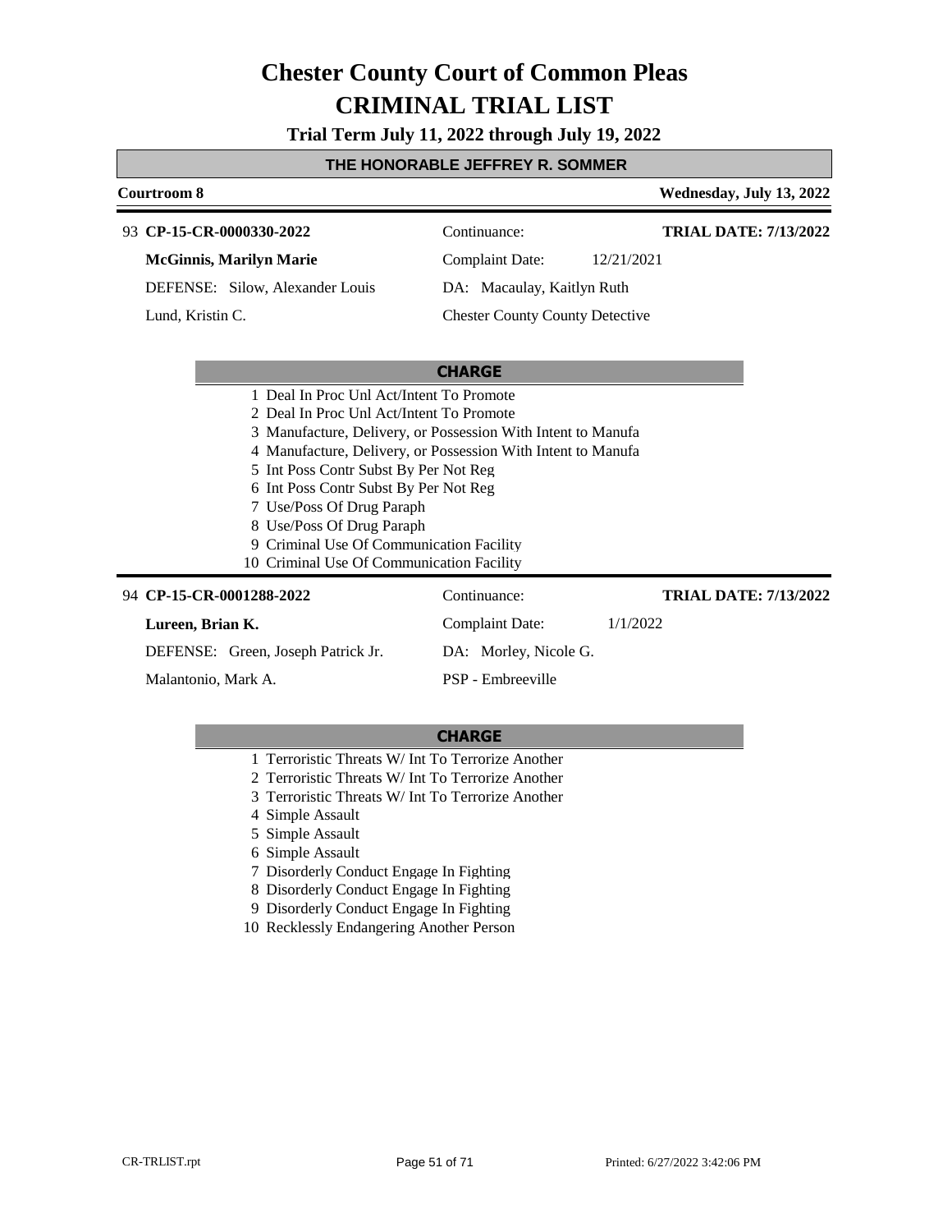# Chester County Court of Common Pleas
# CRIMINAL TRIAL LIST

**Trial Term July 11, 2022 through July 19, 2022**

**THE HONORABLE JEFFREY R. SOMMER**

**Courtroom 8** — **Wednesday, July 13, 2022**

---

93 **CP-15-CR-0000330-2022** | Continuance: | **TRIAL DATE: 7/13/2022**

**McGinnis, Marilyn Marie** | Complaint Date: 12/21/2021

DEFENSE: Silow, Alexander Louis | DA: Macaulay, Kaitlyn Ruth

Lund, Kristin C. | Chester County County Detective

**CHARGE**

1 Deal In Proc Unl Act/Intent To Promote
2 Deal In Proc Unl Act/Intent To Promote
3 Manufacture, Delivery, or Possession With Intent to Manufa
4 Manufacture, Delivery, or Possession With Intent to Manufa
5 Int Poss Contr Subst By Per Not Reg
6 Int Poss Contr Subst By Per Not Reg
7 Use/Poss Of Drug Paraph
8 Use/Poss Of Drug Paraph
9 Criminal Use Of Communication Facility
10 Criminal Use Of Communication Facility

---

94 **CP-15-CR-0001288-2022** | Continuance: | **TRIAL DATE: 7/13/2022**

**Lureen, Brian K.** | Complaint Date: 1/1/2022

DEFENSE: Green, Joseph Patrick Jr. | DA: Morley, Nicole G.

Malantonio, Mark A. | PSP - Embreeville

**CHARGE**

1 Terroristic Threats W/ Int To Terrorize Another
2 Terroristic Threats W/ Int To Terrorize Another
3 Terroristic Threats W/ Int To Terrorize Another
4 Simple Assault
5 Simple Assault
6 Simple Assault
7 Disorderly Conduct Engage In Fighting
8 Disorderly Conduct Engage In Fighting
9 Disorderly Conduct Engage In Fighting
10 Recklessly Endangering Another Person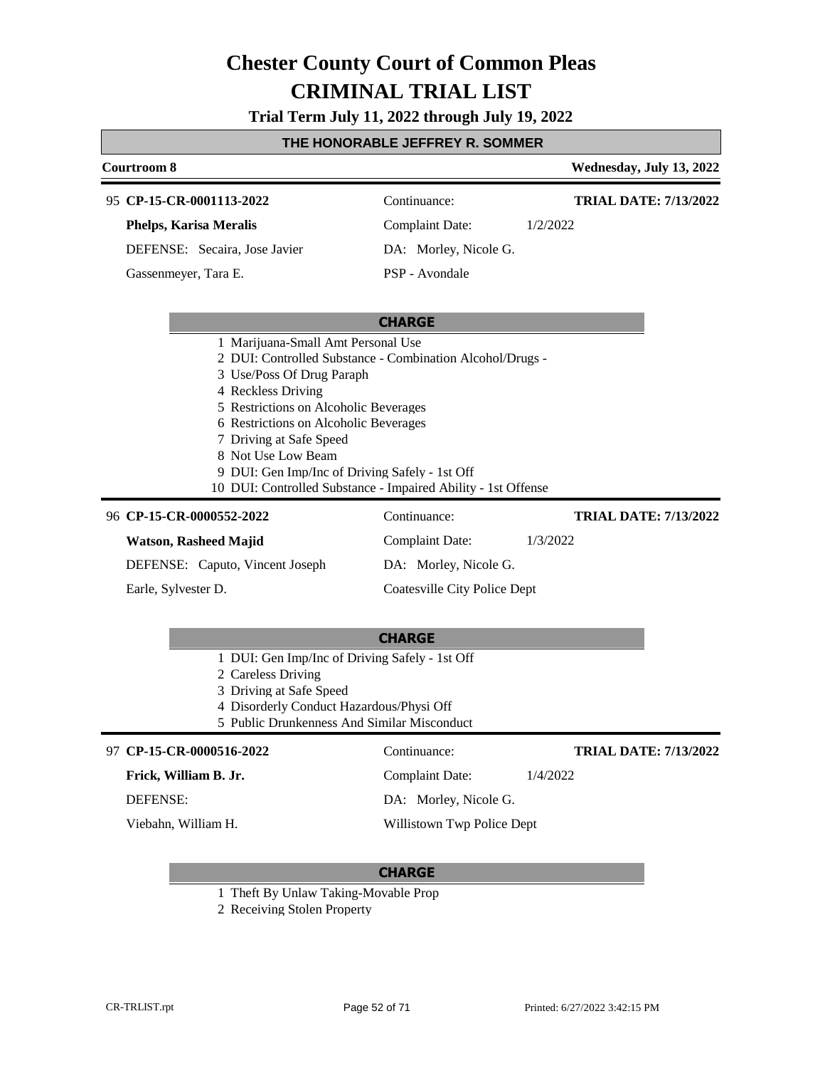# Chester County Court of Common Pleas
# CRIMINAL TRIAL LIST

**Trial Term July 11, 2022 through July 19, 2022**

**THE HONORABLE JEFFREY R. SOMMER**

**Courtroom 8** — **Wednesday, July 13, 2022**

---

95 **CP-15-CR-0001113-2022** — Continuance: — **TRIAL DATE: 7/13/2022**

**Phelps, Karisa Meralis** — Complaint Date: 1/2/2022

DEFENSE: Secaira, Jose Javier — DA: Morley, Nicole G.

Gassenmeyer, Tara E. — PSP - Avondale

**CHARGE**

1. Marijuana-Small Amt Personal Use
2. DUI: Controlled Substance - Combination Alcohol/Drugs -
3. Use/Poss Of Drug Paraph
4. Reckless Driving
5. Restrictions on Alcoholic Beverages
6. Restrictions on Alcoholic Beverages
7. Driving at Safe Speed
8. Not Use Low Beam
9. DUI: Gen Imp/Inc of Driving Safely - 1st Off
10. DUI: Controlled Substance - Impaired Ability - 1st Offense

---

96 **CP-15-CR-0000552-2022** — Continuance: — **TRIAL DATE: 7/13/2022**

**Watson, Rasheed Majid** — Complaint Date: 1/3/2022

DEFENSE: Caputo, Vincent Joseph — DA: Morley, Nicole G.

Earle, Sylvester D. — Coatesville City Police Dept

**CHARGE**

1. DUI: Gen Imp/Inc of Driving Safely - 1st Off
2. Careless Driving
3. Driving at Safe Speed
4. Disorderly Conduct Hazardous/Physi Off
5. Public Drunkenness And Similar Misconduct

---

97 **CP-15-CR-0000516-2022** — Continuance: — **TRIAL DATE: 7/13/2022**

**Frick, William B. Jr.** — Complaint Date: 1/4/2022

DEFENSE: — DA: Morley, Nicole G.

Viebahn, William H. — Willistown Twp Police Dept

**CHARGE**

1. Theft By Unlaw Taking-Movable Prop
2. Receiving Stolen Property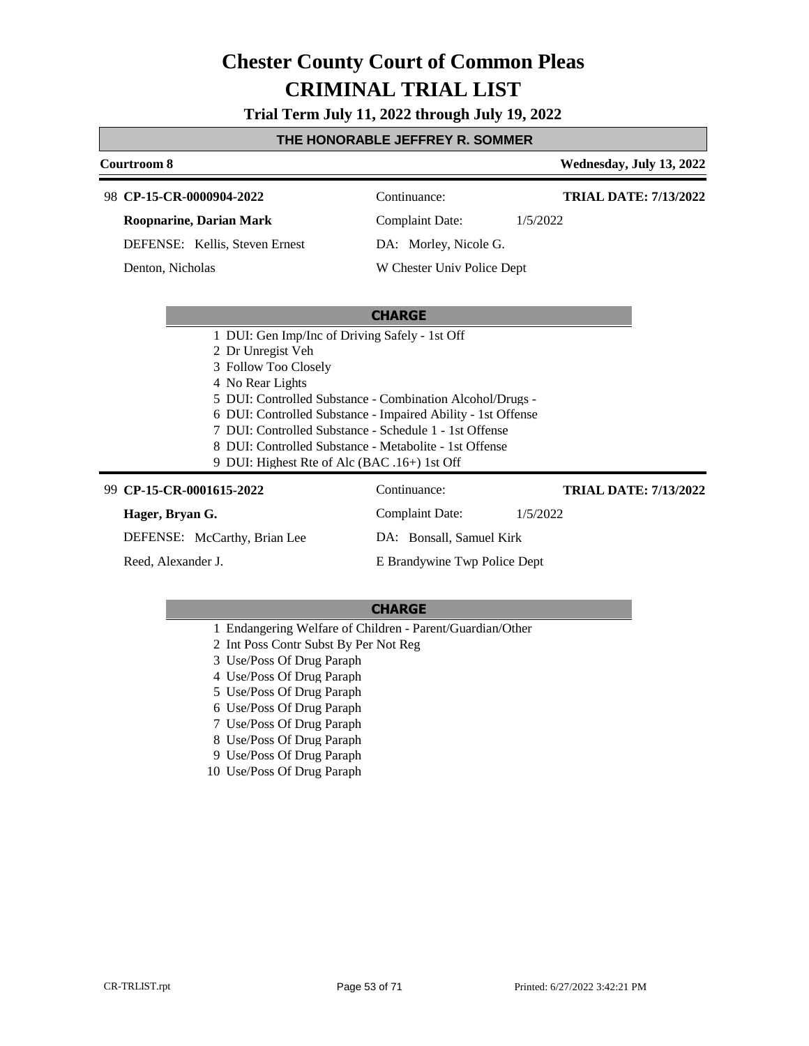# Chester County Court of Common Pleas
# CRIMINAL TRIAL LIST

**Trial Term July 11, 2022 through July 19, 2022**

### THE HONORABLE JEFFREY R. SOMMER

**Courtroom 8** — **Wednesday, July 13, 2022**

---

98 **CP-15-CR-0000904-2022** — Continuance: — **TRIAL DATE: 7/13/2022**

**Roopnarine, Darian Mark** — Complaint Date: 1/5/2022

DEFENSE: Kellis, Steven Ernest — DA: Morley, Nicole G.

Denton, Nicholas — W Chester Univ Police Dept

**CHARGE**

1. DUI: Gen Imp/Inc of Driving Safely - 1st Off
2. Dr Unregist Veh
3. Follow Too Closely
4. No Rear Lights
5. DUI: Controlled Substance - Combination Alcohol/Drugs -
6. DUI: Controlled Substance - Impaired Ability - 1st Offense
7. DUI: Controlled Substance - Schedule 1 - 1st Offense
8. DUI: Controlled Substance - Metabolite - 1st Offense
9. DUI: Highest Rte of Alc (BAC .16+) 1st Off

---

99 **CP-15-CR-0001615-2022** — Continuance: — **TRIAL DATE: 7/13/2022**

**Hager, Bryan G.** — Complaint Date: 1/5/2022

DEFENSE: McCarthy, Brian Lee — DA: Bonsall, Samuel Kirk

Reed, Alexander J. — E Brandywine Twp Police Dept

**CHARGE**

1. Endangering Welfare of Children - Parent/Guardian/Other
2. Int Poss Contr Subst By Per Not Reg
3. Use/Poss Of Drug Paraph
4. Use/Poss Of Drug Paraph
5. Use/Poss Of Drug Paraph
6. Use/Poss Of Drug Paraph
7. Use/Poss Of Drug Paraph
8. Use/Poss Of Drug Paraph
9. Use/Poss Of Drug Paraph
10. Use/Poss Of Drug Paraph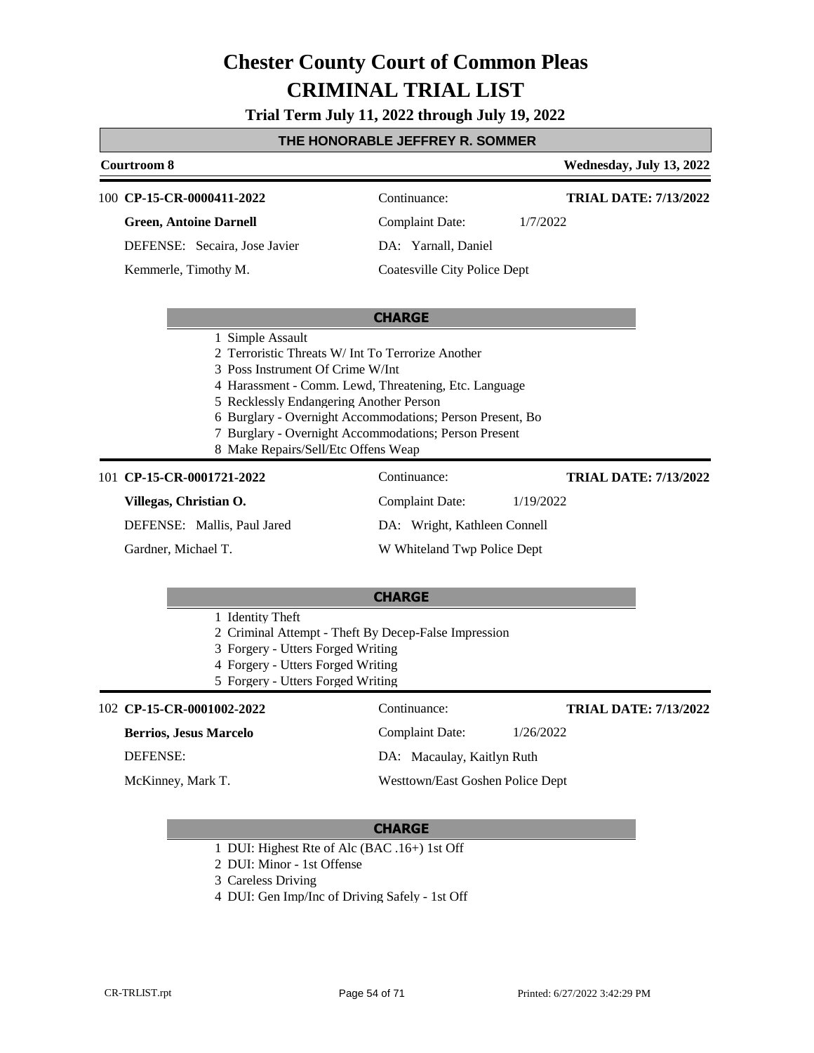# Chester County Court of Common Pleas
# CRIMINAL TRIAL LIST

**Trial Term July 11, 2022 through July 19, 2022**

**THE HONORABLE JEFFREY R. SOMMER**

**Courtroom 8** — **Wednesday, July 13, 2022**

---

100 **CP-15-CR-0000411-2022** — Continuance: — **TRIAL DATE: 7/13/2022**

**Green, Antoine Darnell** — Complaint Date: 1/7/2022

DEFENSE: Secaira, Jose Javier — DA: Yarnall, Daniel

Kemmerle, Timothy M. — Coatesville City Police Dept

**CHARGE**

1. Simple Assault
2. Terroristic Threats W/ Int To Terrorize Another
3. Poss Instrument Of Crime W/Int
4. Harassment - Comm. Lewd, Threatening, Etc. Language
5. Recklessly Endangering Another Person
6. Burglary - Overnight Accommodations; Person Present, Bo
7. Burglary - Overnight Accommodations; Person Present
8. Make Repairs/Sell/Etc Offens Weap

---

101 **CP-15-CR-0001721-2022** — Continuance: — **TRIAL DATE: 7/13/2022**

**Villegas, Christian O.** — Complaint Date: 1/19/2022

DEFENSE: Mallis, Paul Jared — DA: Wright, Kathleen Connell

Gardner, Michael T. — W Whiteland Twp Police Dept

**CHARGE**

1. Identity Theft
2. Criminal Attempt - Theft By Decep-False Impression
3. Forgery - Utters Forged Writing
4. Forgery - Utters Forged Writing
5. Forgery - Utters Forged Writing

---

102 **CP-15-CR-0001002-2022** — Continuance: — **TRIAL DATE: 7/13/2022**

**Berrios, Jesus Marcelo** — Complaint Date: 1/26/2022

DEFENSE: — DA: Macaulay, Kaitlyn Ruth

McKinney, Mark T. — Westtown/East Goshen Police Dept

**CHARGE**

1. DUI: Highest Rte of Alc (BAC .16+) 1st Off
2. DUI: Minor - 1st Offense
3. Careless Driving
4. DUI: Gen Imp/Inc of Driving Safely - 1st Off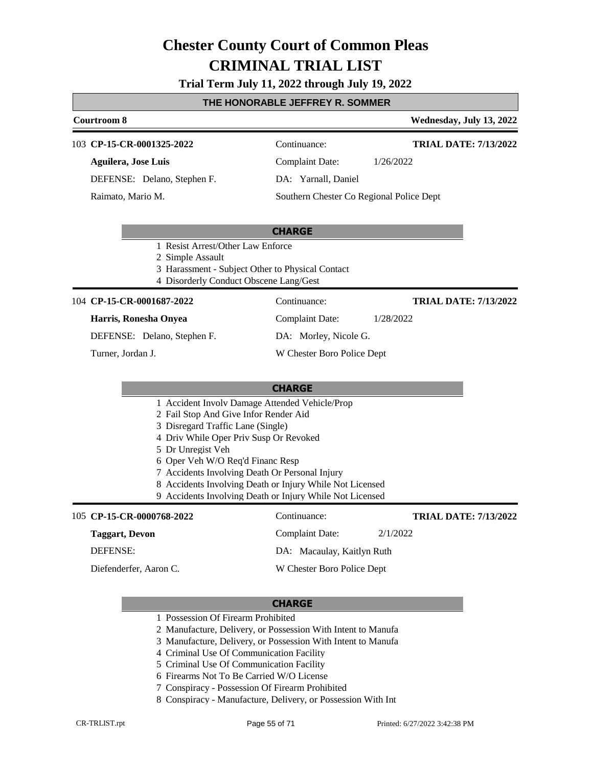# Chester County Court of Common Pleas
# CRIMINAL TRIAL LIST

**Trial Term July 11, 2022 through July 19, 2022**

**THE HONORABLE JEFFREY R. SOMMER**

**Courtroom 8** — **Wednesday, July 13, 2022**

---

103 **CP-15-CR-0001325-2022** — Continuance: — **TRIAL DATE: 7/13/2022**

**Aguilera, Jose Luis** — Complaint Date: 1/26/2022

DEFENSE: Delano, Stephen F. — DA: Yarnall, Daniel

Raimato, Mario M. — Southern Chester Co Regional Police Dept

**CHARGE**

1. Resist Arrest/Other Law Enforce
2. Simple Assault
3. Harassment - Subject Other to Physical Contact
4. Disorderly Conduct Obscene Lang/Gest

---

104 **CP-15-CR-0001687-2022** — Continuance: — **TRIAL DATE: 7/13/2022**

**Harris, Ronesha Onyea** — Complaint Date: 1/28/2022

DEFENSE: Delano, Stephen F. — DA: Morley, Nicole G.

Turner, Jordan J. — W Chester Boro Police Dept

**CHARGE**

1. Accident Involv Damage Attended Vehicle/Prop
2. Fail Stop And Give Infor Render Aid
3. Disregard Traffic Lane (Single)
4. Driv While Oper Priv Susp Or Revoked
5. Dr Unregist Veh
6. Oper Veh W/O Req'd Financ Resp
7. Accidents Involving Death Or Personal Injury
8. Accidents Involving Death or Injury While Not Licensed
9. Accidents Involving Death or Injury While Not Licensed

---

105 **CP-15-CR-0000768-2022** — Continuance: — **TRIAL DATE: 7/13/2022**

**Taggart, Devon** — Complaint Date: 2/1/2022

DEFENSE: — DA: Macaulay, Kaitlyn Ruth

Diefenderfer, Aaron C. — W Chester Boro Police Dept

**CHARGE**

1. Possession Of Firearm Prohibited
2. Manufacture, Delivery, or Possession With Intent to Manufa
3. Manufacture, Delivery, or Possession With Intent to Manufa
4. Criminal Use Of Communication Facility
5. Criminal Use Of Communication Facility
6. Firearms Not To Be Carried W/O License
7. Conspiracy - Possession Of Firearm Prohibited
8. Conspiracy - Manufacture, Delivery, or Possession With Int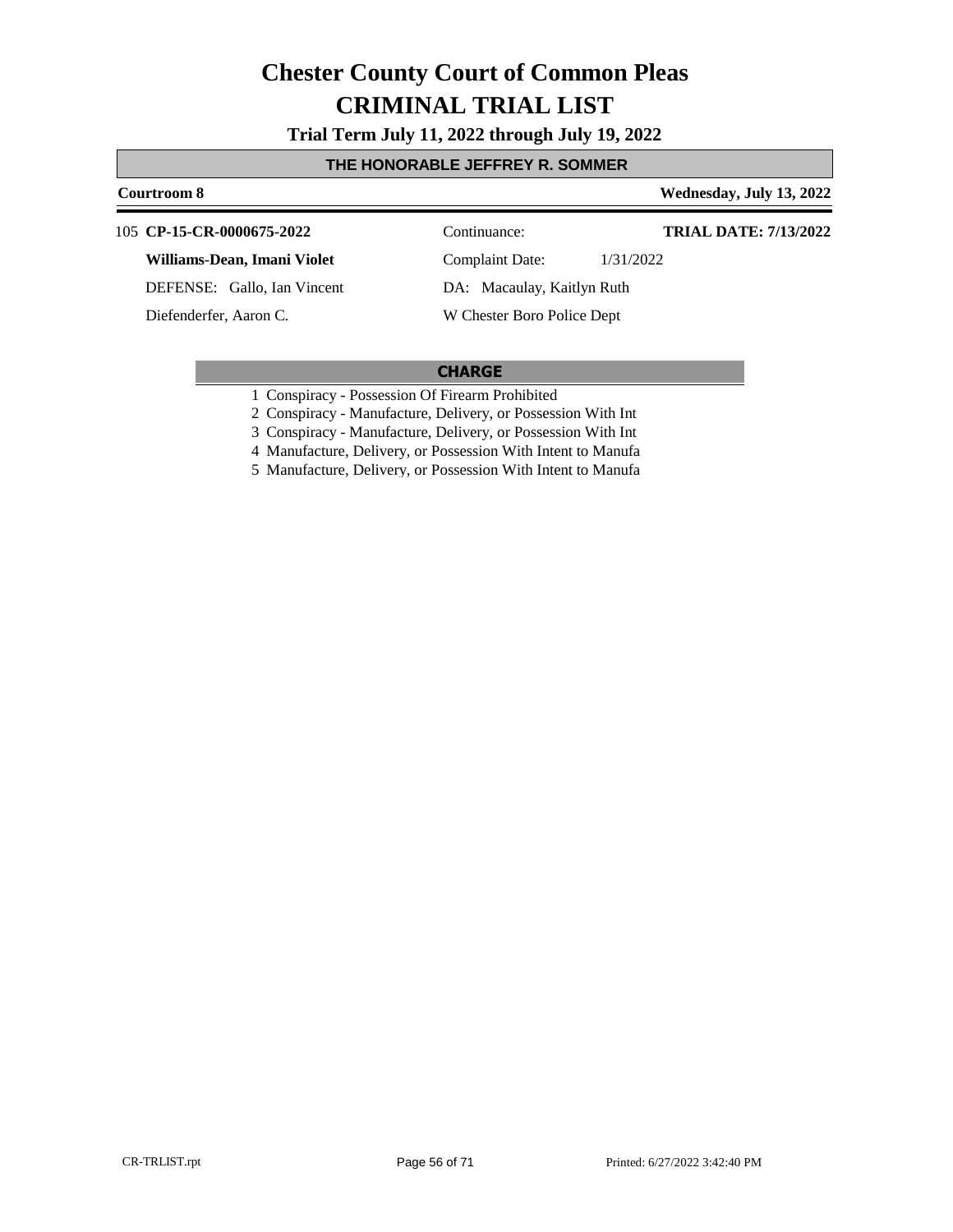# Chester County Court of Common Pleas

# CRIMINAL TRIAL LIST

**Trial Term July 11, 2022 through July 19, 2022**

**THE HONORABLE JEFFREY R. SOMMER**

**Courtroom 8** — **Wednesday, July 13, 2022**

105 **CP-15-CR-0000675-2022** — Continuance: — **TRIAL DATE: 7/13/2022**

**Williams-Dean, Imani Violet** — Complaint Date: 1/31/2022

DEFENSE: Gallo, Ian Vincent — DA: Macaulay, Kaitlyn Ruth

Diefenderfer, Aaron C. — W Chester Boro Police Dept

**CHARGE**

1 Conspiracy - Possession Of Firearm Prohibited
2 Conspiracy - Manufacture, Delivery, or Possession With Int
3 Conspiracy - Manufacture, Delivery, or Possession With Int
4 Manufacture, Delivery, or Possession With Intent to Manufa
5 Manufacture, Delivery, or Possession With Intent to Manufa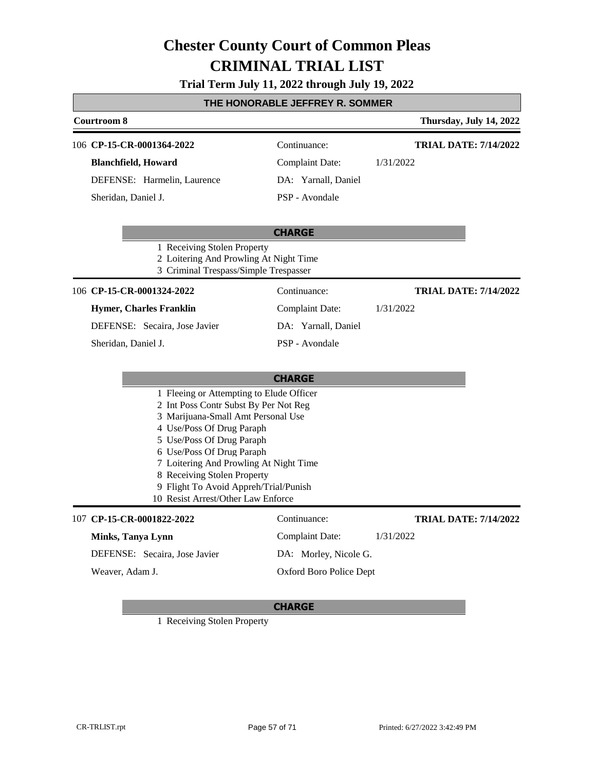# Chester County Court of Common Pleas
# CRIMINAL TRIAL LIST

**Trial Term July 11, 2022 through July 19, 2022**

**THE HONORABLE JEFFREY R. SOMMER**

**Courtroom 8** | **Thursday, July 14, 2022**

---

106 **CP-15-CR-0001364-2022**
Continuance:
**TRIAL DATE: 7/14/2022**

**Blanchfield, Howard**
Complaint Date: 1/31/2022

DEFENSE: Harmelin, Laurence
DA: Yarnall, Daniel

Sheridan, Daniel J.
PSP - Avondale

**CHARGE**

1 Receiving Stolen Property
2 Loitering And Prowling At Night Time
3 Criminal Trespass/Simple Trespasser

---

106 **CP-15-CR-0001324-2022**
Continuance:
**TRIAL DATE: 7/14/2022**

**Hymer, Charles Franklin**
Complaint Date: 1/31/2022

DEFENSE: Secaira, Jose Javier
DA: Yarnall, Daniel

Sheridan, Daniel J.
PSP - Avondale

**CHARGE**

1 Fleeing or Attempting to Elude Officer
2 Int Poss Contr Subst By Per Not Reg
3 Marijuana-Small Amt Personal Use
4 Use/Poss Of Drug Paraph
5 Use/Poss Of Drug Paraph
6 Use/Poss Of Drug Paraph
7 Loitering And Prowling At Night Time
8 Receiving Stolen Property
9 Flight To Avoid Appreh/Trial/Punish
10 Resist Arrest/Other Law Enforce

---

107 **CP-15-CR-0001822-2022**
Continuance:
**TRIAL DATE: 7/14/2022**

**Minks, Tanya Lynn**
Complaint Date: 1/31/2022

DEFENSE: Secaira, Jose Javier
DA: Morley, Nicole G.

Weaver, Adam J.
Oxford Boro Police Dept

**CHARGE**

1 Receiving Stolen Property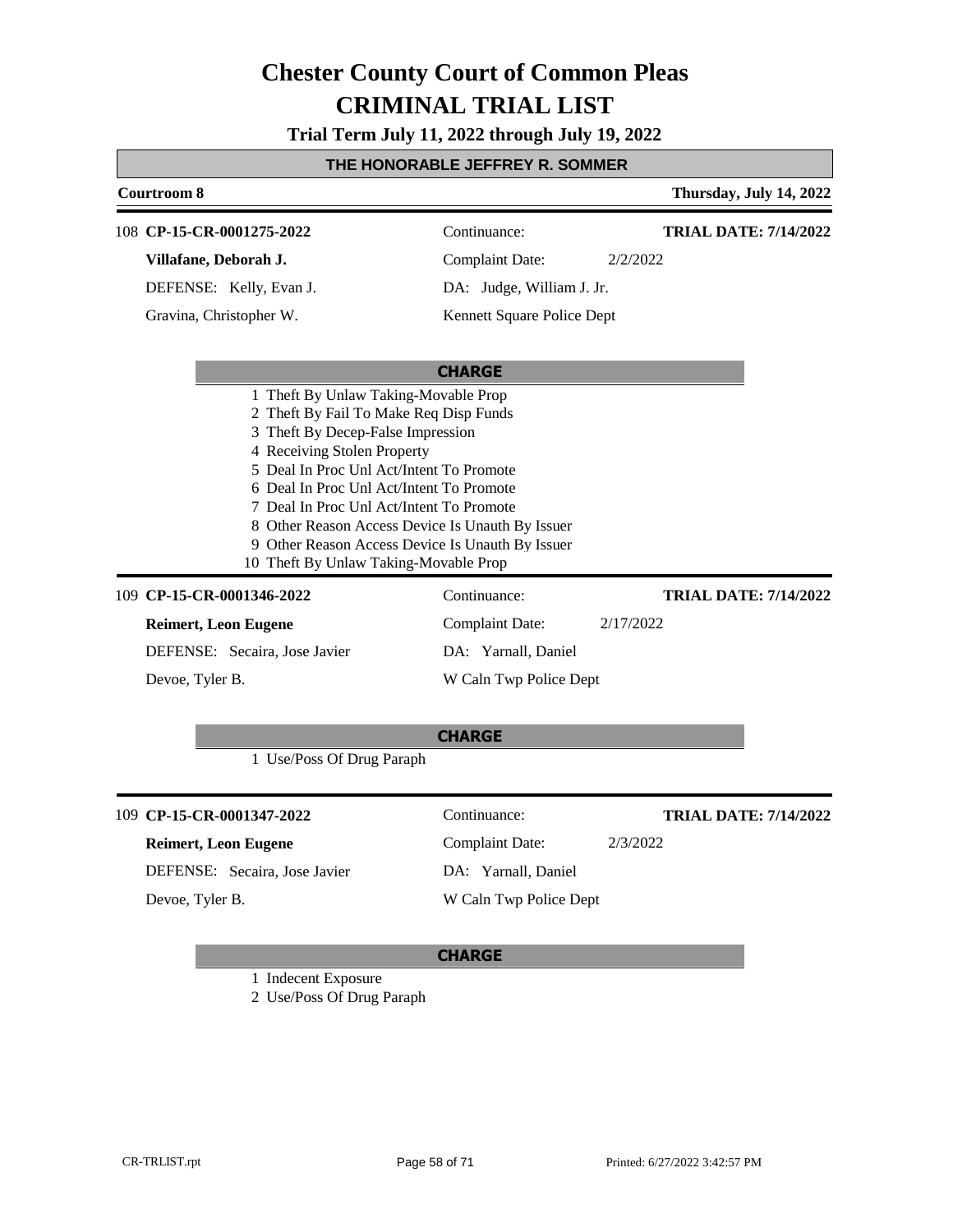# Chester County Court of Common Pleas
# CRIMINAL TRIAL LIST

**Trial Term July 11, 2022 through July 19, 2022**

**THE HONORABLE JEFFREY R. SOMMER**

**Courtroom 8** — **Thursday, July 14, 2022**

---

108 **CP-15-CR-0001275-2022**

**Villafane, Deborah J.**

DEFENSE: Kelly, Evan J.

Gravina, Christopher W.

Continuance:

Complaint Date: 2/2/2022

DA: Judge, William J. Jr.

Kennett Square Police Dept

**TRIAL DATE: 7/14/2022**

**CHARGE**

1 Theft By Unlaw Taking-Movable Prop
2 Theft By Fail To Make Req Disp Funds
3 Theft By Decep-False Impression
4 Receiving Stolen Property
5 Deal In Proc Unl Act/Intent To Promote
6 Deal In Proc Unl Act/Intent To Promote
7 Deal In Proc Unl Act/Intent To Promote
8 Other Reason Access Device Is Unauth By Issuer
9 Other Reason Access Device Is Unauth By Issuer
10 Theft By Unlaw Taking-Movable Prop

---

109 **CP-15-CR-0001346-2022**

**Reimert, Leon Eugene**

DEFENSE: Secaira, Jose Javier

Devoe, Tyler B.

Continuance:

Complaint Date: 2/17/2022

DA: Yarnall, Daniel

W Caln Twp Police Dept

**TRIAL DATE: 7/14/2022**

**CHARGE**

1 Use/Poss Of Drug Paraph

---

109 **CP-15-CR-0001347-2022**

**Reimert, Leon Eugene**

DEFENSE: Secaira, Jose Javier

Devoe, Tyler B.

Continuance:

Complaint Date: 2/3/2022

DA: Yarnall, Daniel

W Caln Twp Police Dept

**TRIAL DATE: 7/14/2022**

**CHARGE**

1 Indecent Exposure
2 Use/Poss Of Drug Paraph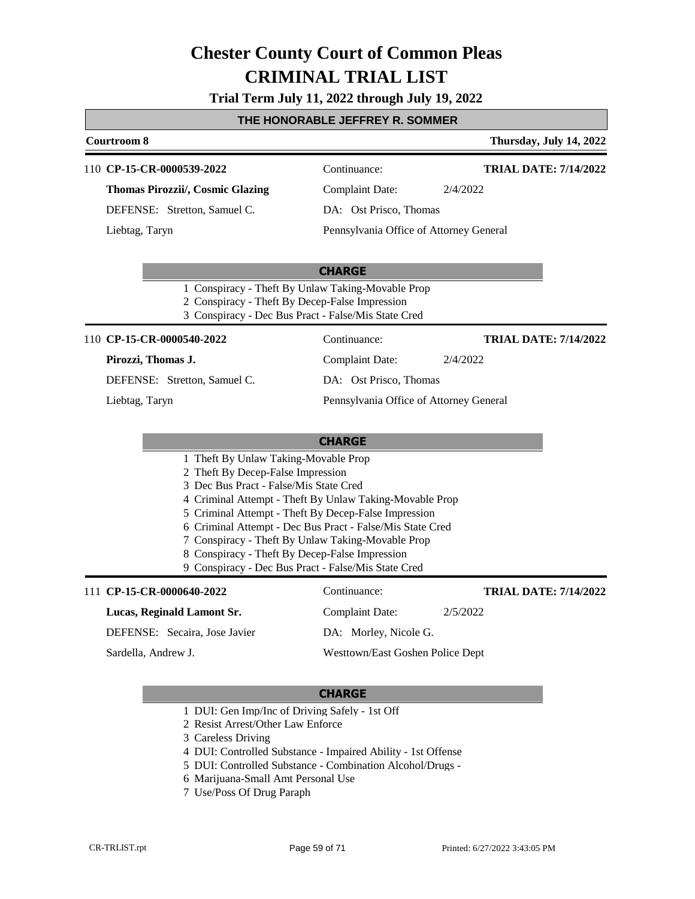# Chester County Court of Common Pleas
# CRIMINAL TRIAL LIST

**Trial Term July 11, 2022 through July 19, 2022**

## THE HONORABLE JEFFREY R. SOMMER

**Courtroom 8** | **Thursday, July 14, 2022**

---

110 **CP-15-CR-0000539-2022** | Continuance: | **TRIAL DATE: 7/14/2022**

**Thomas Pirozzii/, Cosmic Glazing** | Complaint Date: 2/4/2022

DEFENSE: Stretton, Samuel C. | DA: Ost Prisco, Thomas

Liebtag, Taryn | Pennsylvania Office of Attorney General

**CHARGE**

1 Conspiracy - Theft By Unlaw Taking-Movable Prop
2 Conspiracy - Theft By Decep-False Impression
3 Conspiracy - Dec Bus Pract - False/Mis State Cred

---

110 **CP-15-CR-0000540-2022** | Continuance: | **TRIAL DATE: 7/14/2022**

**Pirozzi, Thomas J.** | Complaint Date: 2/4/2022

DEFENSE: Stretton, Samuel C. | DA: Ost Prisco, Thomas

Liebtag, Taryn | Pennsylvania Office of Attorney General

**CHARGE**

1 Theft By Unlaw Taking-Movable Prop
2 Theft By Decep-False Impression
3 Dec Bus Pract - False/Mis State Cred
4 Criminal Attempt - Theft By Unlaw Taking-Movable Prop
5 Criminal Attempt - Theft By Decep-False Impression
6 Criminal Attempt - Dec Bus Pract - False/Mis State Cred
7 Conspiracy - Theft By Unlaw Taking-Movable Prop
8 Conspiracy - Theft By Decep-False Impression
9 Conspiracy - Dec Bus Pract - False/Mis State Cred

---

111 **CP-15-CR-0000640-2022** | Continuance: | **TRIAL DATE: 7/14/2022**

**Lucas, Reginald Lamont Sr.** | Complaint Date: 2/5/2022

DEFENSE: Secaira, Jose Javier | DA: Morley, Nicole G.

Sardella, Andrew J. | Westtown/East Goshen Police Dept

**CHARGE**

1 DUI: Gen Imp/Inc of Driving Safely - 1st Off
2 Resist Arrest/Other Law Enforce
3 Careless Driving
4 DUI: Controlled Substance - Impaired Ability - 1st Offense
5 DUI: Controlled Substance - Combination Alcohol/Drugs -
6 Marijuana-Small Amt Personal Use
7 Use/Poss Of Drug Paraph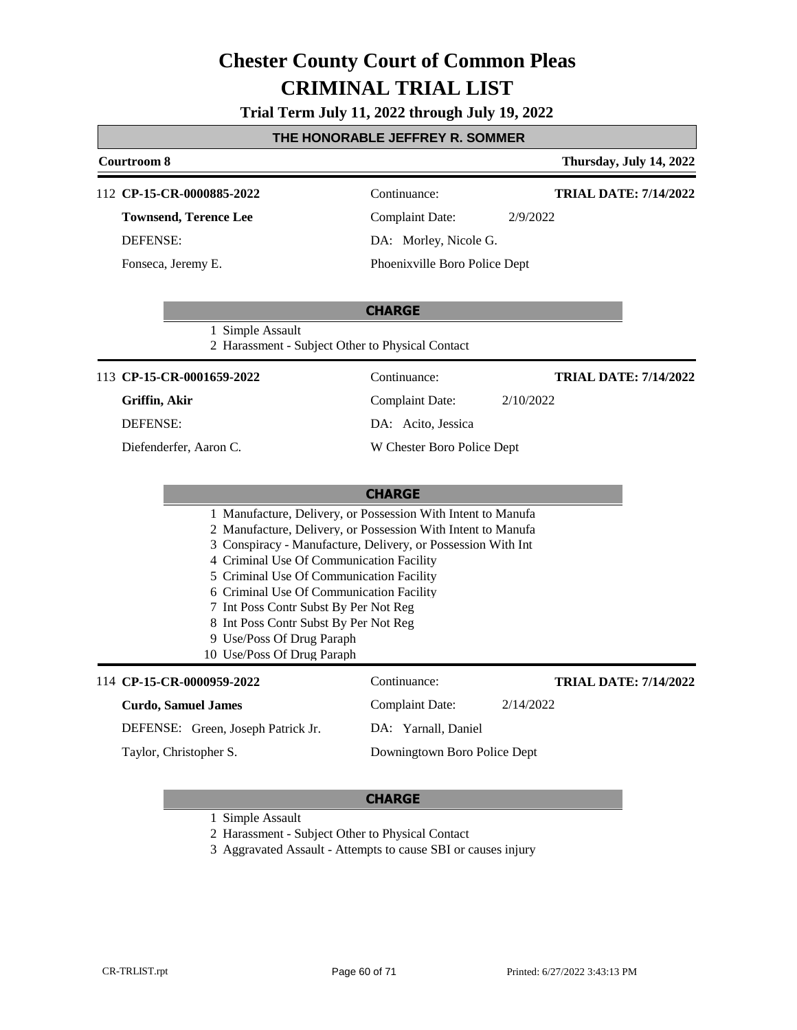# Chester County Court of Common Pleas
# CRIMINAL TRIAL LIST

**Trial Term July 11, 2022 through July 19, 2022**

## THE HONORABLE JEFFREY R. SOMMER

**Courtroom 8** — **Thursday, July 14, 2022**

---

112 **CP-15-CR-0000885-2022** — Continuance: — **TRIAL DATE: 7/14/2022**

**Townsend, Terence Lee** — Complaint Date: 2/9/2022

DEFENSE: — DA: Morley, Nicole G.

Fonseca, Jeremy E. — Phoenixville Boro Police Dept

**CHARGE**

1 Simple Assault
2 Harassment - Subject Other to Physical Contact

---

113 **CP-15-CR-0001659-2022** — Continuance: — **TRIAL DATE: 7/14/2022**

**Griffin, Akir** — Complaint Date: 2/10/2022

DEFENSE: — DA: Acito, Jessica

Diefenderfer, Aaron C. — W Chester Boro Police Dept

**CHARGE**

1 Manufacture, Delivery, or Possession With Intent to Manufa
2 Manufacture, Delivery, or Possession With Intent to Manufa
3 Conspiracy - Manufacture, Delivery, or Possession With Int
4 Criminal Use Of Communication Facility
5 Criminal Use Of Communication Facility
6 Criminal Use Of Communication Facility
7 Int Poss Contr Subst By Per Not Reg
8 Int Poss Contr Subst By Per Not Reg
9 Use/Poss Of Drug Paraph
10 Use/Poss Of Drug Paraph

---

114 **CP-15-CR-0000959-2022** — Continuance: — **TRIAL DATE: 7/14/2022**

**Curdo, Samuel James** — Complaint Date: 2/14/2022

DEFENSE: Green, Joseph Patrick Jr. — DA: Yarnall, Daniel

Taylor, Christopher S. — Downingtown Boro Police Dept

**CHARGE**

1 Simple Assault
2 Harassment - Subject Other to Physical Contact
3 Aggravated Assault - Attempts to cause SBI or causes injury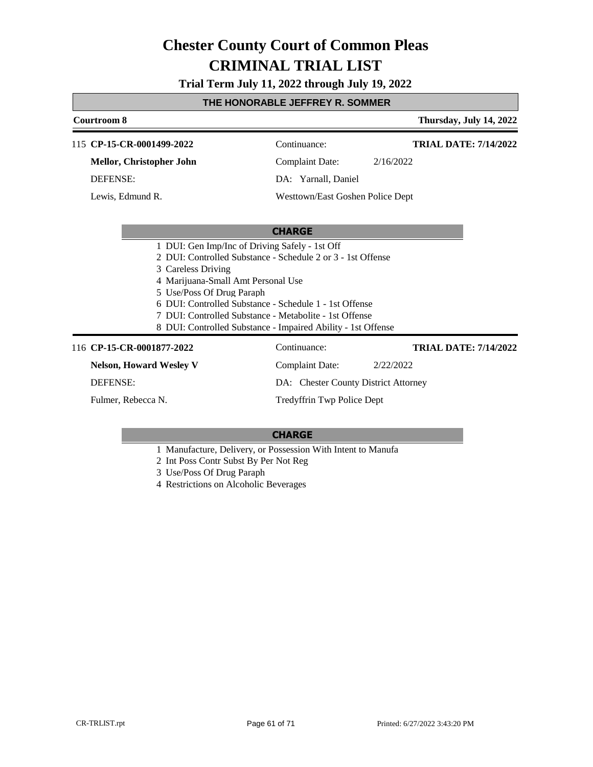# Chester County Court of Common Pleas
# CRIMINAL TRIAL LIST

**Trial Term July 11, 2022 through July 19, 2022**

**THE HONORABLE JEFFREY R. SOMMER**

**Courtroom 8** — **Thursday, July 14, 2022**

---

115 **CP-15-CR-0001499-2022** — Continuance: — **TRIAL DATE: 7/14/2022**

**Mellor, Christopher John** — Complaint Date: 2/16/2022

DEFENSE: — DA: Yarnall, Daniel

Lewis, Edmund R. — Westtown/East Goshen Police Dept

**CHARGE**

1 DUI: Gen Imp/Inc of Driving Safely - 1st Off
2 DUI: Controlled Substance - Schedule 2 or 3 - 1st Offense
3 Careless Driving
4 Marijuana-Small Amt Personal Use
5 Use/Poss Of Drug Paraph
6 DUI: Controlled Substance - Schedule 1 - 1st Offense
7 DUI: Controlled Substance - Metabolite - 1st Offense
8 DUI: Controlled Substance - Impaired Ability - 1st Offense

---

116 **CP-15-CR-0001877-2022** — Continuance: — **TRIAL DATE: 7/14/2022**

**Nelson, Howard Wesley V** — Complaint Date: 2/22/2022

DEFENSE: — DA: Chester County District Attorney

Fulmer, Rebecca N. — Tredyffrin Twp Police Dept

**CHARGE**

1 Manufacture, Delivery, or Possession With Intent to Manufa
2 Int Poss Contr Subst By Per Not Reg
3 Use/Poss Of Drug Paraph
4 Restrictions on Alcoholic Beverages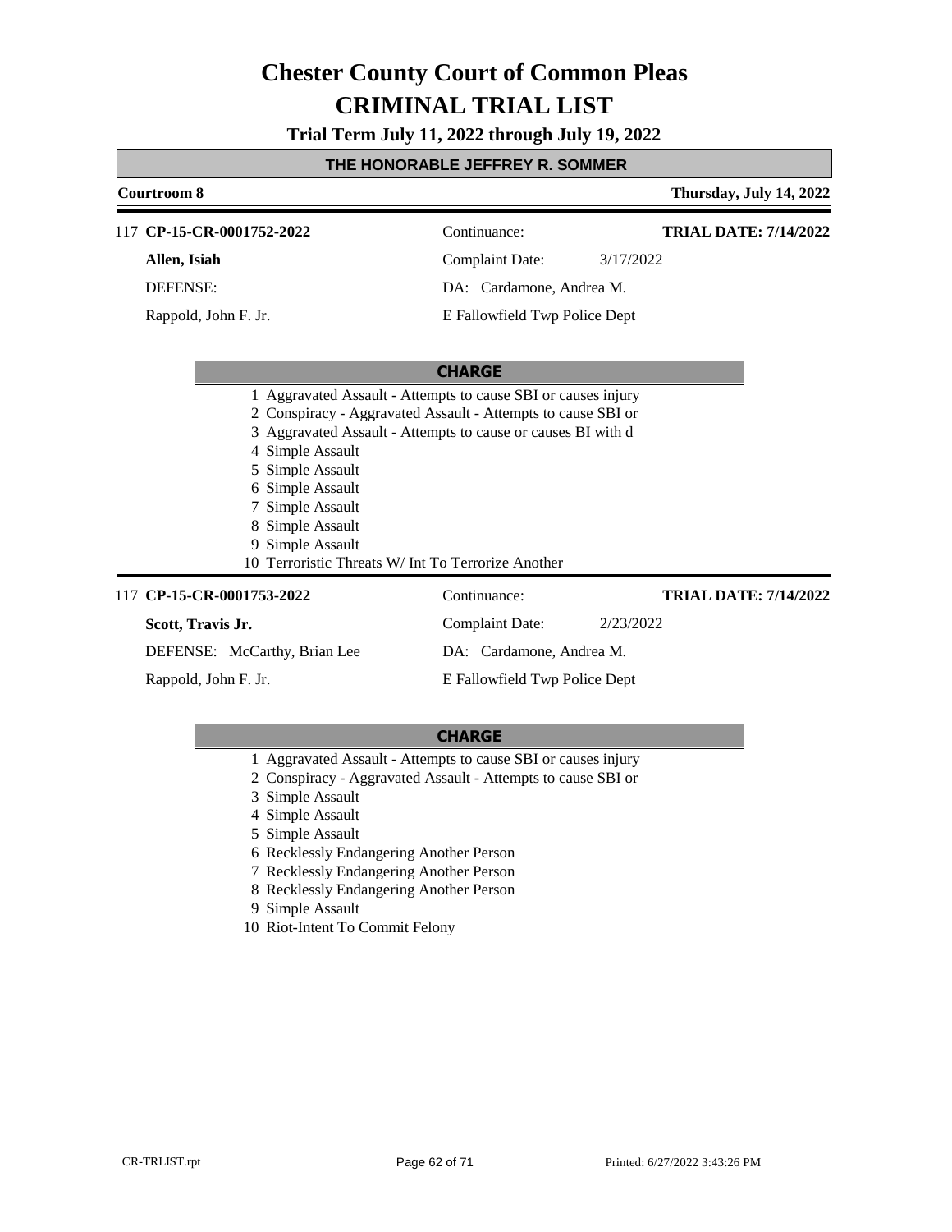# Chester County Court of Common Pleas
# CRIMINAL TRIAL LIST

**Trial Term July 11, 2022 through July 19, 2022**

**THE HONORABLE JEFFREY R. SOMMER**

**Courtroom 8** — **Thursday, July 14, 2022**

---

117 **CP-15-CR-0001752-2022** — Continuance: — **TRIAL DATE: 7/14/2022**

**Allen, Isiah** — Complaint Date: 3/17/2022

DEFENSE: — DA: Cardamone, Andrea M.

Rappold, John F. Jr. — E Fallowfield Twp Police Dept

**CHARGE**

1. Aggravated Assault - Attempts to cause SBI or causes injury
2. Conspiracy - Aggravated Assault - Attempts to cause SBI or
3. Aggravated Assault - Attempts to cause or causes BI with d
4. Simple Assault
5. Simple Assault
6. Simple Assault
7. Simple Assault
8. Simple Assault
9. Simple Assault
10. Terroristic Threats W/ Int To Terrorize Another

---

117 **CP-15-CR-0001753-2022** — Continuance: — **TRIAL DATE: 7/14/2022**

**Scott, Travis Jr.** — Complaint Date: 2/23/2022

DEFENSE: McCarthy, Brian Lee — DA: Cardamone, Andrea M.

Rappold, John F. Jr. — E Fallowfield Twp Police Dept

**CHARGE**

1. Aggravated Assault - Attempts to cause SBI or causes injury
2. Conspiracy - Aggravated Assault - Attempts to cause SBI or
3. Simple Assault
4. Simple Assault
5. Simple Assault
6. Recklessly Endangering Another Person
7. Recklessly Endangering Another Person
8. Recklessly Endangering Another Person
9. Simple Assault
10. Riot-Intent To Commit Felony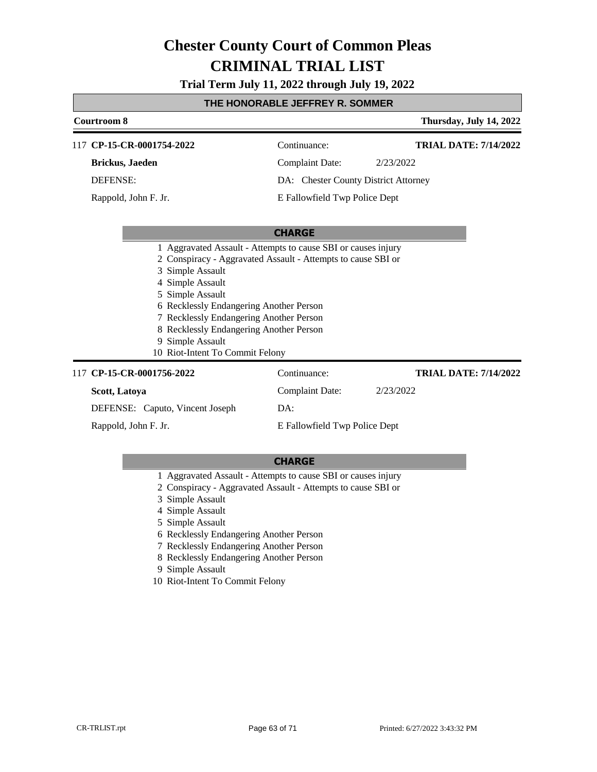# Chester County Court of Common Pleas
# CRIMINAL TRIAL LIST

**Trial Term July 11, 2022 through July 19, 2022**

**THE HONORABLE JEFFREY R. SOMMER**

**Courtroom 8** | **Thursday, July 14, 2022**

---

117 **CP-15-CR-0001754-2022** | Continuance: | **TRIAL DATE: 7/14/2022**

**Brickus, Jaeden** | Complaint Date: 2/23/2022

DEFENSE: | DA: Chester County District Attorney

Rappold, John F. Jr. | E Fallowfield Twp Police Dept

**CHARGE**

1 Aggravated Assault - Attempts to cause SBI or causes injury
2 Conspiracy - Aggravated Assault - Attempts to cause SBI or
3 Simple Assault
4 Simple Assault
5 Simple Assault
6 Recklessly Endangering Another Person
7 Recklessly Endangering Another Person
8 Recklessly Endangering Another Person
9 Simple Assault
10 Riot-Intent To Commit Felony

---

117 **CP-15-CR-0001756-2022** | Continuance: | **TRIAL DATE: 7/14/2022**

**Scott, Latoya** | Complaint Date: 2/23/2022

DEFENSE: Caputo, Vincent Joseph | DA:

Rappold, John F. Jr. | E Fallowfield Twp Police Dept

**CHARGE**

1 Aggravated Assault - Attempts to cause SBI or causes injury
2 Conspiracy - Aggravated Assault - Attempts to cause SBI or
3 Simple Assault
4 Simple Assault
5 Simple Assault
6 Recklessly Endangering Another Person
7 Recklessly Endangering Another Person
8 Recklessly Endangering Another Person
9 Simple Assault
10 Riot-Intent To Commit Felony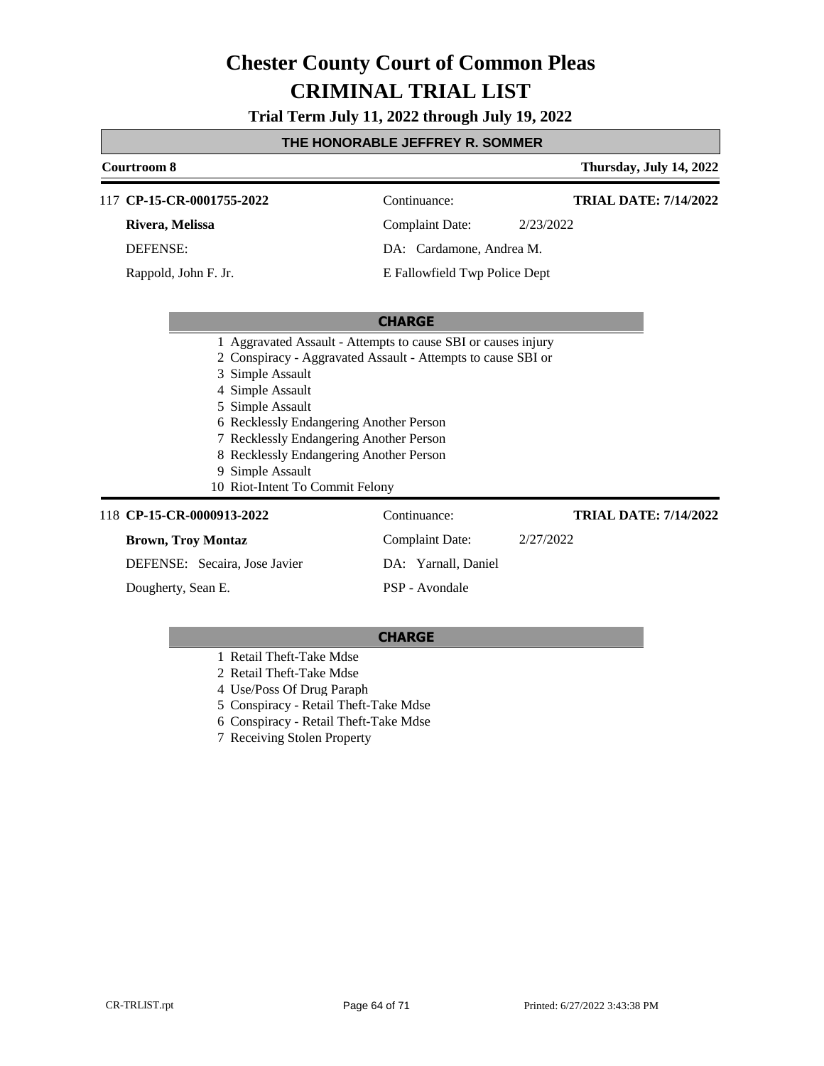# Chester County Court of Common Pleas
# CRIMINAL TRIAL LIST

**Trial Term July 11, 2022 through July 19, 2022**

**THE HONORABLE JEFFREY R. SOMMER**

**Courtroom 8** — **Thursday, July 14, 2022**

---

117 **CP-15-CR-0001755-2022**

| | | |
|---|---|---|
| **Rivera, Melissa** | Continuance: | **TRIAL DATE: 7/14/2022** |
| DEFENSE: | Complaint Date: 2/23/2022 | |
| Rappold, John F. Jr. | DA: Cardamone, Andrea M. | |
| | E Fallowfield Twp Police Dept | |

**CHARGE**

1 Aggravated Assault - Attempts to cause SBI or causes injury
2 Conspiracy - Aggravated Assault - Attempts to cause SBI or
3 Simple Assault
4 Simple Assault
5 Simple Assault
6 Recklessly Endangering Another Person
7 Recklessly Endangering Another Person
8 Recklessly Endangering Another Person
9 Simple Assault
10 Riot-Intent To Commit Felony

---

118 **CP-15-CR-0000913-2022**

| | | |
|---|---|---|
| **Brown, Troy Montaz** | Continuance: | **TRIAL DATE: 7/14/2022** |
| DEFENSE: Secaira, Jose Javier | Complaint Date: 2/27/2022 | |
| Dougherty, Sean E. | DA: Yarnall, Daniel | |
| | PSP - Avondale | |

**CHARGE**

1 Retail Theft-Take Mdse
2 Retail Theft-Take Mdse
4 Use/Poss Of Drug Paraph
5 Conspiracy - Retail Theft-Take Mdse
6 Conspiracy - Retail Theft-Take Mdse
7 Receiving Stolen Property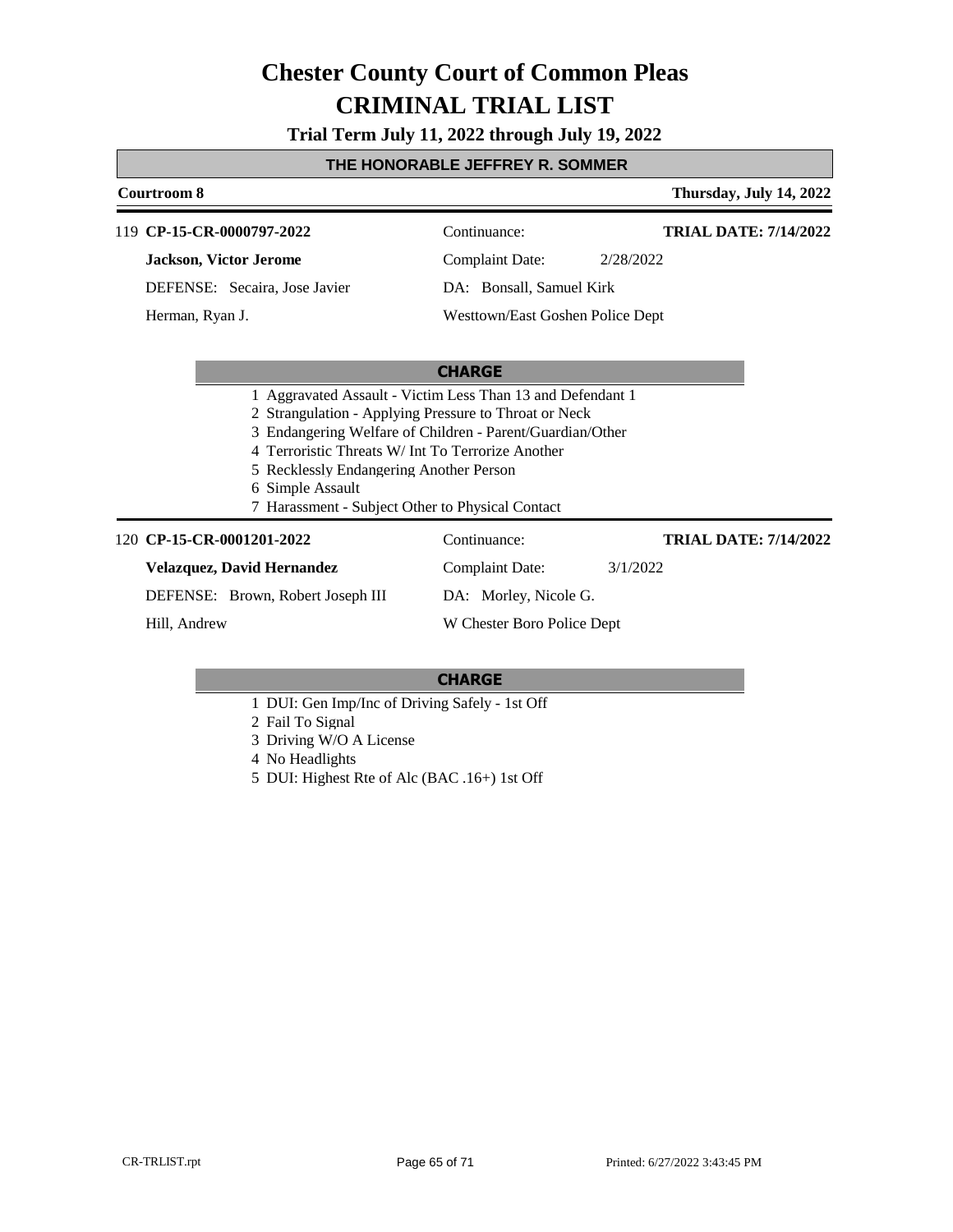# Chester County Court of Common Pleas
# CRIMINAL TRIAL LIST

**Trial Term July 11, 2022 through July 19, 2022**

**THE HONORABLE JEFFREY R. SOMMER**

**Courtroom 8** — **Thursday, July 14, 2022**

---

119 **CP-15-CR-0000797-2022** | Continuance: | **TRIAL DATE: 7/14/2022**

**Jackson, Victor Jerome** | Complaint Date: 2/28/2022

DEFENSE: Secaira, Jose Javier | DA: Bonsall, Samuel Kirk

Herman, Ryan J. | Westtown/East Goshen Police Dept

**CHARGE**

1. Aggravated Assault - Victim Less Than 13 and Defendant 1
2. Strangulation - Applying Pressure to Throat or Neck
3. Endangering Welfare of Children - Parent/Guardian/Other
4. Terroristic Threats W/ Int To Terrorize Another
5. Recklessly Endangering Another Person
6. Simple Assault
7. Harassment - Subject Other to Physical Contact

---

120 **CP-15-CR-0001201-2022** | Continuance: | **TRIAL DATE: 7/14/2022**

**Velazquez, David Hernandez** | Complaint Date: 3/1/2022

DEFENSE: Brown, Robert Joseph III | DA: Morley, Nicole G.

Hill, Andrew | W Chester Boro Police Dept

**CHARGE**

1. DUI: Gen Imp/Inc of Driving Safely - 1st Off
2. Fail To Signal
3. Driving W/O A License
4. No Headlights
5. DUI: Highest Rte of Alc (BAC .16+) 1st Off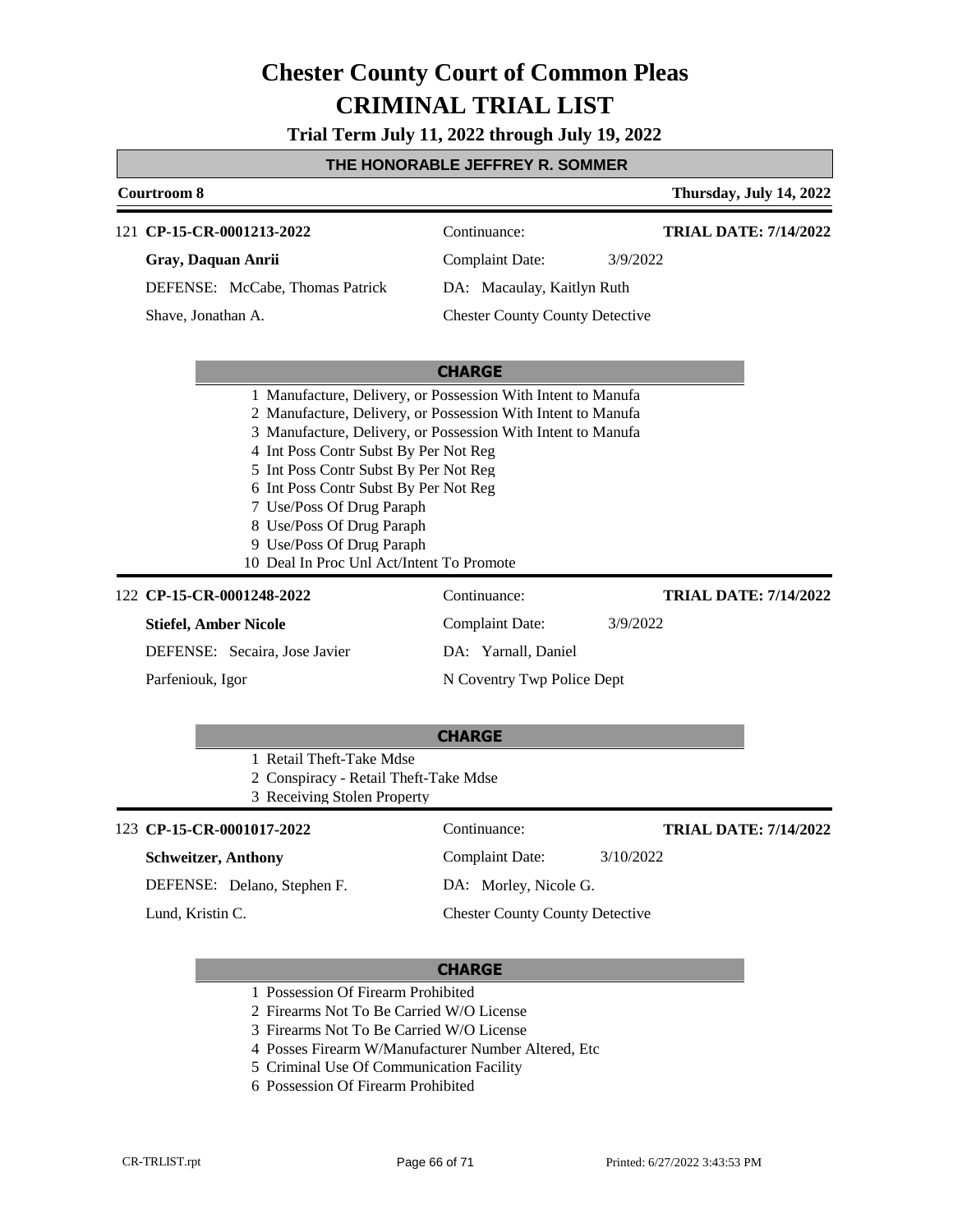# Chester County Court of Common Pleas
# CRIMINAL TRIAL LIST

**Trial Term July 11, 2022 through July 19, 2022**

**THE HONORABLE JEFFREY R. SOMMER**

**Courtroom 8** — **Thursday, July 14, 2022**

---

121 **CP-15-CR-0001213-2022** — Continuance: — **TRIAL DATE: 7/14/2022**

**Gray, Daquan Anrii** — Complaint Date: 3/9/2022

DEFENSE: McCabe, Thomas Patrick — DA: Macaulay, Kaitlyn Ruth

Shave, Jonathan A. — Chester County County Detective

**CHARGE**

1. Manufacture, Delivery, or Possession With Intent to Manufa
2. Manufacture, Delivery, or Possession With Intent to Manufa
3. Manufacture, Delivery, or Possession With Intent to Manufa
4. Int Poss Contr Subst By Per Not Reg
5. Int Poss Contr Subst By Per Not Reg
6. Int Poss Contr Subst By Per Not Reg
7. Use/Poss Of Drug Paraph
8. Use/Poss Of Drug Paraph
9. Use/Poss Of Drug Paraph
10. Deal In Proc Unl Act/Intent To Promote

---

122 **CP-15-CR-0001248-2022** — Continuance: — **TRIAL DATE: 7/14/2022**

**Stiefel, Amber Nicole** — Complaint Date: 3/9/2022

DEFENSE: Secaira, Jose Javier — DA: Yarnall, Daniel

Parfeniouk, Igor — N Coventry Twp Police Dept

**CHARGE**

1. Retail Theft-Take Mdse
2. Conspiracy - Retail Theft-Take Mdse
3. Receiving Stolen Property

---

123 **CP-15-CR-0001017-2022** — Continuance: — **TRIAL DATE: 7/14/2022**

**Schweitzer, Anthony** — Complaint Date: 3/10/2022

DEFENSE: Delano, Stephen F. — DA: Morley, Nicole G.

Lund, Kristin C. — Chester County County Detective

**CHARGE**

1. Possession Of Firearm Prohibited
2. Firearms Not To Be Carried W/O License
3. Firearms Not To Be Carried W/O License
4. Posses Firearm W/Manufacturer Number Altered, Etc
5. Criminal Use Of Communication Facility
6. Possession Of Firearm Prohibited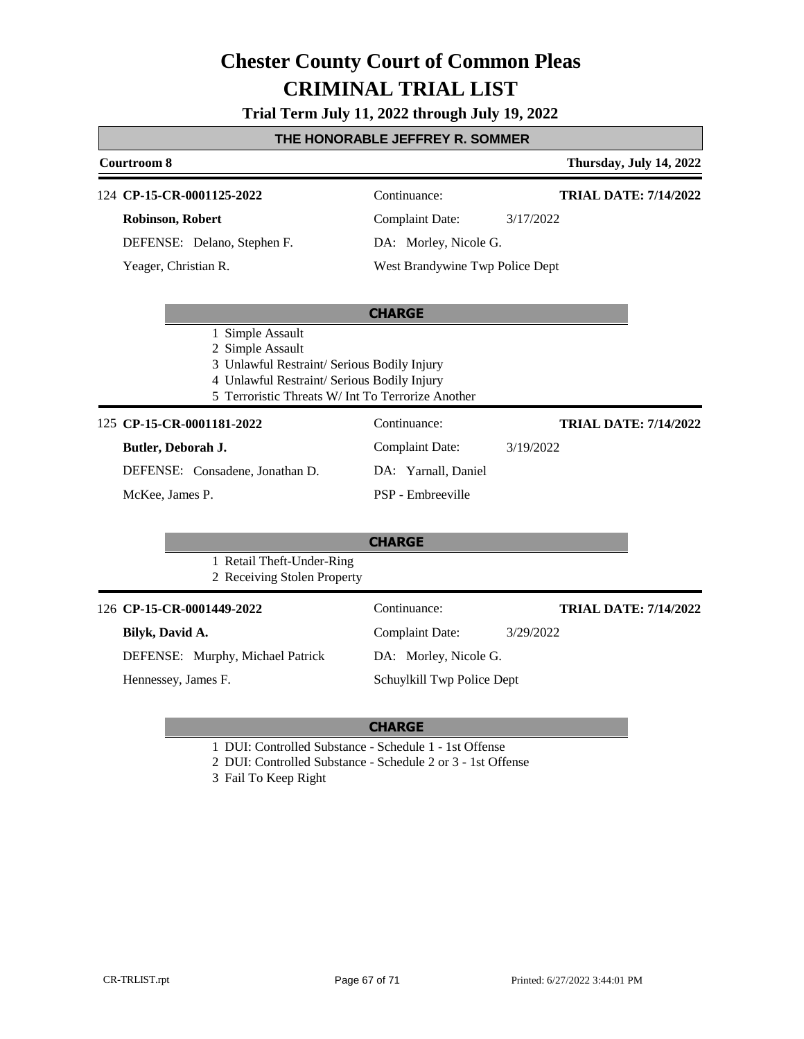# Chester County Court of Common Pleas
# CRIMINAL TRIAL LIST

**Trial Term July 11, 2022 through July 19, 2022**

## THE HONORABLE JEFFREY R. SOMMER

**Courtroom 8** — **Thursday, July 14, 2022**

---

124 **CP-15-CR-0001125-2022**
Continuance:
**TRIAL DATE: 7/14/2022**

**Robinson, Robert**
Complaint Date: 3/17/2022

DEFENSE: Delano, Stephen F.
DA: Morley, Nicole G.

Yeager, Christian R.
West Brandywine Twp Police Dept

**CHARGE**

1 Simple Assault
2 Simple Assault
3 Unlawful Restraint/ Serious Bodily Injury
4 Unlawful Restraint/ Serious Bodily Injury
5 Terroristic Threats W/ Int To Terrorize Another

---

125 **CP-15-CR-0001181-2022**
Continuance:
**TRIAL DATE: 7/14/2022**

**Butler, Deborah J.**
Complaint Date: 3/19/2022

DEFENSE: Consadene, Jonathan D.
DA: Yarnall, Daniel

McKee, James P.
PSP - Embreeville

**CHARGE**

1 Retail Theft-Under-Ring
2 Receiving Stolen Property

---

126 **CP-15-CR-0001449-2022**
Continuance:
**TRIAL DATE: 7/14/2022**

**Bilyk, David A.**
Complaint Date: 3/29/2022

DEFENSE: Murphy, Michael Patrick
DA: Morley, Nicole G.

Hennessey, James F.
Schuylkill Twp Police Dept

**CHARGE**

1 DUI: Controlled Substance - Schedule 1 - 1st Offense
2 DUI: Controlled Substance - Schedule 2 or 3 - 1st Offense
3 Fail To Keep Right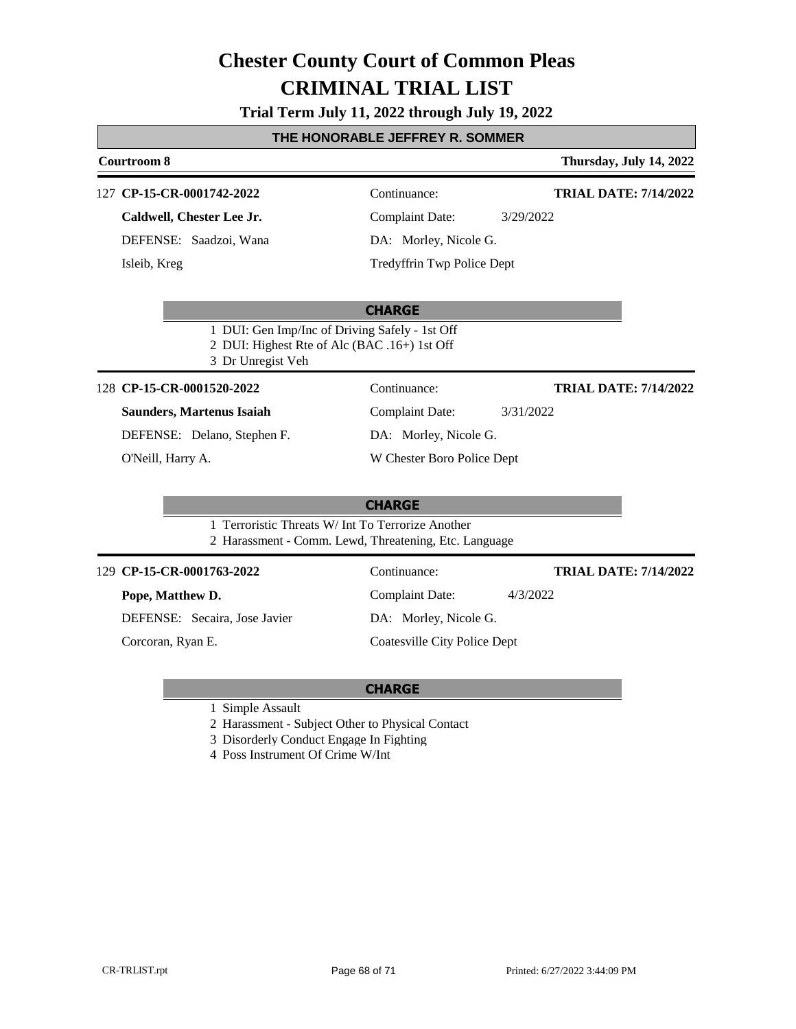# Chester County Court of Common Pleas
# CRIMINAL TRIAL LIST

**Trial Term July 11, 2022 through July 19, 2022**

**THE HONORABLE JEFFREY R. SOMMER**

**Courtroom 8** — **Thursday, July 14, 2022**

---

127 **CP-15-CR-0001742-2022** — Continuance: — **TRIAL DATE: 7/14/2022**

**Caldwell, Chester Lee Jr.** — Complaint Date: 3/29/2022

DEFENSE: Saadzoi, Wana — DA: Morley, Nicole G.

Isleib, Kreg — Tredyffrin Twp Police Dept

**CHARGE**

1 DUI: Gen Imp/Inc of Driving Safely - 1st Off
2 DUI: Highest Rte of Alc (BAC .16+) 1st Off
3 Dr Unregist Veh

---

128 **CP-15-CR-0001520-2022** — Continuance: — **TRIAL DATE: 7/14/2022**

**Saunders, Martenus Isaiah** — Complaint Date: 3/31/2022

DEFENSE: Delano, Stephen F. — DA: Morley, Nicole G.

O'Neill, Harry A. — W Chester Boro Police Dept

**CHARGE**

1 Terroristic Threats W/ Int To Terrorize Another
2 Harassment - Comm. Lewd, Threatening, Etc. Language

---

129 **CP-15-CR-0001763-2022** — Continuance: — **TRIAL DATE: 7/14/2022**

**Pope, Matthew D.** — Complaint Date: 4/3/2022

DEFENSE: Secaira, Jose Javier — DA: Morley, Nicole G.

Corcoran, Ryan E. — Coatesville City Police Dept

**CHARGE**

1 Simple Assault
2 Harassment - Subject Other to Physical Contact
3 Disorderly Conduct Engage In Fighting
4 Poss Instrument Of Crime W/Int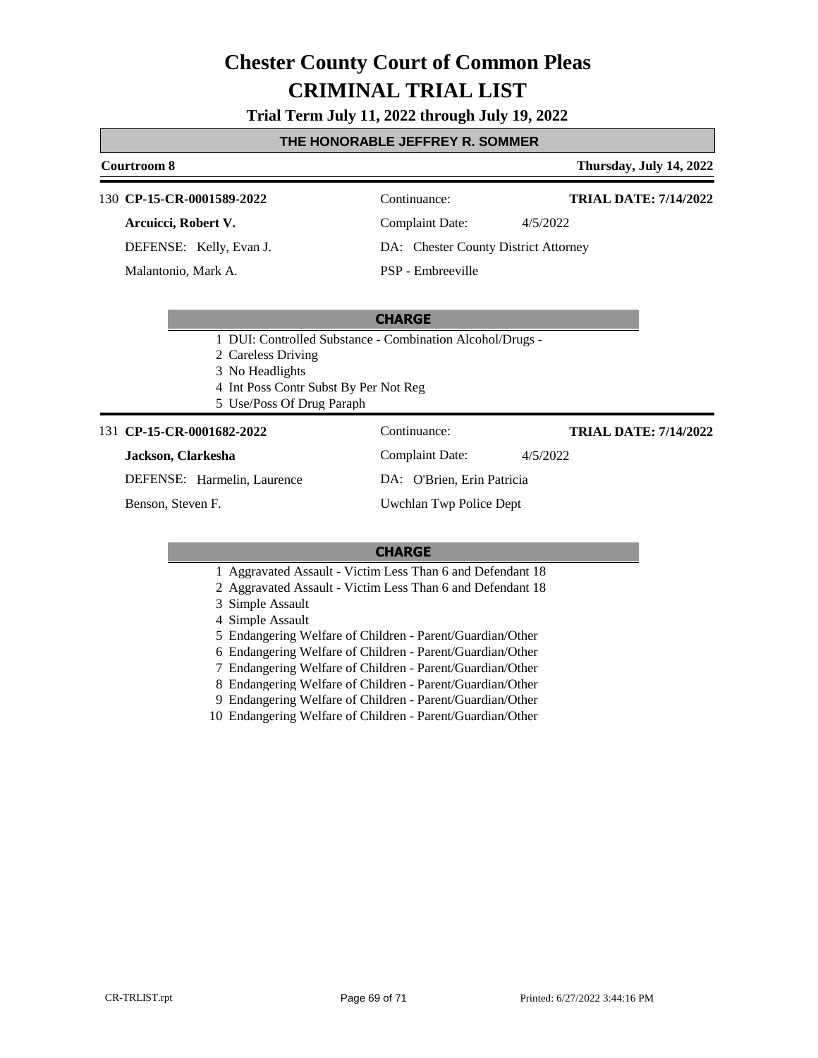# Chester County Court of Common Pleas
# CRIMINAL TRIAL LIST

**Trial Term July 11, 2022 through July 19, 2022**

**THE HONORABLE JEFFREY R. SOMMER**

**Courtroom 8** — **Thursday, July 14, 2022**

---

130 **CP-15-CR-0001589-2022** — Continuance: — **TRIAL DATE: 7/14/2022**

**Arcuicci, Robert V.** — Complaint Date: 4/5/2022

DEFENSE: Kelly, Evan J. — DA: Chester County District Attorney

Malantonio, Mark A. — PSP - Embreeville

**CHARGE**

1. DUI: Controlled Substance - Combination Alcohol/Drugs -
2. Careless Driving
3. No Headlights
4. Int Poss Contr Subst By Per Not Reg
5. Use/Poss Of Drug Paraph

---

131 **CP-15-CR-0001682-2022** — Continuance: — **TRIAL DATE: 7/14/2022**

**Jackson, Clarkesha** — Complaint Date: 4/5/2022

DEFENSE: Harmelin, Laurence — DA: O'Brien, Erin Patricia

Benson, Steven F. — Uwchlan Twp Police Dept

**CHARGE**

1. Aggravated Assault - Victim Less Than 6 and Defendant 18
2. Aggravated Assault - Victim Less Than 6 and Defendant 18
3. Simple Assault
4. Simple Assault
5. Endangering Welfare of Children - Parent/Guardian/Other
6. Endangering Welfare of Children - Parent/Guardian/Other
7. Endangering Welfare of Children - Parent/Guardian/Other
8. Endangering Welfare of Children - Parent/Guardian/Other
9. Endangering Welfare of Children - Parent/Guardian/Other
10. Endangering Welfare of Children - Parent/Guardian/Other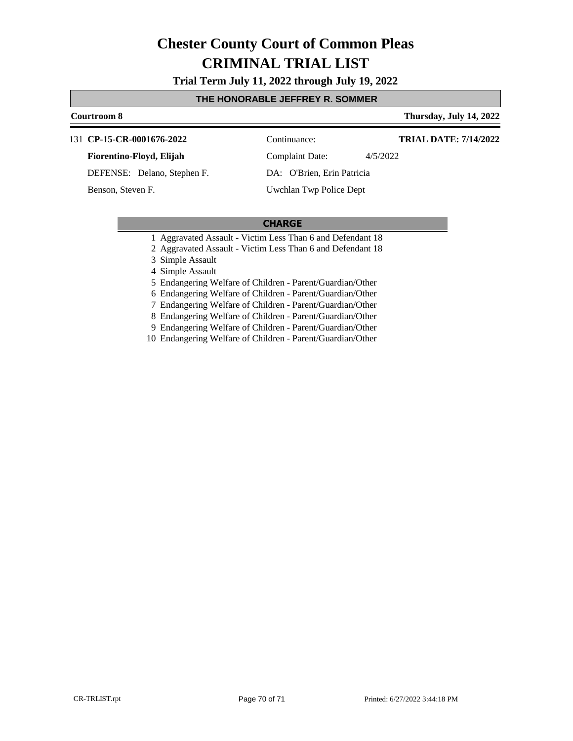# Chester County Court of Common Pleas

# CRIMINAL TRIAL LIST

**Trial Term July 11, 2022 through July 19, 2022**

**THE HONORABLE JEFFREY R. SOMMER**

**Courtroom 8** — **Thursday, July 14, 2022**

131 **CP-15-CR-0001676-2022** | Continuance: | **TRIAL DATE: 7/14/2022**

**Fiorentino-Floyd, Elijah** | Complaint Date: 4/5/2022

DEFENSE: Delano, Stephen F. | DA: O'Brien, Erin Patricia

Benson, Steven F. | Uwchlan Twp Police Dept

| CHARGE |
|---|
| 1 Aggravated Assault - Victim Less Than 6 and Defendant 18 |
| 2 Aggravated Assault - Victim Less Than 6 and Defendant 18 |
| 3 Simple Assault |
| 4 Simple Assault |
| 5 Endangering Welfare of Children - Parent/Guardian/Other |
| 6 Endangering Welfare of Children - Parent/Guardian/Other |
| 7 Endangering Welfare of Children - Parent/Guardian/Other |
| 8 Endangering Welfare of Children - Parent/Guardian/Other |
| 9 Endangering Welfare of Children - Parent/Guardian/Other |
| 10 Endangering Welfare of Children - Parent/Guardian/Other |

CR-TRLIST.rpt — Printed: 6/27/2022 3:44:18 PM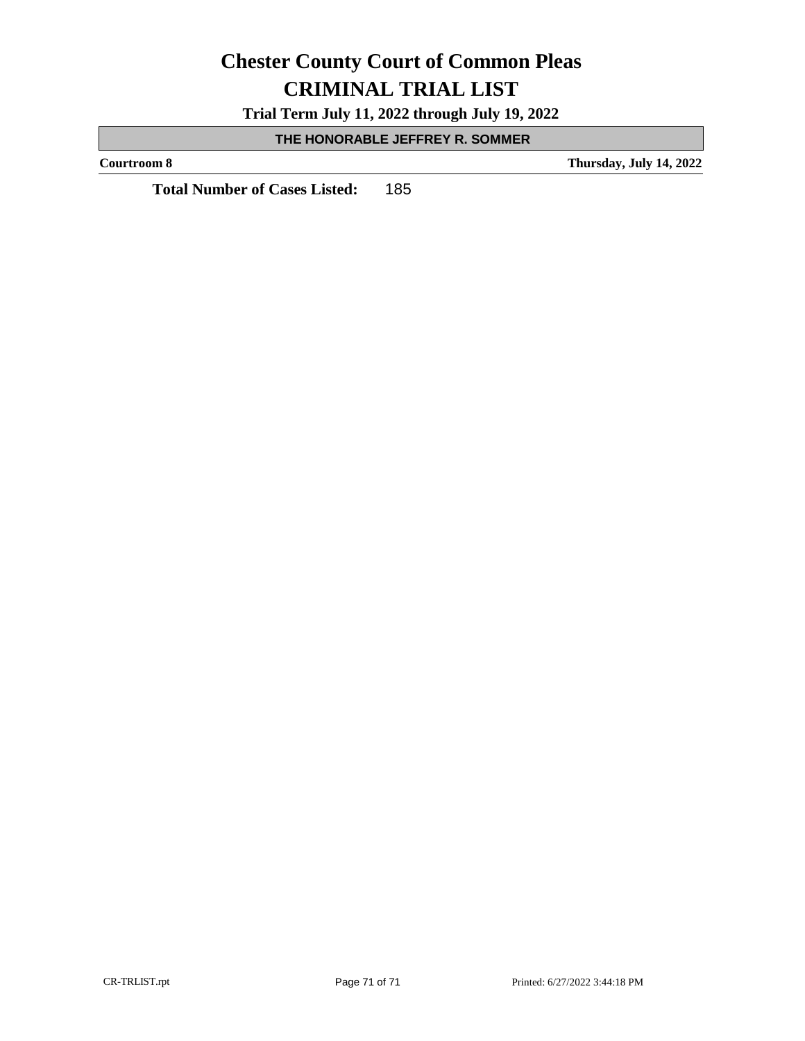# Chester County Court of Common Pleas

# CRIMINAL TRIAL LIST

**Trial Term July 11, 2022 through July 19, 2022**

**THE HONORABLE JEFFREY R. SOMMER**

**Courtroom 8** **Thursday, July 14, 2022**

**Total Number of Cases Listed:** 185